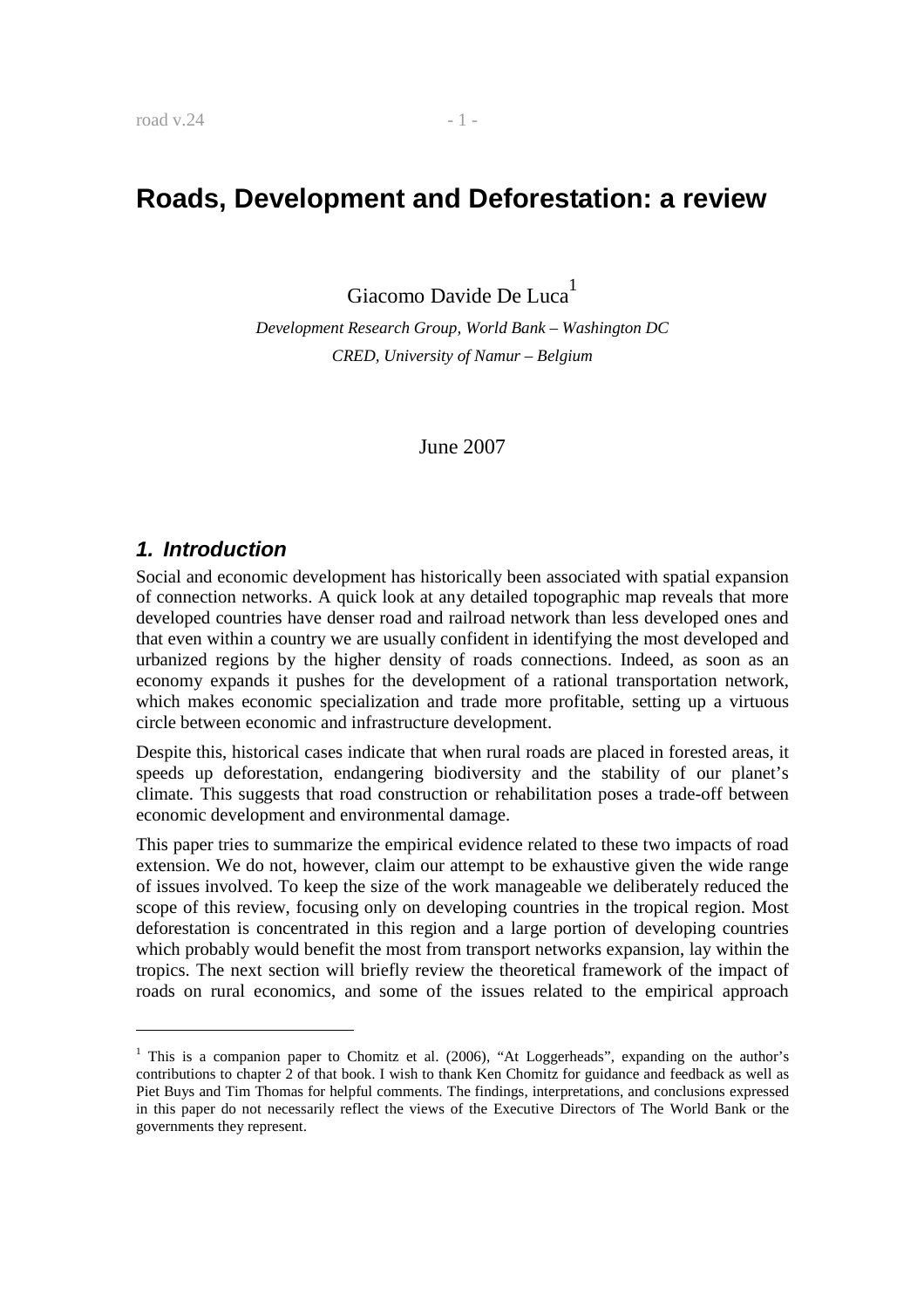# Roads, Development and Deforestation: a review

Giacomo Davide De Luca[1]

*Development Research Group, World Bank – Washington DC*

*CRED, University of Namur – Belgium*

June 2007

## *1. Introduction*

Social and economic development has historically been associated with spatial expansion of connection networks. A quick look at any detailed topographic map reveals that more developed countries have denser road and railroad network than less developed ones and that even within a country we are usually confident in identifying the most developed and urbanized regions by the higher density of roads connections. Indeed, as soon as an economy expands it pushes for the development of a rational transportation network, which makes economic specialization and trade more profitable, setting up a virtuous circle between economic and infrastructure development.

Despite this, historical cases indicate that when rural roads are placed in forested areas, it speeds up deforestation, endangering biodiversity and the stability of our planet's climate. This suggests that road construction or rehabilitation poses a trade-off between economic development and environmental damage.

This paper tries to summarize the empirical evidence related to these two impacts of road extension. We do not, however, claim our attempt to be exhaustive given the wide range of issues involved. To keep the size of the work manageable we deliberately reduced the scope of this review, focusing only on developing countries in the tropical region. Most deforestation is concentrated in this region and a large portion of developing countries which probably would benefit the most from transport networks expansion, lay within the tropics. The next section will briefly review the theoretical framework of the impact of roads on rural economics, and some of the issues related to the empirical approach

---

[1] This is a companion paper to Chomitz et al. (2006), "At Loggerheads", expanding on the author's contributions to chapter 2 of that book. I wish to thank Ken Chomitz for guidance and feedback as well as Piet Buys and Tim Thomas for helpful comments. The findings, interpretations, and conclusions expressed in this paper do not necessarily reflect the views of the Executive Directors of The World Bank or the governments they represent.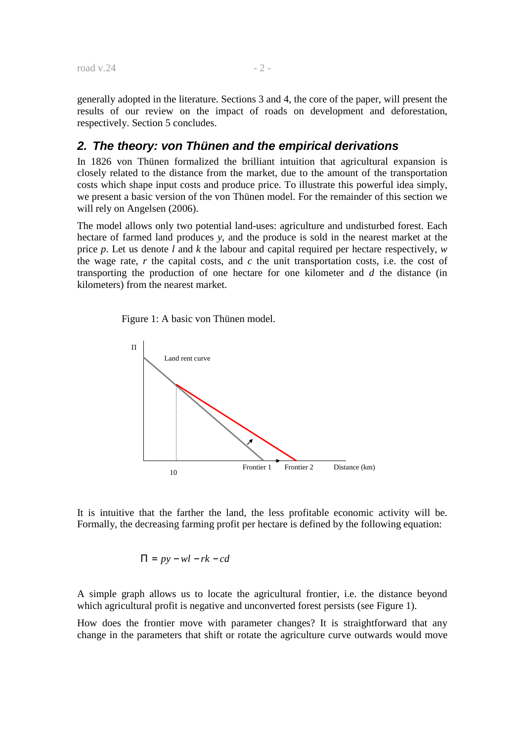generally adopted in the literature. Sections 3 and 4, the core of the paper, will present the results of our review on the impact of roads on development and deforestation, respectively. Section 5 concludes.

## *2. The theory: von Thünen and the empirical derivations*

In 1826 von Thünen formalized the brilliant intuition that agricultural expansion is closely related to the distance from the market, due to the amount of the transportation costs which shape input costs and produce price. To illustrate this powerful idea simply, we present a basic version of the von Thünen model. For the remainder of this section we will rely on Angelsen (2006).

The model allows only two potential land-uses: agriculture and undisturbed forest. Each hectare of farmed land produces $y$, and the produce is sold in the nearest market at the price $p$. Let us denote $l$ and $k$ the labour and capital required per hectare respectively, $w$ the wage rate, $r$ the capital costs, and $c$ the unit transportation costs, i.e. the cost of transporting the production of one hectare for one kilometer and $d$ the distance (in kilometers) from the nearest market.

Figure 1: A basic von Thünen model.

It is intuitive that the farther the land, the less profitable economic activity will be. Formally, the decreasing farming profit per hectare is defined by the following equation:

$$\Pi = py - wl - rk - cd$$

A simple graph allows us to locate the agricultural frontier, i.e. the distance beyond which agricultural profit is negative and unconverted forest persists (see Figure 1).

How does the frontier move with parameter changes? It is straightforward that any change in the parameters that shift or rotate the agriculture curve outwards would move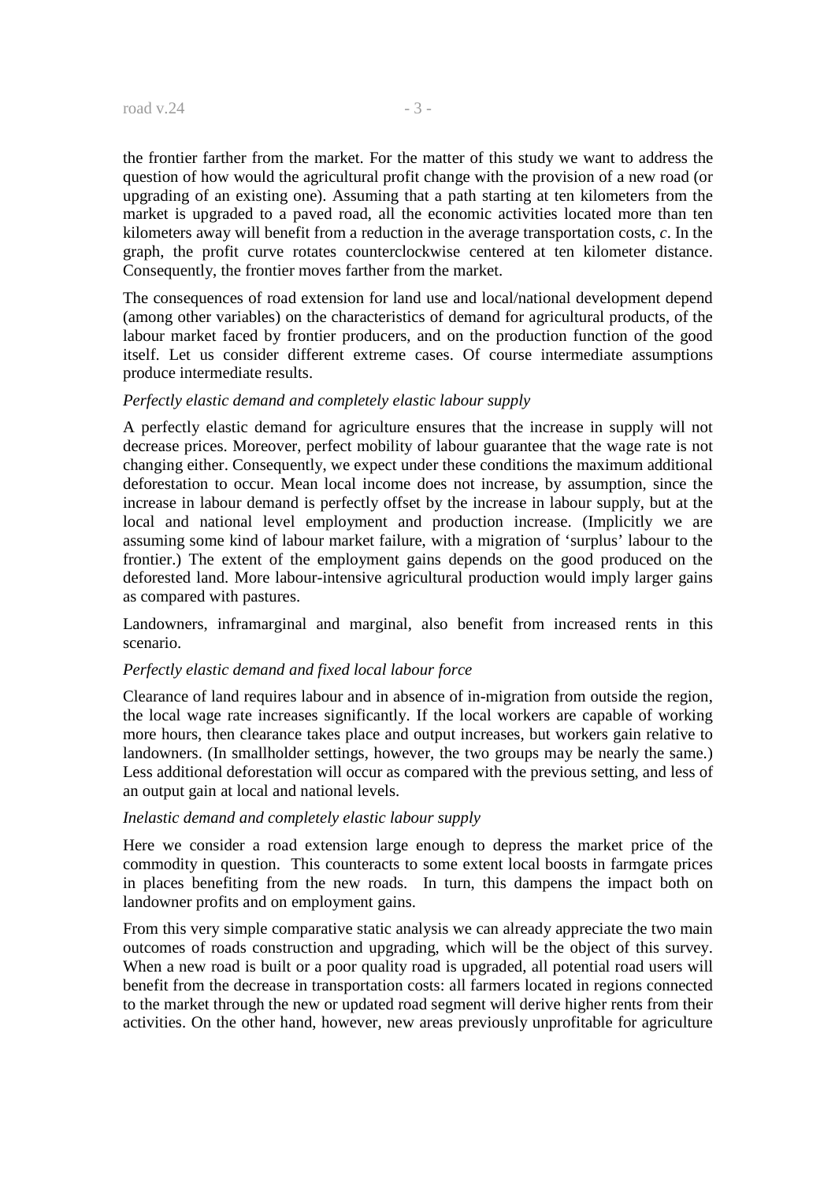the frontier farther from the market. For the matter of this study we want to address the question of how would the agricultural profit change with the provision of a new road (or upgrading of an existing one). Assuming that a path starting at ten kilometers from the market is upgraded to a paved road, all the economic activities located more than ten kilometers away will benefit from a reduction in the average transportation costs, $c$. In the graph, the profit curve rotates counterclockwise centered at ten kilometer distance. Consequently, the frontier moves farther from the market.

The consequences of road extension for land use and local/national development depend (among other variables) on the characteristics of demand for agricultural products, of the labour market faced by frontier producers, and on the production function of the good itself. Let us consider different extreme cases. Of course intermediate assumptions produce intermediate results.

*Perfectly elastic demand and completely elastic labour supply*

A perfectly elastic demand for agriculture ensures that the increase in supply will not decrease prices. Moreover, perfect mobility of labour guarantee that the wage rate is not changing either. Consequently, we expect under these conditions the maximum additional deforestation to occur. Mean local income does not increase, by assumption, since the increase in labour demand is perfectly offset by the increase in labour supply, but at the local and national level employment and production increase. (Implicitly we are assuming some kind of labour market failure, with a migration of 'surplus' labour to the frontier.) The extent of the employment gains depends on the good produced on the deforested land. More labour-intensive agricultural production would imply larger gains as compared with pastures.

Landowners, inframarginal and marginal, also benefit from increased rents in this scenario.

*Perfectly elastic demand and fixed local labour force*

Clearance of land requires labour and in absence of in-migration from outside the region, the local wage rate increases significantly. If the local workers are capable of working more hours, then clearance takes place and output increases, but workers gain relative to landowners. (In smallholder settings, however, the two groups may be nearly the same.) Less additional deforestation will occur as compared with the previous setting, and less of an output gain at local and national levels.

*Inelastic demand and completely elastic labour supply*

Here we consider a road extension large enough to depress the market price of the commodity in question. This counteracts to some extent local boosts in farmgate prices in places benefiting from the new roads. In turn, this dampens the impact both on landowner profits and on employment gains.

From this very simple comparative static analysis we can already appreciate the two main outcomes of roads construction and upgrading, which will be the object of this survey. When a new road is built or a poor quality road is upgraded, all potential road users will benefit from the decrease in transportation costs: all farmers located in regions connected to the market through the new or updated road segment will derive higher rents from their activities. On the other hand, however, new areas previously unprofitable for agriculture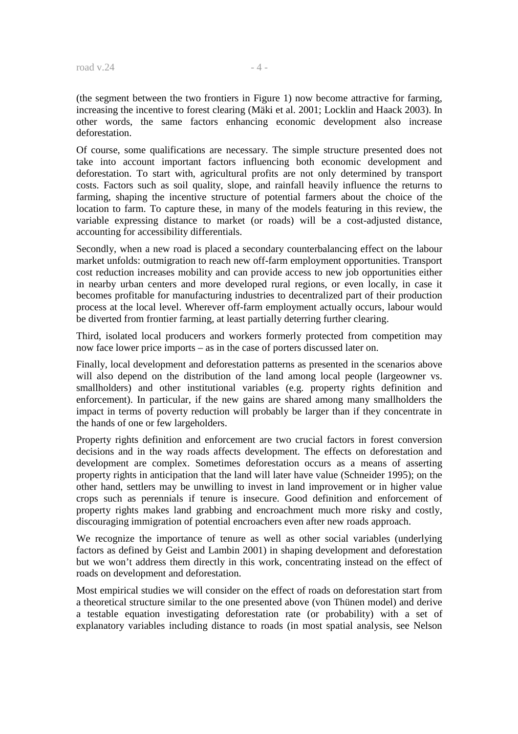(the segment between the two frontiers in Figure 1) now become attractive for farming, increasing the incentive to forest clearing (Mäki et al. 2001; Locklin and Haack 2003). In other words, the same factors enhancing economic development also increase deforestation.

Of course, some qualifications are necessary. The simple structure presented does not take into account important factors influencing both economic development and deforestation. To start with, agricultural profits are not only determined by transport costs. Factors such as soil quality, slope, and rainfall heavily influence the returns to farming, shaping the incentive structure of potential farmers about the choice of the location to farm. To capture these, in many of the models featuring in this review, the variable expressing distance to market (or roads) will be a cost-adjusted distance, accounting for accessibility differentials.

Secondly, when a new road is placed a secondary counterbalancing effect on the labour market unfolds: outmigration to reach new off-farm employment opportunities. Transport cost reduction increases mobility and can provide access to new job opportunities either in nearby urban centers and more developed rural regions, or even locally, in case it becomes profitable for manufacturing industries to decentralized part of their production process at the local level. Wherever off-farm employment actually occurs, labour would be diverted from frontier farming, at least partially deterring further clearing.

Third, isolated local producers and workers formerly protected from competition may now face lower price imports – as in the case of porters discussed later on.

Finally, local development and deforestation patterns as presented in the scenarios above will also depend on the distribution of the land among local people (largeowner vs. smallholders) and other institutional variables (e.g. property rights definition and enforcement). In particular, if the new gains are shared among many smallholders the impact in terms of poverty reduction will probably be larger than if they concentrate in the hands of one or few largeholders.

Property rights definition and enforcement are two crucial factors in forest conversion decisions and in the way roads affects development. The effects on deforestation and development are complex. Sometimes deforestation occurs as a means of asserting property rights in anticipation that the land will later have value (Schneider 1995); on the other hand, settlers may be unwilling to invest in land improvement or in higher value crops such as perennials if tenure is insecure. Good definition and enforcement of property rights makes land grabbing and encroachment much more risky and costly, discouraging immigration of potential encroachers even after new roads approach.

We recognize the importance of tenure as well as other social variables (underlying factors as defined by Geist and Lambin 2001) in shaping development and deforestation but we won't address them directly in this work, concentrating instead on the effect of roads on development and deforestation.

Most empirical studies we will consider on the effect of roads on deforestation start from a theoretical structure similar to the one presented above (von Thünen model) and derive a testable equation investigating deforestation rate (or probability) with a set of explanatory variables including distance to roads (in most spatial analysis, see Nelson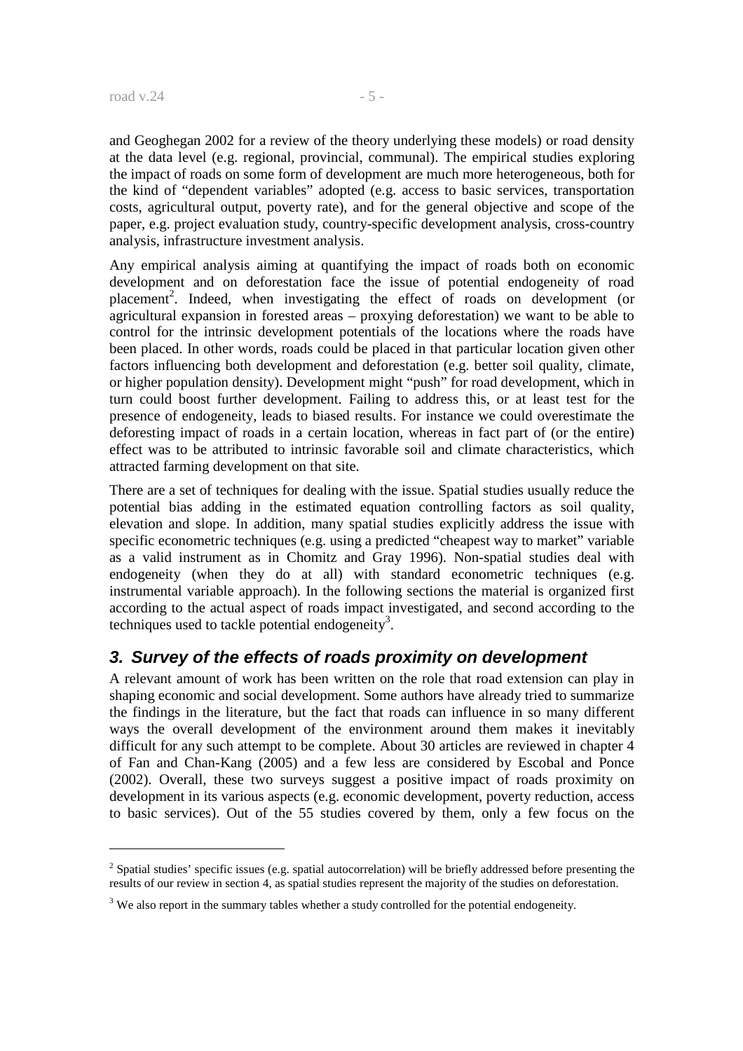and Geoghegan 2002 for a review of the theory underlying these models) or road density at the data level (e.g. regional, provincial, communal). The empirical studies exploring the impact of roads on some form of development are much more heterogeneous, both for the kind of "dependent variables" adopted (e.g. access to basic services, transportation costs, agricultural output, poverty rate), and for the general objective and scope of the paper, e.g. project evaluation study, country-specific development analysis, cross-country analysis, infrastructure investment analysis.

Any empirical analysis aiming at quantifying the impact of roads both on economic development and on deforestation face the issue of potential endogeneity of road placement[2]. Indeed, when investigating the effect of roads on development (or agricultural expansion in forested areas – proxying deforestation) we want to be able to control for the intrinsic development potentials of the locations where the roads have been placed. In other words, roads could be placed in that particular location given other factors influencing both development and deforestation (e.g. better soil quality, climate, or higher population density). Development might "push" for road development, which in turn could boost further development. Failing to address this, or at least test for the presence of endogeneity, leads to biased results. For instance we could overestimate the deforesting impact of roads in a certain location, whereas in fact part of (or the entire) effect was to be attributed to intrinsic favorable soil and climate characteristics, which attracted farming development on that site.

There are a set of techniques for dealing with the issue. Spatial studies usually reduce the potential bias adding in the estimated equation controlling factors as soil quality, elevation and slope. In addition, many spatial studies explicitly address the issue with specific econometric techniques (e.g. using a predicted "cheapest way to market" variable as a valid instrument as in Chomitz and Gray 1996). Non-spatial studies deal with endogeneity (when they do at all) with standard econometric techniques (e.g. instrumental variable approach). In the following sections the material is organized first according to the actual aspect of roads impact investigated, and second according to the techniques used to tackle potential endogeneity[3].

## 3. Survey of the effects of roads proximity on development

A relevant amount of work has been written on the role that road extension can play in shaping economic and social development. Some authors have already tried to summarize the findings in the literature, but the fact that roads can influence in so many different ways the overall development of the environment around them makes it inevitably difficult for any such attempt to be complete. About 30 articles are reviewed in chapter 4 of Fan and Chan-Kang (2005) and a few less are considered by Escobal and Ponce (2002). Overall, these two surveys suggest a positive impact of roads proximity on development in its various aspects (e.g. economic development, poverty reduction, access to basic services). Out of the 55 studies covered by them, only a few focus on the

---

[2] Spatial studies' specific issues (e.g. spatial autocorrelation) will be briefly addressed before presenting the results of our review in section 4, as spatial studies represent the majority of the studies on deforestation.

[3] We also report in the summary tables whether a study controlled for the potential endogeneity.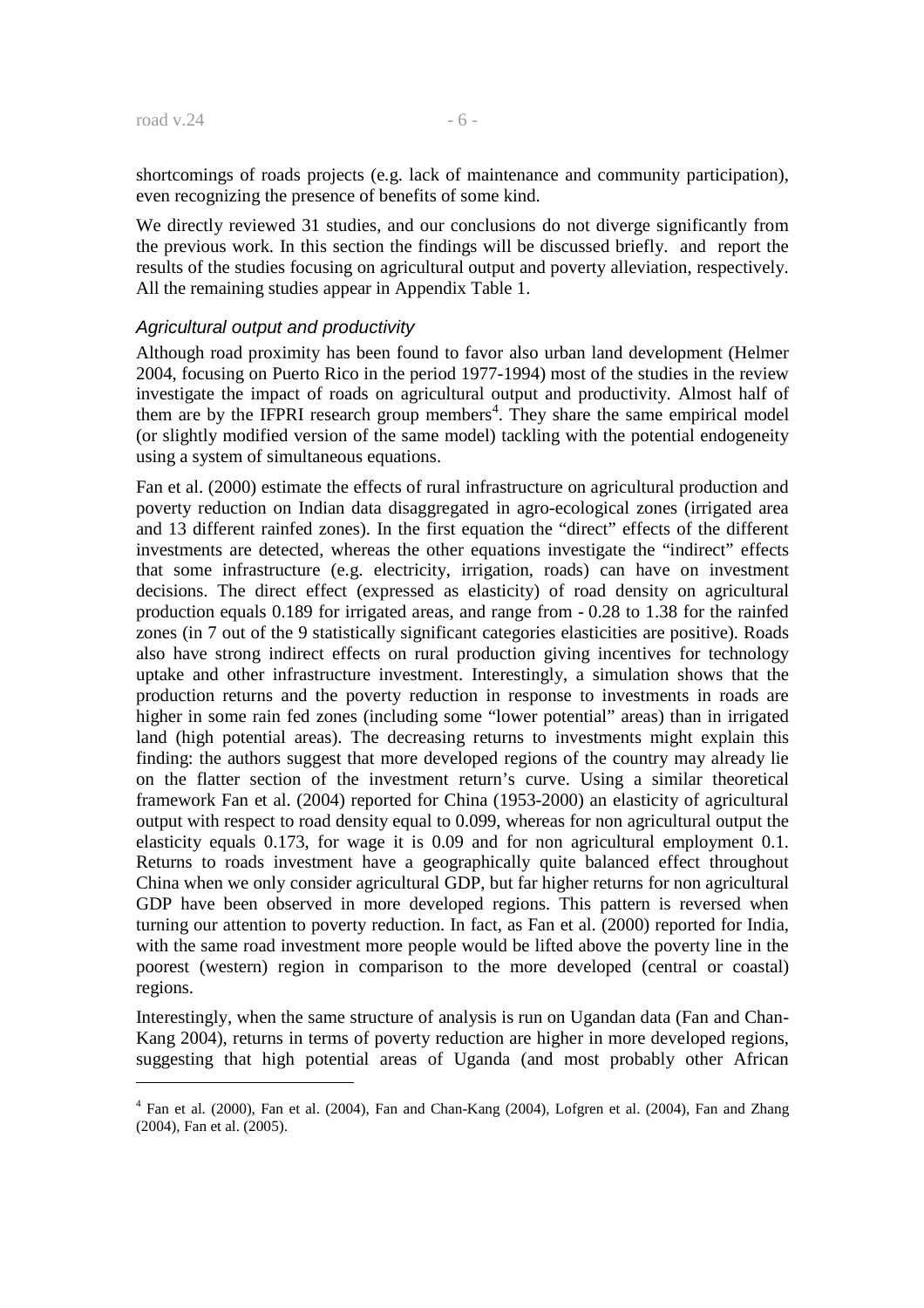shortcomings of roads projects (e.g. lack of maintenance and community participation), even recognizing the presence of benefits of some kind.

We directly reviewed 31 studies, and our conclusions do not diverge significantly from the previous work. In this section the findings will be discussed briefly.  and  report the results of the studies focusing on agricultural output and poverty alleviation, respectively. All the remaining studies appear in Appendix Table 1.

### *Agricultural output and productivity*

Although road proximity has been found to favor also urban land development (Helmer 2004, focusing on Puerto Rico in the period 1977-1994) most of the studies in the review investigate the impact of roads on agricultural output and productivity. Almost half of them are by the IFPRI research group members[4]. They share the same empirical model (or slightly modified version of the same model) tackling with the potential endogeneity using a system of simultaneous equations.

Fan et al. (2000) estimate the effects of rural infrastructure on agricultural production and poverty reduction on Indian data disaggregated in agro-ecological zones (irrigated area and 13 different rainfed zones). In the first equation the "direct" effects of the different investments are detected, whereas the other equations investigate the "indirect" effects that some infrastructure (e.g. electricity, irrigation, roads) can have on investment decisions. The direct effect (expressed as elasticity) of road density on agricultural production equals 0.189 for irrigated areas, and range from - 0.28 to 1.38 for the rainfed zones (in 7 out of the 9 statistically significant categories elasticities are positive). Roads also have strong indirect effects on rural production giving incentives for technology uptake and other infrastructure investment. Interestingly, a simulation shows that the production returns and the poverty reduction in response to investments in roads are higher in some rain fed zones (including some "lower potential" areas) than in irrigated land (high potential areas). The decreasing returns to investments might explain this finding: the authors suggest that more developed regions of the country may already lie on the flatter section of the investment return's curve. Using a similar theoretical framework Fan et al. (2004) reported for China (1953-2000) an elasticity of agricultural output with respect to road density equal to 0.099, whereas for non agricultural output the elasticity equals 0.173, for wage it is 0.09 and for non agricultural employment 0.1. Returns to roads investment have a geographically quite balanced effect throughout China when we only consider agricultural GDP, but far higher returns for non agricultural GDP have been observed in more developed regions. This pattern is reversed when turning our attention to poverty reduction. In fact, as Fan et al. (2000) reported for India, with the same road investment more people would be lifted above the poverty line in the poorest (western) region in comparison to the more developed (central or coastal) regions.

Interestingly, when the same structure of analysis is run on Ugandan data (Fan and Chan-Kang 2004), returns in terms of poverty reduction are higher in more developed regions, suggesting that high potential areas of Uganda (and most probably other African

---

[4] Fan et al. (2000), Fan et al. (2004), Fan and Chan-Kang (2004), Lofgren et al. (2004), Fan and Zhang (2004), Fan et al. (2005).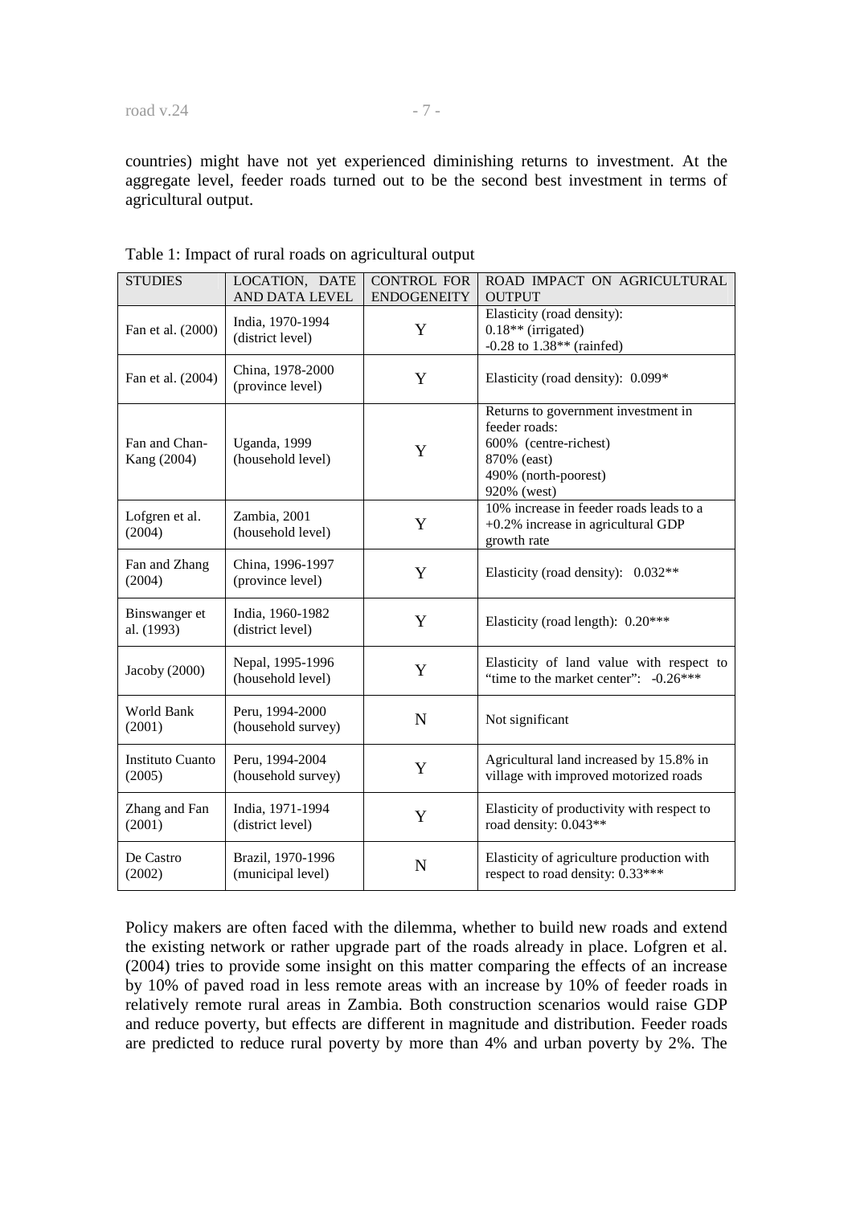countries) might have not yet experienced diminishing returns to investment. At the aggregate level, feeder roads turned out to be the second best investment in terms of agricultural output.

Table 1: Impact of rural roads on agricultural output

| STUDIES | LOCATION, DATE AND DATA LEVEL | CONTROL FOR ENDOGENEITY | ROAD IMPACT ON AGRICULTURAL OUTPUT |
|---|---|---|---|
| Fan et al. (2000) | India, 1970-1994 (district level) | Y | Elasticity (road density): 0.18** (irrigated) -0.28 to 1.38** (rainfed) |
| Fan et al. (2004) | China, 1978-2000 (province level) | Y | Elasticity (road density): 0.099* |
| Fan and Chan-Kang (2004) | Uganda, 1999 (household level) | Y | Returns to government investment in feeder roads: 600% (centre-richest) 870% (east) 490% (north-poorest) 920% (west) |
| Lofgren et al. (2004) | Zambia, 2001 (household level) | Y | 10% increase in feeder roads leads to a +0.2% increase in agricultural GDP growth rate |
| Fan and Zhang (2004) | China, 1996-1997 (province level) | Y | Elasticity (road density): 0.032** |
| Binswanger et al. (1993) | India, 1960-1982 (district level) | Y | Elasticity (road length): 0.20*** |
| Jacoby (2000) | Nepal, 1995-1996 (household level) | Y | Elasticity of land value with respect to "time to the market center": -0.26*** |
| World Bank (2001) | Peru, 1994-2000 (household survey) | N | Not significant |
| Instituto Cuanto (2005) | Peru, 1994-2004 (household survey) | Y | Agricultural land increased by 15.8% in village with improved motorized roads |
| Zhang and Fan (2001) | India, 1971-1994 (district level) | Y | Elasticity of productivity with respect to road density: 0.043** |
| De Castro (2002) | Brazil, 1970-1996 (municipal level) | N | Elasticity of agriculture production with respect to road density: 0.33*** |

Policy makers are often faced with the dilemma, whether to build new roads and extend the existing network or rather upgrade part of the roads already in place. Lofgren et al. (2004) tries to provide some insight on this matter comparing the effects of an increase by 10% of paved road in less remote areas with an increase by 10% of feeder roads in relatively remote rural areas in Zambia. Both construction scenarios would raise GDP and reduce poverty, but effects are different in magnitude and distribution. Feeder roads are predicted to reduce rural poverty by more than 4% and urban poverty by 2%. The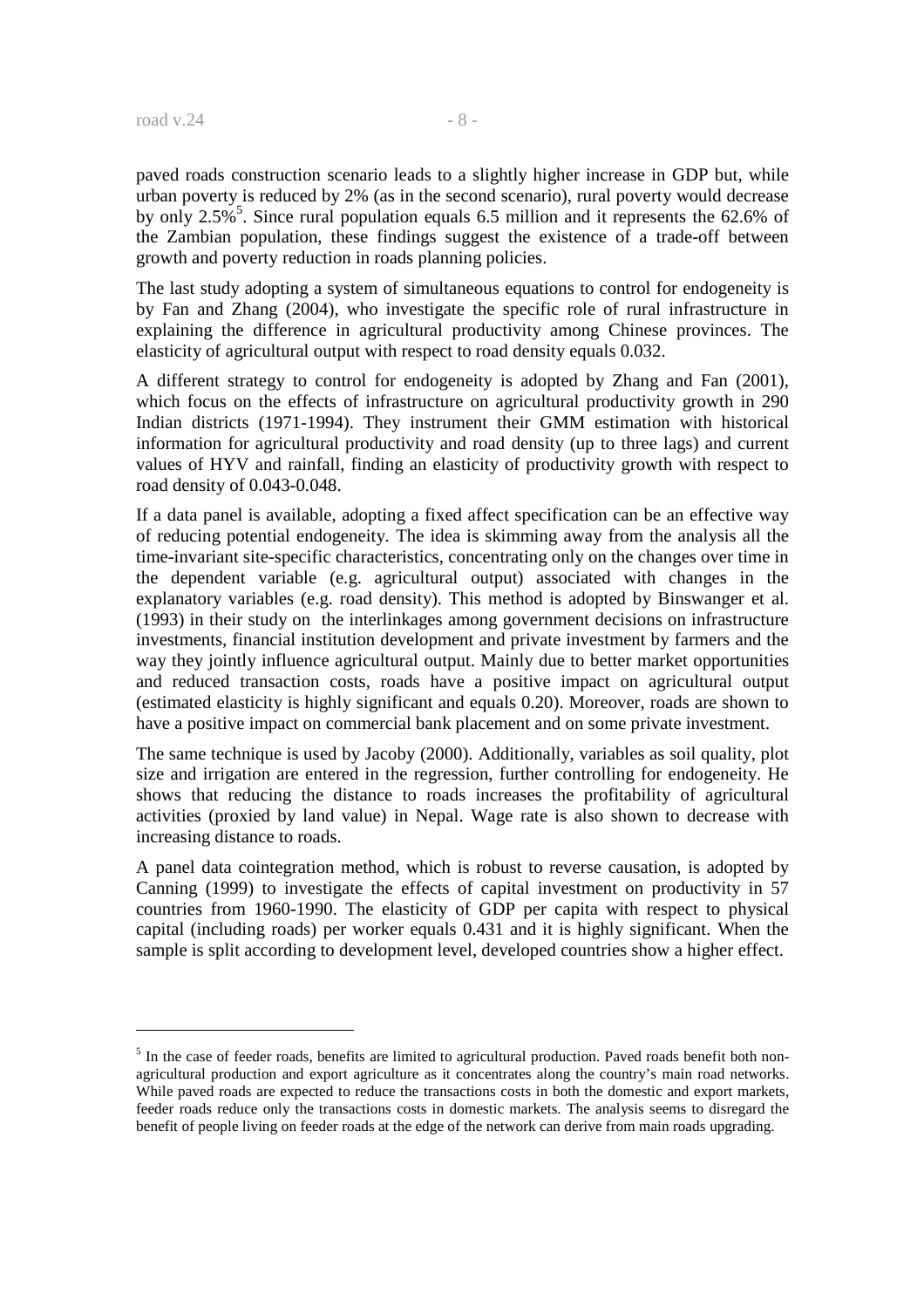paved roads construction scenario leads to a slightly higher increase in GDP but, while urban poverty is reduced by 2% (as in the second scenario), rural poverty would decrease by only 2.5%[5]. Since rural population equals 6.5 million and it represents the 62.6% of the Zambian population, these findings suggest the existence of a trade-off between growth and poverty reduction in roads planning policies.

The last study adopting a system of simultaneous equations to control for endogeneity is by Fan and Zhang (2004), who investigate the specific role of rural infrastructure in explaining the difference in agricultural productivity among Chinese provinces. The elasticity of agricultural output with respect to road density equals 0.032.

A different strategy to control for endogeneity is adopted by Zhang and Fan (2001), which focus on the effects of infrastructure on agricultural productivity growth in 290 Indian districts (1971-1994). They instrument their GMM estimation with historical information for agricultural productivity and road density (up to three lags) and current values of HYV and rainfall, finding an elasticity of productivity growth with respect to road density of 0.043-0.048.

If a data panel is available, adopting a fixed affect specification can be an effective way of reducing potential endogeneity. The idea is skimming away from the analysis all the time-invariant site-specific characteristics, concentrating only on the changes over time in the dependent variable (e.g. agricultural output) associated with changes in the explanatory variables (e.g. road density). This method is adopted by Binswanger et al. (1993) in their study on the interlinkages among government decisions on infrastructure investments, financial institution development and private investment by farmers and the way they jointly influence agricultural output. Mainly due to better market opportunities and reduced transaction costs, roads have a positive impact on agricultural output (estimated elasticity is highly significant and equals 0.20). Moreover, roads are shown to have a positive impact on commercial bank placement and on some private investment.

The same technique is used by Jacoby (2000). Additionally, variables as soil quality, plot size and irrigation are entered in the regression, further controlling for endogeneity. He shows that reducing the distance to roads increases the profitability of agricultural activities (proxied by land value) in Nepal. Wage rate is also shown to decrease with increasing distance to roads.

A panel data cointegration method, which is robust to reverse causation, is adopted by Canning (1999) to investigate the effects of capital investment on productivity in 57 countries from 1960-1990. The elasticity of GDP per capita with respect to physical capital (including roads) per worker equals 0.431 and it is highly significant. When the sample is split according to development level, developed countries show a higher effect.

---

[5] In the case of feeder roads, benefits are limited to agricultural production. Paved roads benefit both non-agricultural production and export agriculture as it concentrates along the country's main road networks. While paved roads are expected to reduce the transactions costs in both the domestic and export markets, feeder roads reduce only the transactions costs in domestic markets. The analysis seems to disregard the benefit of people living on feeder roads at the edge of the network can derive from main roads upgrading.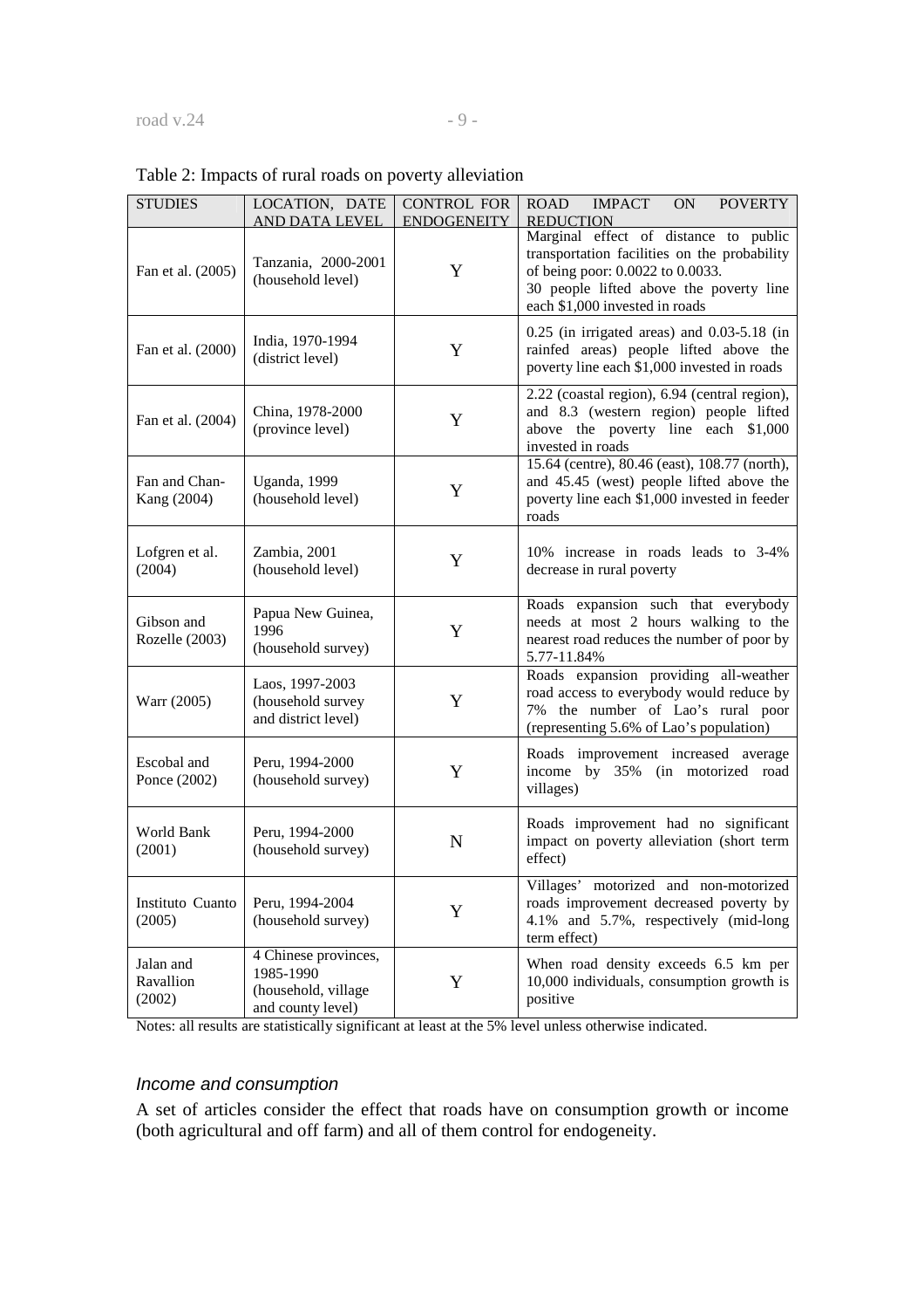Table 2: Impacts of rural roads on poverty alleviation

| STUDIES | LOCATION, DATE AND DATA LEVEL | CONTROL FOR ENDOGENEITY | ROAD IMPACT ON POVERTY REDUCTION |
|---|---|---|---|
| Fan et al. (2005) | Tanzania, 2000-2001 (household level) | Y | Marginal effect of distance to public transportation facilities on the probability of being poor: 0.0022 to 0.0033. 30 people lifted above the poverty line each $1,000 invested in roads |
| Fan et al. (2000) | India, 1970-1994 (district level) | Y | 0.25 (in irrigated areas) and 0.03-5.18 (in rainfed areas) people lifted above the poverty line each $1,000 invested in roads |
| Fan et al. (2004) | China, 1978-2000 (province level) | Y | 2.22 (coastal region), 6.94 (central region), and 8.3 (western region) people lifted above the poverty line each $1,000 invested in roads |
| Fan and Chan-Kang (2004) | Uganda, 1999 (household level) | Y | 15.64 (centre), 80.46 (east), 108.77 (north), and 45.45 (west) people lifted above the poverty line each $1,000 invested in feeder roads |
| Lofgren et al. (2004) | Zambia, 2001 (household level) | Y | 10% increase in roads leads to 3-4% decrease in rural poverty |
| Gibson and Rozelle (2003) | Papua New Guinea, 1996 (household survey) | Y | Roads expansion such that everybody needs at most 2 hours walking to the nearest road reduces the number of poor by 5.77-11.84% |
| Warr (2005) | Laos, 1997-2003 (household survey and district level) | Y | Roads expansion providing all-weather road access to everybody would reduce by 7% the number of Lao's rural poor (representing 5.6% of Lao's population) |
| Escobal and Ponce (2002) | Peru, 1994-2000 (household survey) | Y | Roads improvement increased average income by 35% (in motorized road villages) |
| World Bank (2001) | Peru, 1994-2000 (household survey) | N | Roads improvement had no significant impact on poverty alleviation (short term effect) |
| Instituto Cuanto (2005) | Peru, 1994-2004 (household survey) | Y | Villages' motorized and non-motorized roads improvement decreased poverty by 4.1% and 5.7%, respectively (mid-long term effect) |
| Jalan and Ravallion (2002) | 4 Chinese provinces, 1985-1990 (household, village and county level) | Y | When road density exceeds 6.5 km per 10,000 individuals, consumption growth is positive |

Notes: all results are statistically significant at least at the 5% level unless otherwise indicated.

### *Income and consumption*

A set of articles consider the effect that roads have on consumption growth or income (both agricultural and off farm) and all of them control for endogeneity.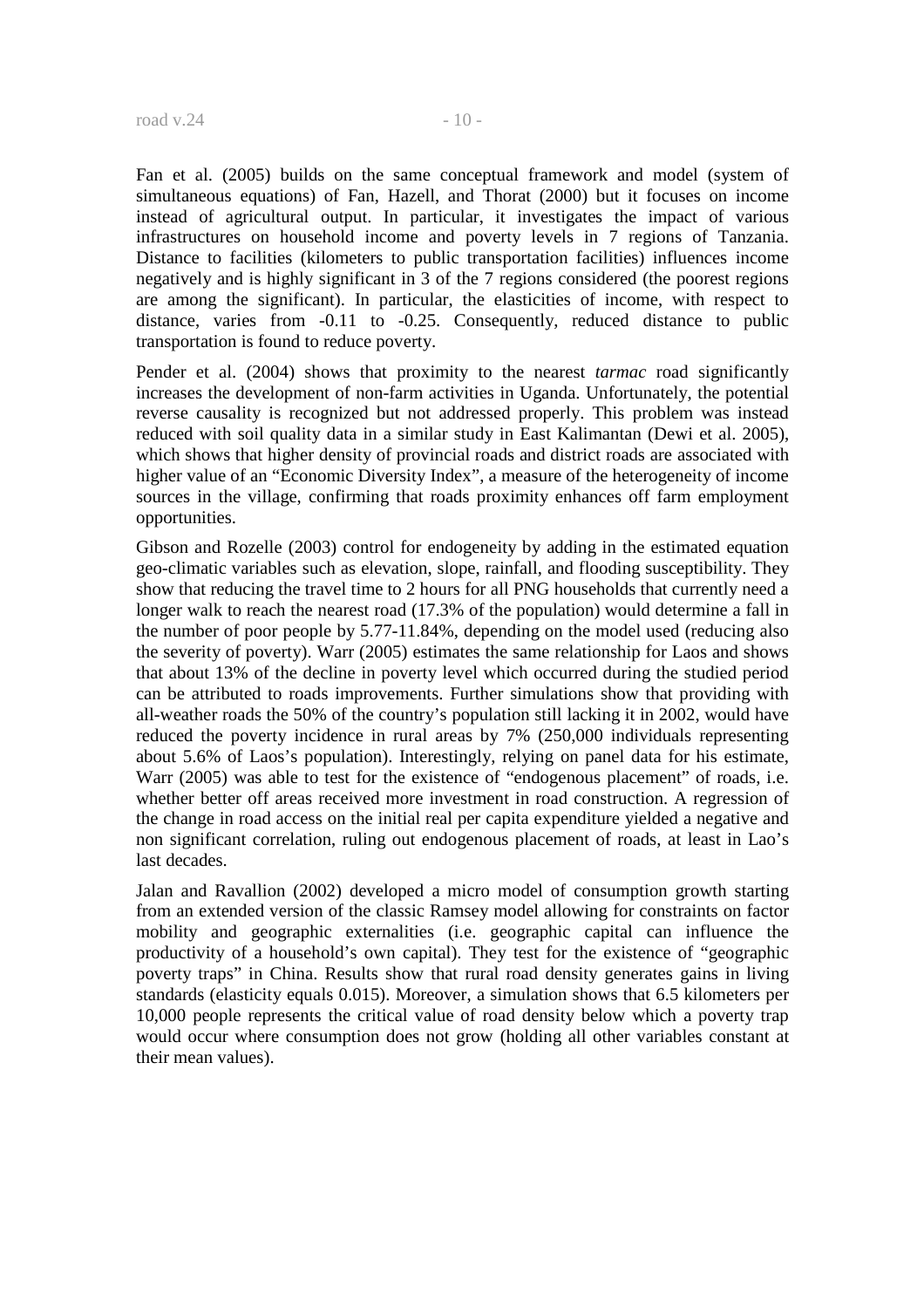Fan et al. (2005) builds on the same conceptual framework and model (system of simultaneous equations) of Fan, Hazell, and Thorat (2000) but it focuses on income instead of agricultural output. In particular, it investigates the impact of various infrastructures on household income and poverty levels in 7 regions of Tanzania. Distance to facilities (kilometers to public transportation facilities) influences income negatively and is highly significant in 3 of the 7 regions considered (the poorest regions are among the significant). In particular, the elasticities of income, with respect to distance, varies from -0.11 to -0.25. Consequently, reduced distance to public transportation is found to reduce poverty.

Pender et al. (2004) shows that proximity to the nearest *tarmac* road significantly increases the development of non-farm activities in Uganda. Unfortunately, the potential reverse causality is recognized but not addressed properly. This problem was instead reduced with soil quality data in a similar study in East Kalimantan (Dewi et al. 2005), which shows that higher density of provincial roads and district roads are associated with higher value of an "Economic Diversity Index", a measure of the heterogeneity of income sources in the village, confirming that roads proximity enhances off farm employment opportunities.

Gibson and Rozelle (2003) control for endogeneity by adding in the estimated equation geo-climatic variables such as elevation, slope, rainfall, and flooding susceptibility. They show that reducing the travel time to 2 hours for all PNG households that currently need a longer walk to reach the nearest road (17.3% of the population) would determine a fall in the number of poor people by 5.77-11.84%, depending on the model used (reducing also the severity of poverty). Warr (2005) estimates the same relationship for Laos and shows that about 13% of the decline in poverty level which occurred during the studied period can be attributed to roads improvements. Further simulations show that providing with all-weather roads the 50% of the country's population still lacking it in 2002, would have reduced the poverty incidence in rural areas by 7% (250,000 individuals representing about 5.6% of Laos's population). Interestingly, relying on panel data for his estimate, Warr (2005) was able to test for the existence of "endogenous placement" of roads, i.e. whether better off areas received more investment in road construction. A regression of the change in road access on the initial real per capita expenditure yielded a negative and non significant correlation, ruling out endogenous placement of roads, at least in Lao's last decades.

Jalan and Ravallion (2002) developed a micro model of consumption growth starting from an extended version of the classic Ramsey model allowing for constraints on factor mobility and geographic externalities (i.e. geographic capital can influence the productivity of a household's own capital). They test for the existence of "geographic poverty traps" in China. Results show that rural road density generates gains in living standards (elasticity equals 0.015). Moreover, a simulation shows that 6.5 kilometers per 10,000 people represents the critical value of road density below which a poverty trap would occur where consumption does not grow (holding all other variables constant at their mean values).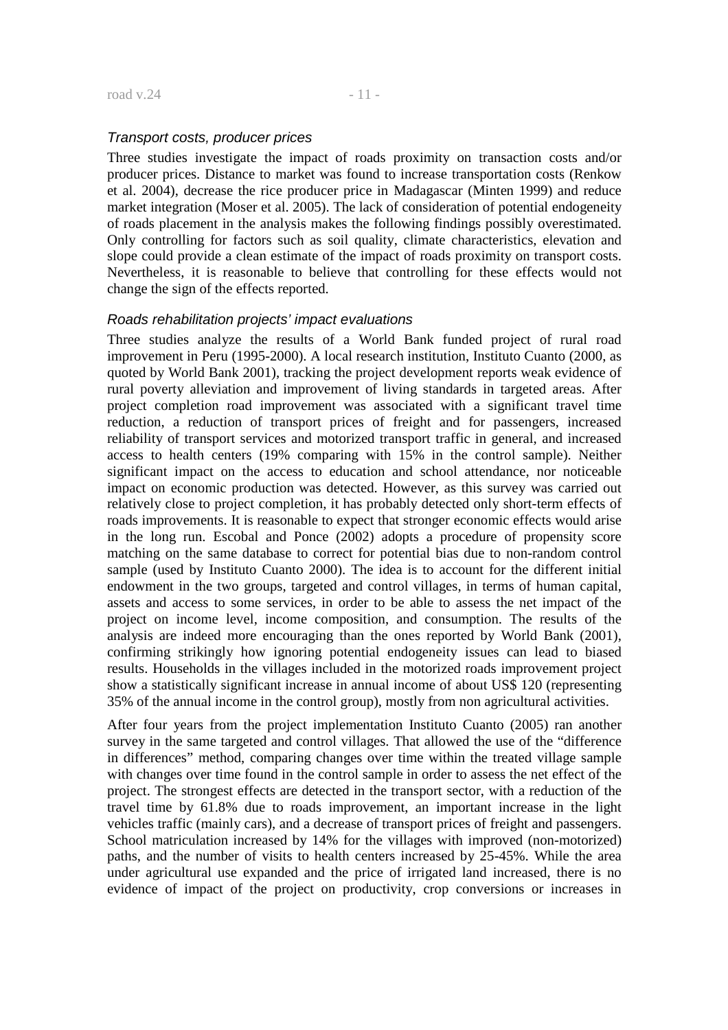### *Transport costs, producer prices*

Three studies investigate the impact of roads proximity on transaction costs and/or producer prices. Distance to market was found to increase transportation costs (Renkow et al. 2004), decrease the rice producer price in Madagascar (Minten 1999) and reduce market integration (Moser et al. 2005). The lack of consideration of potential endogeneity of roads placement in the analysis makes the following findings possibly overestimated. Only controlling for factors such as soil quality, climate characteristics, elevation and slope could provide a clean estimate of the impact of roads proximity on transport costs. Nevertheless, it is reasonable to believe that controlling for these effects would not change the sign of the effects reported.

### *Roads rehabilitation projects' impact evaluations*

Three studies analyze the results of a World Bank funded project of rural road improvement in Peru (1995-2000). A local research institution, Instituto Cuanto (2000, as quoted by World Bank 2001), tracking the project development reports weak evidence of rural poverty alleviation and improvement of living standards in targeted areas. After project completion road improvement was associated with a significant travel time reduction, a reduction of transport prices of freight and for passengers, increased reliability of transport services and motorized transport traffic in general, and increased access to health centers (19% comparing with 15% in the control sample). Neither significant impact on the access to education and school attendance, nor noticeable impact on economic production was detected. However, as this survey was carried out relatively close to project completion, it has probably detected only short-term effects of roads improvements. It is reasonable to expect that stronger economic effects would arise in the long run. Escobal and Ponce (2002) adopts a procedure of propensity score matching on the same database to correct for potential bias due to non-random control sample (used by Instituto Cuanto 2000). The idea is to account for the different initial endowment in the two groups, targeted and control villages, in terms of human capital, assets and access to some services, in order to be able to assess the net impact of the project on income level, income composition, and consumption. The results of the analysis are indeed more encouraging than the ones reported by World Bank (2001), confirming strikingly how ignoring potential endogeneity issues can lead to biased results. Households in the villages included in the motorized roads improvement project show a statistically significant increase in annual income of about US$ 120 (representing 35% of the annual income in the control group), mostly from non agricultural activities.

After four years from the project implementation Instituto Cuanto (2005) ran another survey in the same targeted and control villages. That allowed the use of the "difference in differences" method, comparing changes over time within the treated village sample with changes over time found in the control sample in order to assess the net effect of the project. The strongest effects are detected in the transport sector, with a reduction of the travel time by 61.8% due to roads improvement, an important increase in the light vehicles traffic (mainly cars), and a decrease of transport prices of freight and passengers. School matriculation increased by 14% for the villages with improved (non-motorized) paths, and the number of visits to health centers increased by 25-45%. While the area under agricultural use expanded and the price of irrigated land increased, there is no evidence of impact of the project on productivity, crop conversions or increases in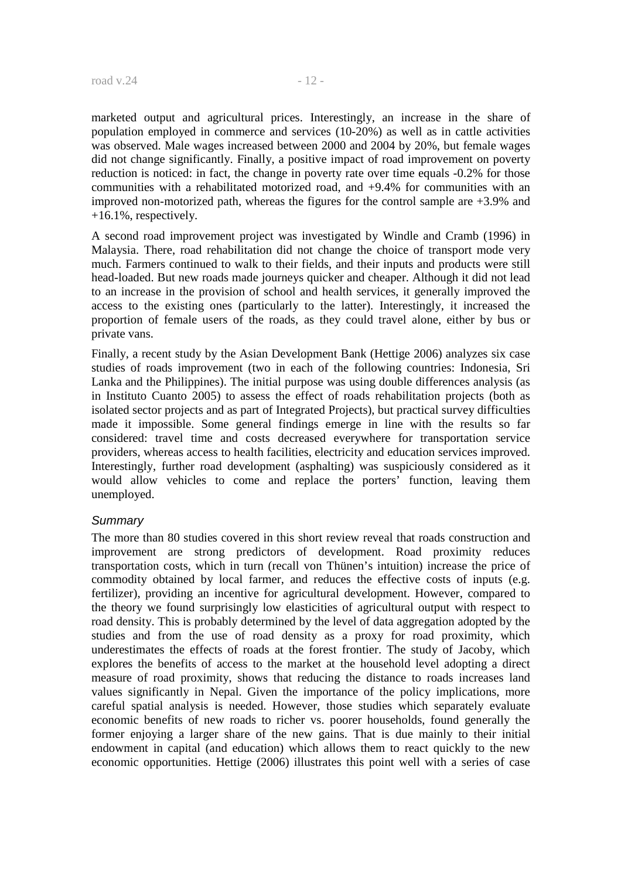marketed output and agricultural prices. Interestingly, an increase in the share of population employed in commerce and services (10-20%) as well as in cattle activities was observed. Male wages increased between 2000 and 2004 by 20%, but female wages did not change significantly. Finally, a positive impact of road improvement on poverty reduction is noticed: in fact, the change in poverty rate over time equals -0.2% for those communities with a rehabilitated motorized road, and +9.4% for communities with an improved non-motorized path, whereas the figures for the control sample are +3.9% and +16.1%, respectively.

A second road improvement project was investigated by Windle and Cramb (1996) in Malaysia. There, road rehabilitation did not change the choice of transport mode very much. Farmers continued to walk to their fields, and their inputs and products were still head-loaded. But new roads made journeys quicker and cheaper. Although it did not lead to an increase in the provision of school and health services, it generally improved the access to the existing ones (particularly to the latter). Interestingly, it increased the proportion of female users of the roads, as they could travel alone, either by bus or private vans.

Finally, a recent study by the Asian Development Bank (Hettige 2006) analyzes six case studies of roads improvement (two in each of the following countries: Indonesia, Sri Lanka and the Philippines). The initial purpose was using double differences analysis (as in Instituto Cuanto 2005) to assess the effect of roads rehabilitation projects (both as isolated sector projects and as part of Integrated Projects), but practical survey difficulties made it impossible. Some general findings emerge in line with the results so far considered: travel time and costs decreased everywhere for transportation service providers, whereas access to health facilities, electricity and education services improved. Interestingly, further road development (asphalting) was suspiciously considered as it would allow vehicles to come and replace the porters' function, leaving them unemployed.

### *Summary*

The more than 80 studies covered in this short review reveal that roads construction and improvement are strong predictors of development. Road proximity reduces transportation costs, which in turn (recall von Thünen's intuition) increase the price of commodity obtained by local farmer, and reduces the effective costs of inputs (e.g. fertilizer), providing an incentive for agricultural development. However, compared to the theory we found surprisingly low elasticities of agricultural output with respect to road density. This is probably determined by the level of data aggregation adopted by the studies and from the use of road density as a proxy for road proximity, which underestimates the effects of roads at the forest frontier. The study of Jacoby, which explores the benefits of access to the market at the household level adopting a direct measure of road proximity, shows that reducing the distance to roads increases land values significantly in Nepal. Given the importance of the policy implications, more careful spatial analysis is needed. However, those studies which separately evaluate economic benefits of new roads to richer vs. poorer households, found generally the former enjoying a larger share of the new gains. That is due mainly to their initial endowment in capital (and education) which allows them to react quickly to the new economic opportunities. Hettige (2006) illustrates this point well with a series of case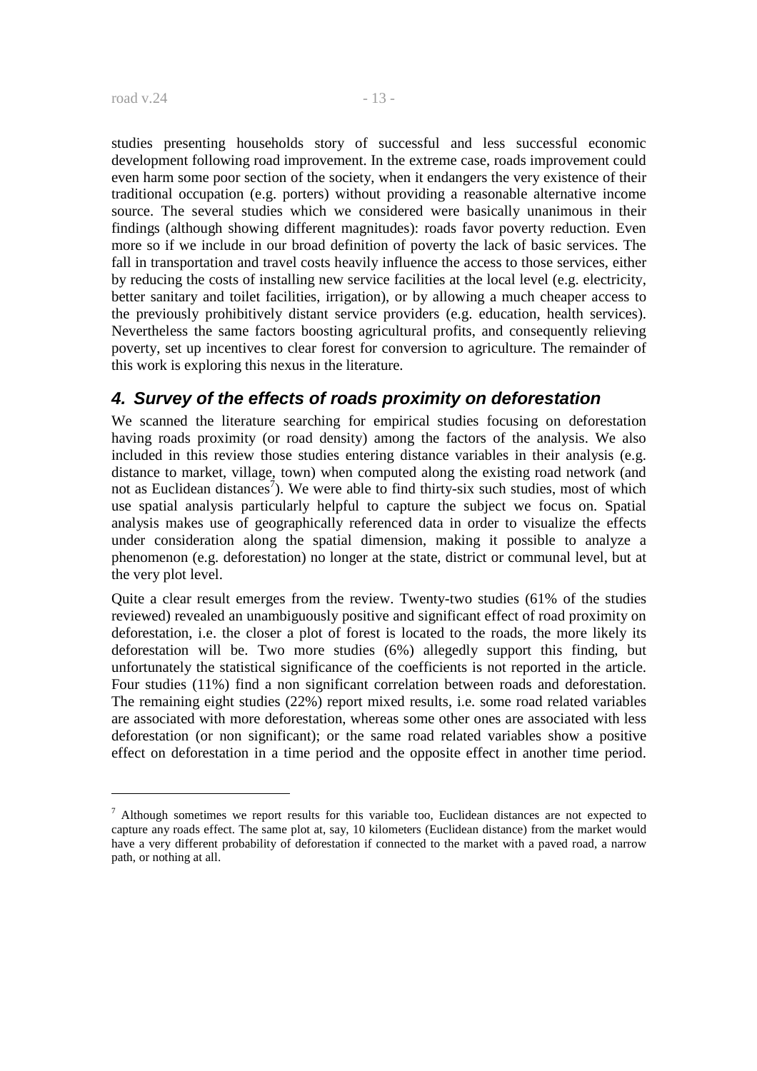studies presenting households story of successful and less successful economic development following road improvement. In the extreme case, roads improvement could even harm some poor section of the society, when it endangers the very existence of their traditional occupation (e.g. porters) without providing a reasonable alternative income source. The several studies which we considered were basically unanimous in their findings (although showing different magnitudes): roads favor poverty reduction. Even more so if we include in our broad definition of poverty the lack of basic services. The fall in transportation and travel costs heavily influence the access to those services, either by reducing the costs of installing new service facilities at the local level (e.g. electricity, better sanitary and toilet facilities, irrigation), or by allowing a much cheaper access to the previously prohibitively distant service providers (e.g. education, health services). Nevertheless the same factors boosting agricultural profits, and consequently relieving poverty, set up incentives to clear forest for conversion to agriculture. The remainder of this work is exploring this nexus in the literature.

## 4. Survey of the effects of roads proximity on deforestation

We scanned the literature searching for empirical studies focusing on deforestation having roads proximity (or road density) among the factors of the analysis. We also included in this review those studies entering distance variables in their analysis (e.g. distance to market, village, town) when computed along the existing road network (and not as Euclidean distances[7]). We were able to find thirty-six such studies, most of which use spatial analysis particularly helpful to capture the subject we focus on. Spatial analysis makes use of geographically referenced data in order to visualize the effects under consideration along the spatial dimension, making it possible to analyze a phenomenon (e.g. deforestation) no longer at the state, district or communal level, but at the very plot level.

Quite a clear result emerges from the review. Twenty-two studies (61% of the studies reviewed) revealed an unambiguously positive and significant effect of road proximity on deforestation, i.e. the closer a plot of forest is located to the roads, the more likely its deforestation will be. Two more studies (6%) allegedly support this finding, but unfortunately the statistical significance of the coefficients is not reported in the article. Four studies (11%) find a non significant correlation between roads and deforestation. The remaining eight studies (22%) report mixed results, i.e. some road related variables are associated with more deforestation, whereas some other ones are associated with less deforestation (or non significant); or the same road related variables show a positive effect on deforestation in a time period and the opposite effect in another time period.

[7] Although sometimes we report results for this variable too, Euclidean distances are not expected to capture any roads effect. The same plot at, say, 10 kilometers (Euclidean distance) from the market would have a very different probability of deforestation if connected to the market with a paved road, a narrow path, or nothing at all.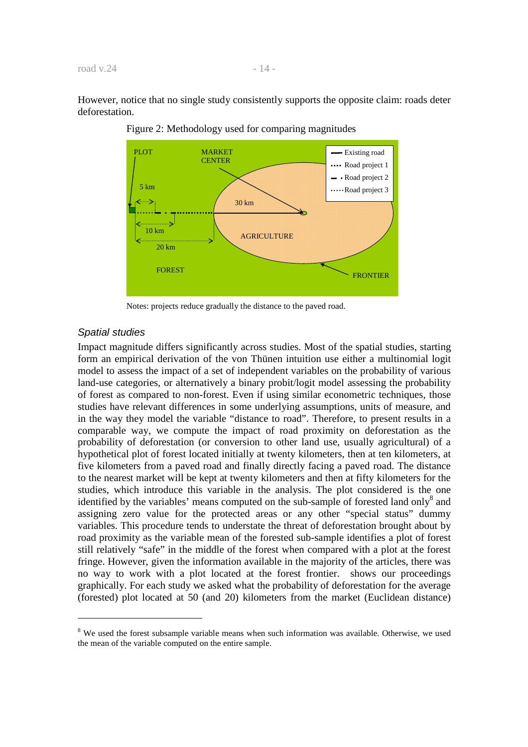However, notice that no single study consistently supports the opposite claim: roads deter deforestation.

Figure 2: Methodology used for comparing magnitudes

Notes: projects reduce gradually the distance to the paved road.

### *Spatial studies*

Impact magnitude differs significantly across studies. Most of the spatial studies, starting form an empirical derivation of the von Thünen intuition use either a multinomial logit model to assess the impact of a set of independent variables on the probability of various land-use categories, or alternatively a binary probit/logit model assessing the probability of forest as compared to non-forest. Even if using similar econometric techniques, those studies have relevant differences in some underlying assumptions, units of measure, and in the way they model the variable "distance to road". Therefore, to present results in a comparable way, we compute the impact of road proximity on deforestation as the probability of deforestation (or conversion to other land use, usually agricultural) of a hypothetical plot of forest located initially at twenty kilometers, then at ten kilometers, at five kilometers from a paved road and finally directly facing a paved road. The distance to the nearest market will be kept at twenty kilometers and then at fifty kilometers for the studies, which introduce this variable in the analysis. The plot considered is the one identified by the variables' means computed on the sub-sample of forested land only[8] and assigning zero value for the protected areas or any other "special status" dummy variables. This procedure tends to understate the threat of deforestation brought about by road proximity as the variable mean of the forested sub-sample identifies a plot of forest still relatively "safe" in the middle of the forest when compared with a plot at the forest fringe. However, given the information available in the majority of the articles, there was no way to work with a plot located at the forest frontier. shows our proceedings graphically. For each study we asked what the probability of deforestation for the average (forested) plot located at 50 (and 20) kilometers from the market (Euclidean distance)

---

[8] We used the forest subsample variable means when such information was available. Otherwise, we used the mean of the variable computed on the entire sample.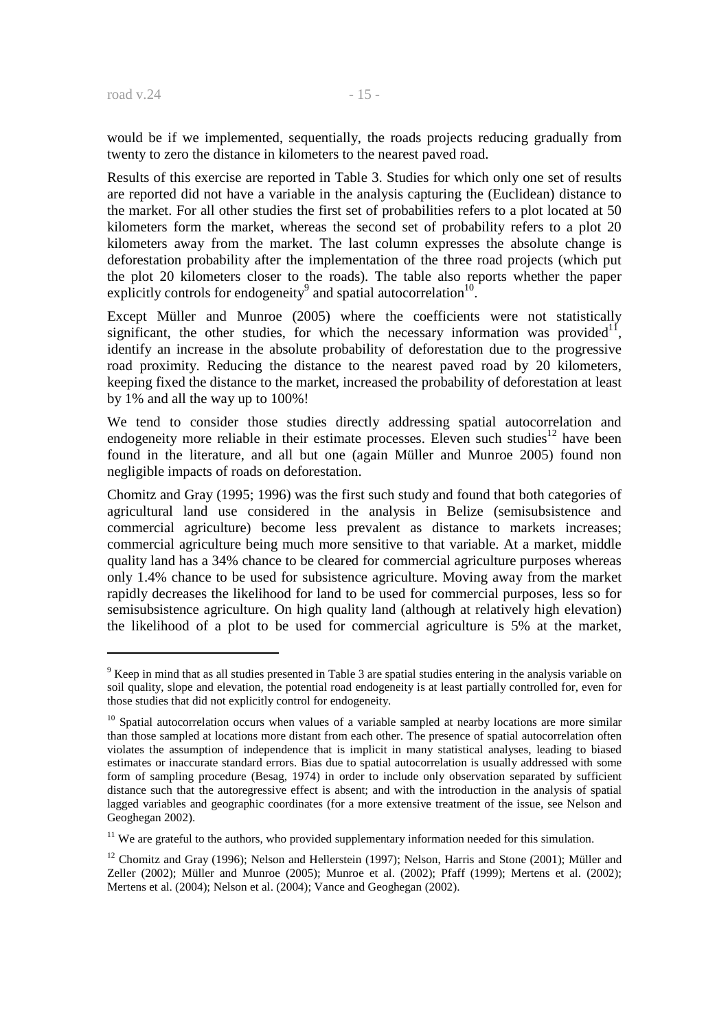would be if we implemented, sequentially, the roads projects reducing gradually from twenty to zero the distance in kilometers to the nearest paved road.

Results of this exercise are reported in Table 3. Studies for which only one set of results are reported did not have a variable in the analysis capturing the (Euclidean) distance to the market. For all other studies the first set of probabilities refers to a plot located at 50 kilometers form the market, whereas the second set of probability refers to a plot 20 kilometers away from the market. The last column expresses the absolute change is deforestation probability after the implementation of the three road projects (which put the plot 20 kilometers closer to the roads). The table also reports whether the paper explicitly controls for endogeneity[9] and spatial autocorrelation[10].

Except Müller and Munroe (2005) where the coefficients were not statistically significant, the other studies, for which the necessary information was provided[11], identify an increase in the absolute probability of deforestation due to the progressive road proximity. Reducing the distance to the nearest paved road by 20 kilometers, keeping fixed the distance to the market, increased the probability of deforestation at least by 1% and all the way up to 100%!

We tend to consider those studies directly addressing spatial autocorrelation and endogeneity more reliable in their estimate processes. Eleven such studies[12] have been found in the literature, and all but one (again Müller and Munroe 2005) found non negligible impacts of roads on deforestation.

Chomitz and Gray (1995; 1996) was the first such study and found that both categories of agricultural land use considered in the analysis in Belize (semisubsistence and commercial agriculture) become less prevalent as distance to markets increases; commercial agriculture being much more sensitive to that variable. At a market, middle quality land has a 34% chance to be cleared for commercial agriculture purposes whereas only 1.4% chance to be used for subsistence agriculture. Moving away from the market rapidly decreases the likelihood for land to be used for commercial purposes, less so for semisubsistence agriculture. On high quality land (although at relatively high elevation) the likelihood of a plot to be used for commercial agriculture is 5% at the market,

---

[9] Keep in mind that as all studies presented in Table 3 are spatial studies entering in the analysis variable on soil quality, slope and elevation, the potential road endogeneity is at least partially controlled for, even for those studies that did not explicitly control for endogeneity.

[10] Spatial autocorrelation occurs when values of a variable sampled at nearby locations are more similar than those sampled at locations more distant from each other. The presence of spatial autocorrelation often violates the assumption of independence that is implicit in many statistical analyses, leading to biased estimates or inaccurate standard errors. Bias due to spatial autocorrelation is usually addressed with some form of sampling procedure (Besag, 1974) in order to include only observation separated by sufficient distance such that the autoregressive effect is absent; and with the introduction in the analysis of spatial lagged variables and geographic coordinates (for a more extensive treatment of the issue, see Nelson and Geoghegan 2002).

[11] We are grateful to the authors, who provided supplementary information needed for this simulation.

[12] Chomitz and Gray (1996); Nelson and Hellerstein (1997); Nelson, Harris and Stone (2001); Müller and Zeller (2002); Müller and Munroe (2005); Munroe et al. (2002); Pfaff (1999); Mertens et al. (2002); Mertens et al. (2004); Nelson et al. (2004); Vance and Geoghegan (2002).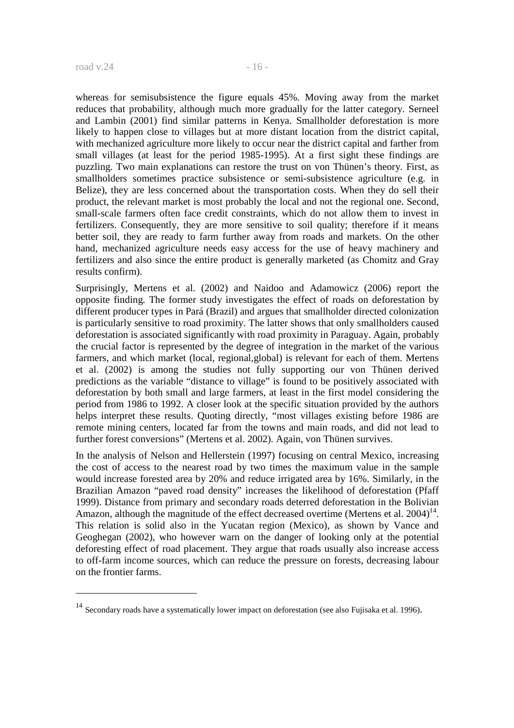whereas for semisubsistence the figure equals 45%. Moving away from the market reduces that probability, although much more gradually for the latter category. Serneel and Lambin (2001) find similar patterns in Kenya. Smallholder deforestation is more likely to happen close to villages but at more distant location from the district capital, with mechanized agriculture more likely to occur near the district capital and farther from small villages (at least for the period 1985-1995). At a first sight these findings are puzzling. Two main explanations can restore the trust on von Thünen's theory. First, as smallholders sometimes practice subsistence or semi-subsistence agriculture (e.g. in Belize), they are less concerned about the transportation costs. When they do sell their product, the relevant market is most probably the local and not the regional one. Second, small-scale farmers often face credit constraints, which do not allow them to invest in fertilizers. Consequently, they are more sensitive to soil quality; therefore if it means better soil, they are ready to farm further away from roads and markets. On the other hand, mechanized agriculture needs easy access for the use of heavy machinery and fertilizers and also since the entire product is generally marketed (as Chomitz and Gray results confirm).

Surprisingly, Mertens et al. (2002) and Naidoo and Adamowicz (2006) report the opposite finding. The former study investigates the effect of roads on deforestation by different producer types in Pará (Brazil) and argues that smallholder directed colonization is particularly sensitive to road proximity. The latter shows that only smallholders caused deforestation is associated significantly with road proximity in Paraguay. Again, probably the crucial factor is represented by the degree of integration in the market of the various farmers, and which market (local, regional,global) is relevant for each of them. Mertens et al. (2002) is among the studies not fully supporting our von Thünen derived predictions as the variable "distance to village" is found to be positively associated with deforestation by both small and large farmers, at least in the first model considering the period from 1986 to 1992. A closer look at the specific situation provided by the authors helps interpret these results. Quoting directly, "most villages existing before 1986 are remote mining centers, located far from the towns and main roads, and did not lead to further forest conversions" (Mertens et al. 2002). Again, von Thünen survives.

In the analysis of Nelson and Hellerstein (1997) focusing on central Mexico, increasing the cost of access to the nearest road by two times the maximum value in the sample would increase forested area by 20% and reduce irrigated area by 16%. Similarly, in the Brazilian Amazon "paved road density" increases the likelihood of deforestation (Pfaff 1999). Distance from primary and secondary roads deterred deforestation in the Bolivian Amazon, although the magnitude of the effect decreased overtime (Mertens et al. 2004)[14]. This relation is solid also in the Yucatan region (Mexico), as shown by Vance and Geoghegan (2002), who however warn on the danger of looking only at the potential deforesting effect of road placement. They argue that roads usually also increase access to off-farm income sources, which can reduce the pressure on forests, decreasing labour on the frontier farms.

[14] Secondary roads have a systematically lower impact on deforestation (see also Fujisaka et al. 1996).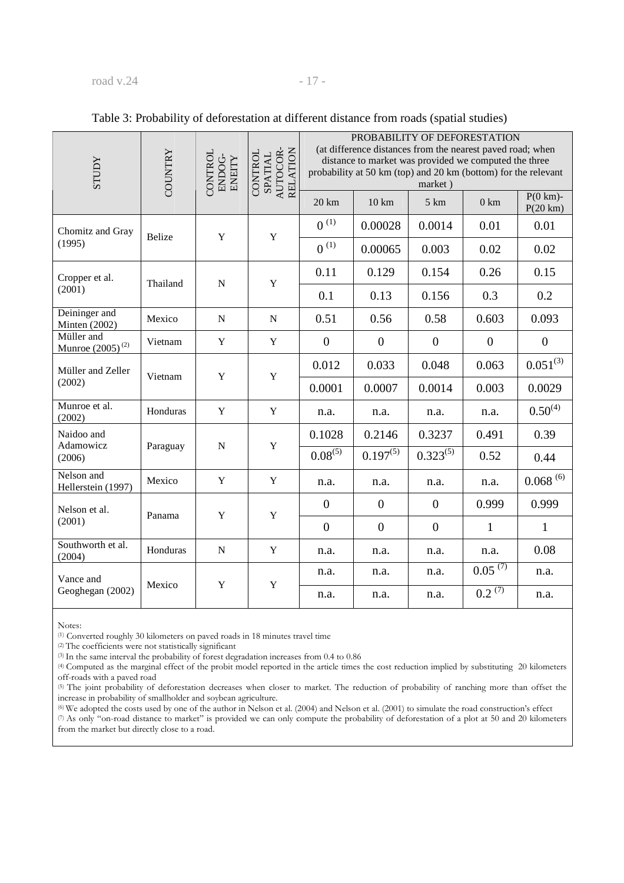Table 3: Probability of deforestation at different distance from roads (spatial studies)

| STUDY | COUNTRY | CONTROL ENDOG-ENEITY | CONTROL SPATIAL AUTOCOR-RELATION | PROBABILITY OF DEFORESTATION (at difference distances from the nearest paved road; when distance to market was provided we computed the three probability at 50 km (top) and 20 km (bottom) for the relevant market ) | | | | |
|---|---|---|---|---|---|---|---|---|
| | | | | 20 km | 10 km | 5 km | 0 km | P(0 km)-P(20 km) |
| Chomitz and Gray (1995) | Belize | Y | Y | 0 (1) | 0.00028 | 0.0014 | 0.01 | 0.01 |
| | | | | 0 (1) | 0.00065 | 0.003 | 0.02 | 0.02 |
| Cropper et al. (2001) | Thailand | N | Y | 0.11 | 0.129 | 0.154 | 0.26 | 0.15 |
| | | | | 0.1 | 0.13 | 0.156 | 0.3 | 0.2 |
| Deininger and Minten (2002) | Mexico | N | N | 0.51 | 0.56 | 0.58 | 0.603 | 0.093 |
| Müller and Munroe (2005) (2) | Vietnam | Y | Y | 0 | 0 | 0 | 0 | 0 |
| Müller and Zeller (2002) | Vietnam | Y | Y | 0.012 | 0.033 | 0.048 | 0.063 | 0.051(3) |
| | | | | 0.0001 | 0.0007 | 0.0014 | 0.003 | 0.0029 |
| Munroe et al. (2002) | Honduras | Y | Y | n.a. | n.a. | n.a. | n.a. | 0.50(4) |
| Naidoo and Adamowicz (2006) | Paraguay | N | Y | 0.1028 | 0.2146 | 0.3237 | 0.491 | 0.39 |
| | | | | 0.08(5) | 0.197(5) | 0.323(5) | 0.52 | 0.44 |
| Nelson and Hellerstein (1997) | Mexico | Y | Y | n.a. | n.a. | n.a. | n.a. | 0.068 (6) |
| Nelson et al. (2001) | Panama | Y | Y | 0 | 0 | 0 | 0.999 | 0.999 |
| | | | | 0 | 0 | 0 | 1 | 1 |
| Southworth et al. (2004) | Honduras | N | Y | n.a. | n.a. | n.a. | n.a. | 0.08 |
| Vance and Geoghegan (2002) | Mexico | Y | Y | n.a. | n.a. | n.a. | 0.05 (7) | n.a. |
| | | | | n.a. | n.a. | n.a. | 0.2 (7) | n.a. |

Notes:
(1) Converted roughly 30 kilometers on paved roads in 18 minutes travel time
(2) The coefficients were not statistically significant
(3) In the same interval the probability of forest degradation increases from 0.4 to 0.86
(4) Computed as the marginal effect of the probit model reported in the article times the cost reduction implied by substituting 20 kilometers off-roads with a paved road
(5) The joint probability of deforestation decreases when closer to market. The reduction of probability of ranching more than offset the increase in probability of smallholder and soybean agriculture.
(6) We adopted the costs used by one of the author in Nelson et al. (2004) and Nelson et al. (2001) to simulate the road construction's effect
(7) As only "on-road distance to market" is provided we can only compute the probability of deforestation of a plot at 50 and 20 kilometers from the market but directly close to a road.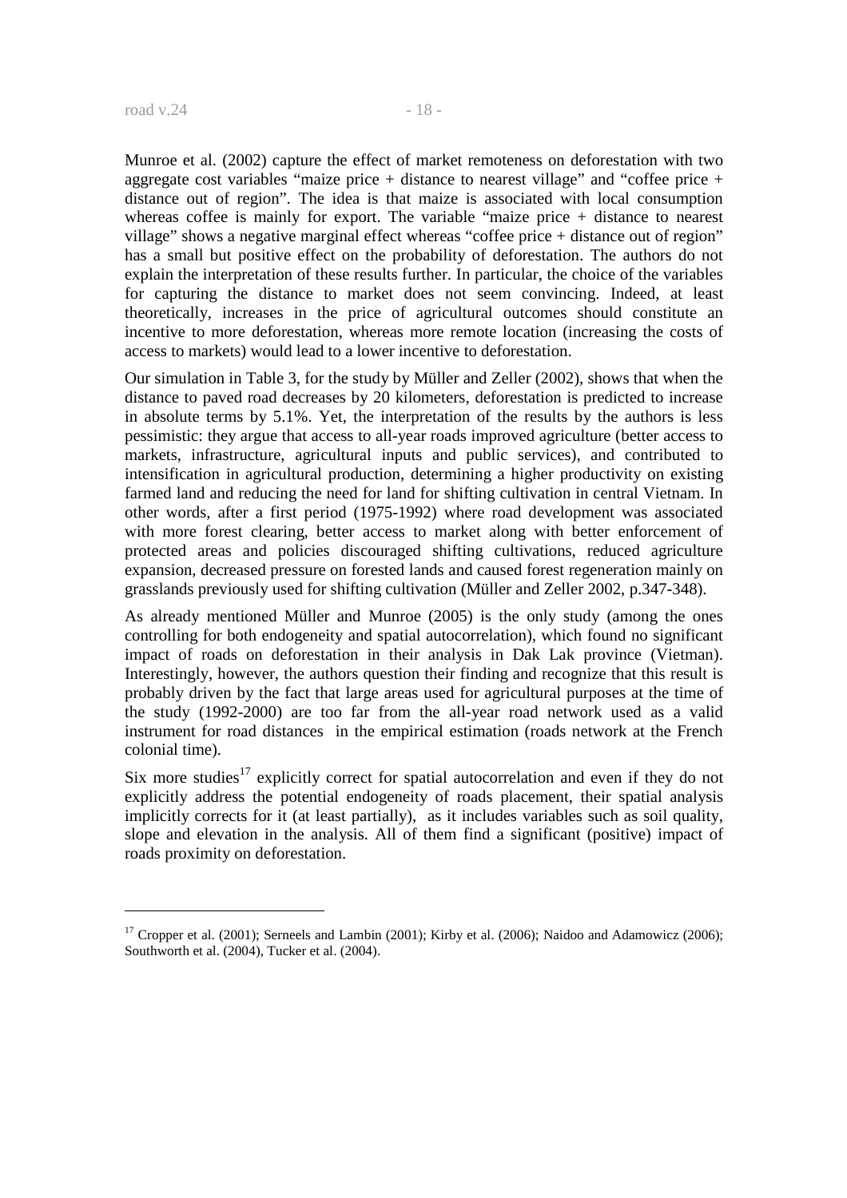Munroe et al. (2002) capture the effect of market remoteness on deforestation with two aggregate cost variables "maize price + distance to nearest village" and "coffee price + distance out of region". The idea is that maize is associated with local consumption whereas coffee is mainly for export. The variable "maize price + distance to nearest village" shows a negative marginal effect whereas "coffee price + distance out of region" has a small but positive effect on the probability of deforestation. The authors do not explain the interpretation of these results further. In particular, the choice of the variables for capturing the distance to market does not seem convincing. Indeed, at least theoretically, increases in the price of agricultural outcomes should constitute an incentive to more deforestation, whereas more remote location (increasing the costs of access to markets) would lead to a lower incentive to deforestation.

Our simulation in Table 3, for the study by Müller and Zeller (2002), shows that when the distance to paved road decreases by 20 kilometers, deforestation is predicted to increase in absolute terms by 5.1%. Yet, the interpretation of the results by the authors is less pessimistic: they argue that access to all-year roads improved agriculture (better access to markets, infrastructure, agricultural inputs and public services), and contributed to intensification in agricultural production, determining a higher productivity on existing farmed land and reducing the need for land for shifting cultivation in central Vietnam. In other words, after a first period (1975-1992) where road development was associated with more forest clearing, better access to market along with better enforcement of protected areas and policies discouraged shifting cultivations, reduced agriculture expansion, decreased pressure on forested lands and caused forest regeneration mainly on grasslands previously used for shifting cultivation (Müller and Zeller 2002, p.347-348).

As already mentioned Müller and Munroe (2005) is the only study (among the ones controlling for both endogeneity and spatial autocorrelation), which found no significant impact of roads on deforestation in their analysis in Dak Lak province (Vietman). Interestingly, however, the authors question their finding and recognize that this result is probably driven by the fact that large areas used for agricultural purposes at the time of the study (1992-2000) are too far from the all-year road network used as a valid instrument for road distances in the empirical estimation (roads network at the French colonial time).

Six more studies[17] explicitly correct for spatial autocorrelation and even if they do not explicitly address the potential endogeneity of roads placement, their spatial analysis implicitly corrects for it (at least partially), as it includes variables such as soil quality, slope and elevation in the analysis. All of them find a significant (positive) impact of roads proximity on deforestation.

---

[17] Cropper et al. (2001); Serneels and Lambin (2001); Kirby et al. (2006); Naidoo and Adamowicz (2006); Southworth et al. (2004), Tucker et al. (2004).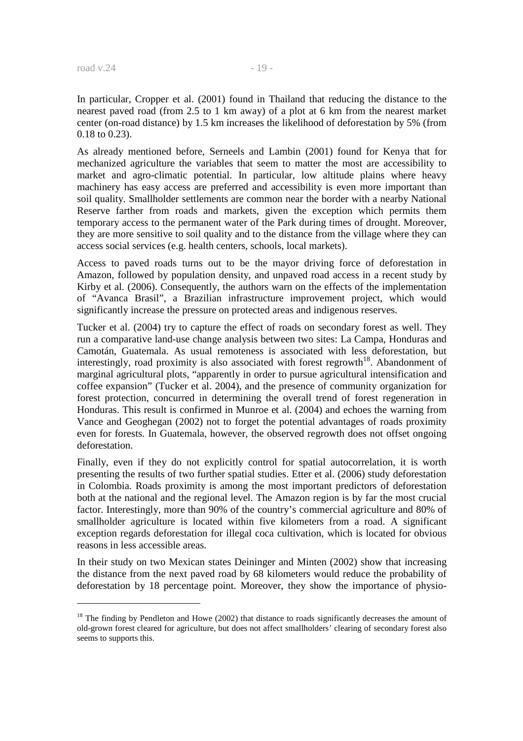In particular, Cropper et al. (2001) found in Thailand that reducing the distance to the nearest paved road (from 2.5 to 1 km away) of a plot at 6 km from the nearest market center (on-road distance) by 1.5 km increases the likelihood of deforestation by 5% (from 0.18 to 0.23).

As already mentioned before, Serneels and Lambin (2001) found for Kenya that for mechanized agriculture the variables that seem to matter the most are accessibility to market and agro-climatic potential. In particular, low altitude plains where heavy machinery has easy access are preferred and accessibility is even more important than soil quality. Smallholder settlements are common near the border with a nearby National Reserve farther from roads and markets, given the exception which permits them temporary access to the permanent water of the Park during times of drought. Moreover, they are more sensitive to soil quality and to the distance from the village where they can access social services (e.g. health centers, schools, local markets).

Access to paved roads turns out to be the mayor driving force of deforestation in Amazon, followed by population density, and unpaved road access in a recent study by Kirby et al. (2006). Consequently, the authors warn on the effects of the implementation of "Avanca Brasil", a Brazilian infrastructure improvement project, which would significantly increase the pressure on protected areas and indigenous reserves.

Tucker et al. (2004) try to capture the effect of roads on secondary forest as well. They run a comparative land-use change analysis between two sites: La Campa, Honduras and Camotán, Guatemala. As usual remoteness is associated with less deforestation, but interestingly, road proximity is also associated with forest regrowth[18]. Abandonment of marginal agricultural plots, "apparently in order to pursue agricultural intensification and coffee expansion" (Tucker et al. 2004), and the presence of community organization for forest protection, concurred in determining the overall trend of forest regeneration in Honduras. This result is confirmed in Munroe et al. (2004) and echoes the warning from Vance and Geoghegan (2002) not to forget the potential advantages of roads proximity even for forests. In Guatemala, however, the observed regrowth does not offset ongoing deforestation.

Finally, even if they do not explicitly control for spatial autocorrelation, it is worth presenting the results of two further spatial studies. Etter et al. (2006) study deforestation in Colombia. Roads proximity is among the most important predictors of deforestation both at the national and the regional level. The Amazon region is by far the most crucial factor. Interestingly, more than 90% of the country's commercial agriculture and 80% of smallholder agriculture is located within five kilometers from a road. A significant exception regards deforestation for illegal coca cultivation, which is located for obvious reasons in less accessible areas.

In their study on two Mexican states Deininger and Minten (2002) show that increasing the distance from the next paved road by 68 kilometers would reduce the probability of deforestation by 18 percentage point. Moreover, they show the importance of physio-

---

[18] The finding by Pendleton and Howe (2002) that distance to roads significantly decreases the amount of old-grown forest cleared for agriculture, but does not affect smallholders' clearing of secondary forest also seems to supports this.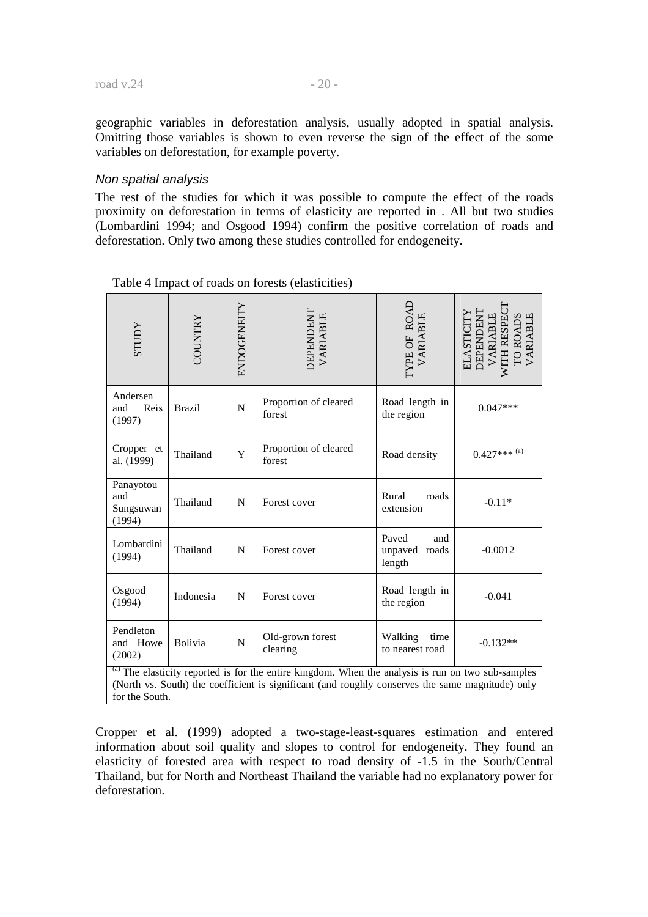geographic variables in deforestation analysis, usually adopted in spatial analysis. Omitting those variables is shown to even reverse the sign of the effect of the some variables on deforestation, for example poverty.

### *Non spatial analysis*

The rest of the studies for which it was possible to compute the effect of the roads proximity on deforestation in terms of elasticity are reported in . All but two studies (Lombardini 1994; and Osgood 1994) confirm the positive correlation of roads and deforestation. Only two among these studies controlled for endogeneity.

Table 4 Impact of roads on forests (elasticities)

| STUDY | COUNTRY | ENDOGENEITY | DEPENDENT VARIABLE | TYPE OF ROAD VARIABLE | ELASTICITY DEPENDENT VARIABLE WITH RESPECT TO ROADS VARIABLE |
|---|---|---|---|---|---|
| Andersen and Reis (1997) | Brazil | N | Proportion of cleared forest | Road length in the region | 0.047*** |
| Cropper et al. (1999) | Thailand | Y | Proportion of cleared forest | Road density | 0.427*** [(a)] |
| Panayotou and Sungsuwan (1994) | Thailand | N | Forest cover | Rural roads extension | -0.11* |
| Lombardini (1994) | Thailand | N | Forest cover | Paved and unpaved roads length | -0.0012 |
| Osgood (1994) | Indonesia | N | Forest cover | Road length in the region | -0.041 |
| Pendleton and Howe (2002) | Bolivia | N | Old-grown forest clearing | Walking time to nearest road | -0.132** |

[(a)] The elasticity reported is for the entire kingdom. When the analysis is run on two sub-samples (North vs. South) the coefficient is significant (and roughly conserves the same magnitude) only for the South.

Cropper et al. (1999) adopted a two-stage-least-squares estimation and entered information about soil quality and slopes to control for endogeneity. They found an elasticity of forested area with respect to road density of -1.5 in the South/Central Thailand, but for North and Northeast Thailand the variable had no explanatory power for deforestation.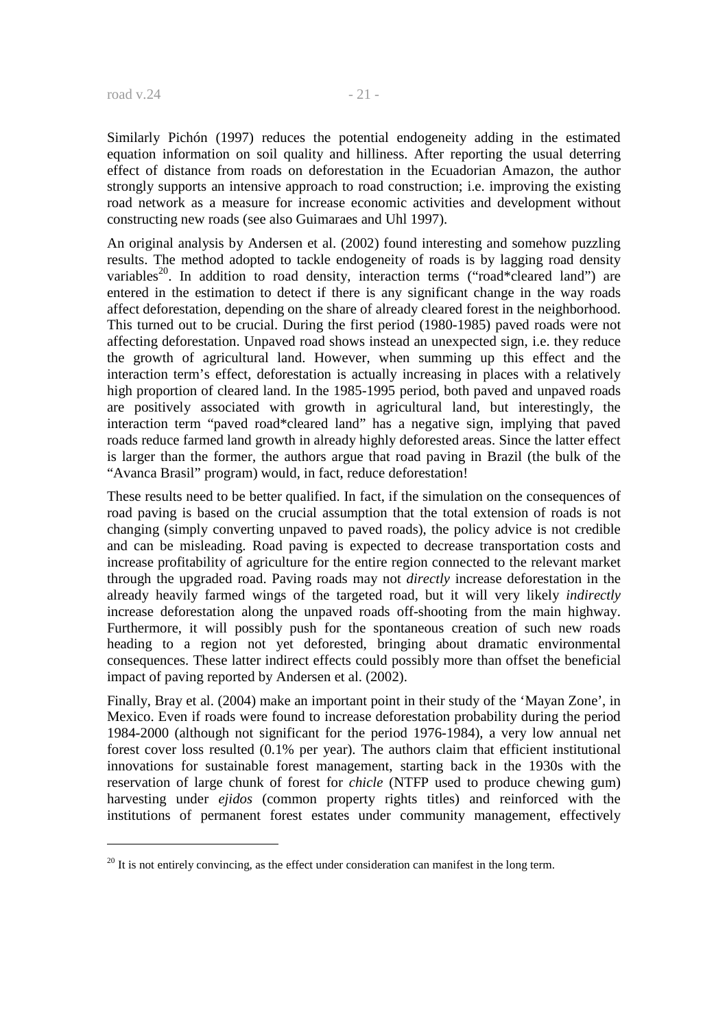Similarly Pichón (1997) reduces the potential endogeneity adding in the estimated equation information on soil quality and hilliness. After reporting the usual deterring effect of distance from roads on deforestation in the Ecuadorian Amazon, the author strongly supports an intensive approach to road construction; i.e. improving the existing road network as a measure for increase economic activities and development without constructing new roads (see also Guimaraes and Uhl 1997).

An original analysis by Andersen et al. (2002) found interesting and somehow puzzling results. The method adopted to tackle endogeneity of roads is by lagging road density variables[20]. In addition to road density, interaction terms ("road*cleared land") are entered in the estimation to detect if there is any significant change in the way roads affect deforestation, depending on the share of already cleared forest in the neighborhood. This turned out to be crucial. During the first period (1980-1985) paved roads were not affecting deforestation. Unpaved road shows instead an unexpected sign, i.e. they reduce the growth of agricultural land. However, when summing up this effect and the interaction term's effect, deforestation is actually increasing in places with a relatively high proportion of cleared land. In the 1985-1995 period, both paved and unpaved roads are positively associated with growth in agricultural land, but interestingly, the interaction term "paved road*cleared land" has a negative sign, implying that paved roads reduce farmed land growth in already highly deforested areas. Since the latter effect is larger than the former, the authors argue that road paving in Brazil (the bulk of the "Avanca Brasil" program) would, in fact, reduce deforestation!

These results need to be better qualified. In fact, if the simulation on the consequences of road paving is based on the crucial assumption that the total extension of roads is not changing (simply converting unpaved to paved roads), the policy advice is not credible and can be misleading. Road paving is expected to decrease transportation costs and increase profitability of agriculture for the entire region connected to the relevant market through the upgraded road. Paving roads may not *directly* increase deforestation in the already heavily farmed wings of the targeted road, but it will very likely *indirectly* increase deforestation along the unpaved roads off-shooting from the main highway. Furthermore, it will possibly push for the spontaneous creation of such new roads heading to a region not yet deforested, bringing about dramatic environmental consequences. These latter indirect effects could possibly more than offset the beneficial impact of paving reported by Andersen et al. (2002).

Finally, Bray et al. (2004) make an important point in their study of the 'Mayan Zone', in Mexico. Even if roads were found to increase deforestation probability during the period 1984-2000 (although not significant for the period 1976-1984), a very low annual net forest cover loss resulted (0.1% per year). The authors claim that efficient institutional innovations for sustainable forest management, starting back in the 1930s with the reservation of large chunk of forest for *chicle* (NTFP used to produce chewing gum) harvesting under *ejidos* (common property rights titles) and reinforced with the institutions of permanent forest estates under community management, effectively

[20] It is not entirely convincing, as the effect under consideration can manifest in the long term.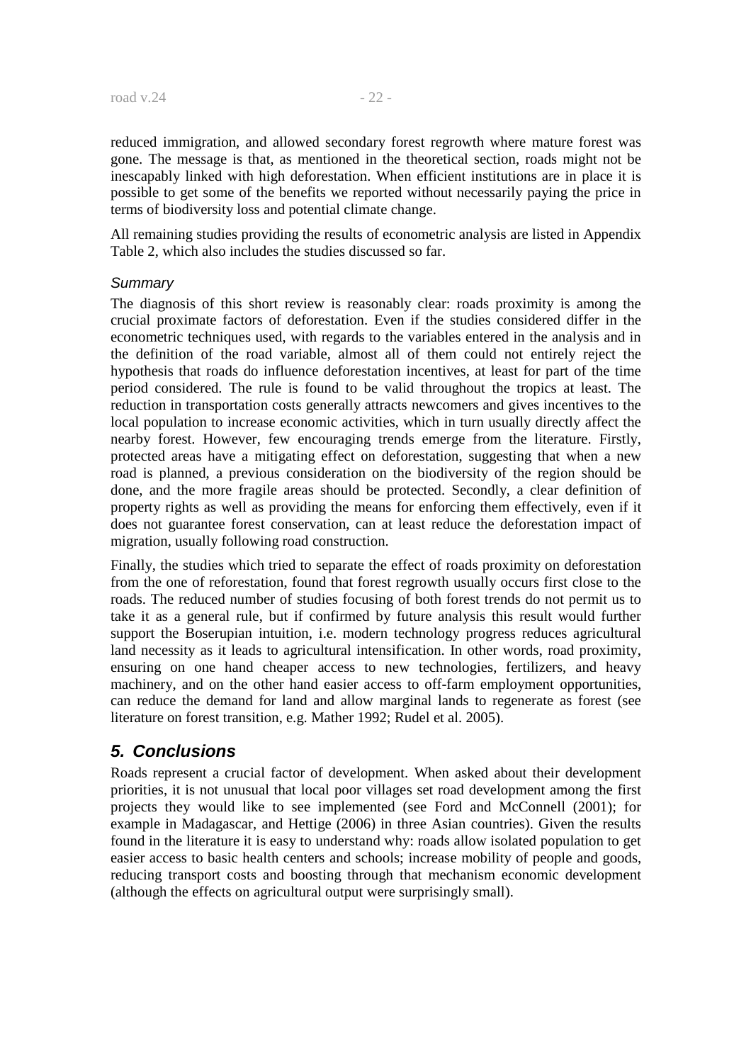reduced immigration, and allowed secondary forest regrowth where mature forest was gone. The message is that, as mentioned in the theoretical section, roads might not be inescapably linked with high deforestation. When efficient institutions are in place it is possible to get some of the benefits we reported without necessarily paying the price in terms of biodiversity loss and potential climate change.

All remaining studies providing the results of econometric analysis are listed in Appendix Table 2, which also includes the studies discussed so far.

*Summary*

The diagnosis of this short review is reasonably clear: roads proximity is among the crucial proximate factors of deforestation. Even if the studies considered differ in the econometric techniques used, with regards to the variables entered in the analysis and in the definition of the road variable, almost all of them could not entirely reject the hypothesis that roads do influence deforestation incentives, at least for part of the time period considered. The rule is found to be valid throughout the tropics at least. The reduction in transportation costs generally attracts newcomers and gives incentives to the local population to increase economic activities, which in turn usually directly affect the nearby forest. However, few encouraging trends emerge from the literature. Firstly, protected areas have a mitigating effect on deforestation, suggesting that when a new road is planned, a previous consideration on the biodiversity of the region should be done, and the more fragile areas should be protected. Secondly, a clear definition of property rights as well as providing the means for enforcing them effectively, even if it does not guarantee forest conservation, can at least reduce the deforestation impact of migration, usually following road construction.

Finally, the studies which tried to separate the effect of roads proximity on deforestation from the one of reforestation, found that forest regrowth usually occurs first close to the roads. The reduced number of studies focusing of both forest trends do not permit us to take it as a general rule, but if confirmed by future analysis this result would further support the Boserupian intuition, i.e. modern technology progress reduces agricultural land necessity as it leads to agricultural intensification. In other words, road proximity, ensuring on one hand cheaper access to new technologies, fertilizers, and heavy machinery, and on the other hand easier access to off-farm employment opportunities, can reduce the demand for land and allow marginal lands to regenerate as forest (see literature on forest transition, e.g. Mather 1992; Rudel et al. 2005).

## *5. Conclusions*

Roads represent a crucial factor of development. When asked about their development priorities, it is not unusual that local poor villages set road development among the first projects they would like to see implemented (see Ford and McConnell (2001); for example in Madagascar, and Hettige (2006) in three Asian countries). Given the results found in the literature it is easy to understand why: roads allow isolated population to get easier access to basic health centers and schools; increase mobility of people and goods, reducing transport costs and boosting through that mechanism economic development (although the effects on agricultural output were surprisingly small).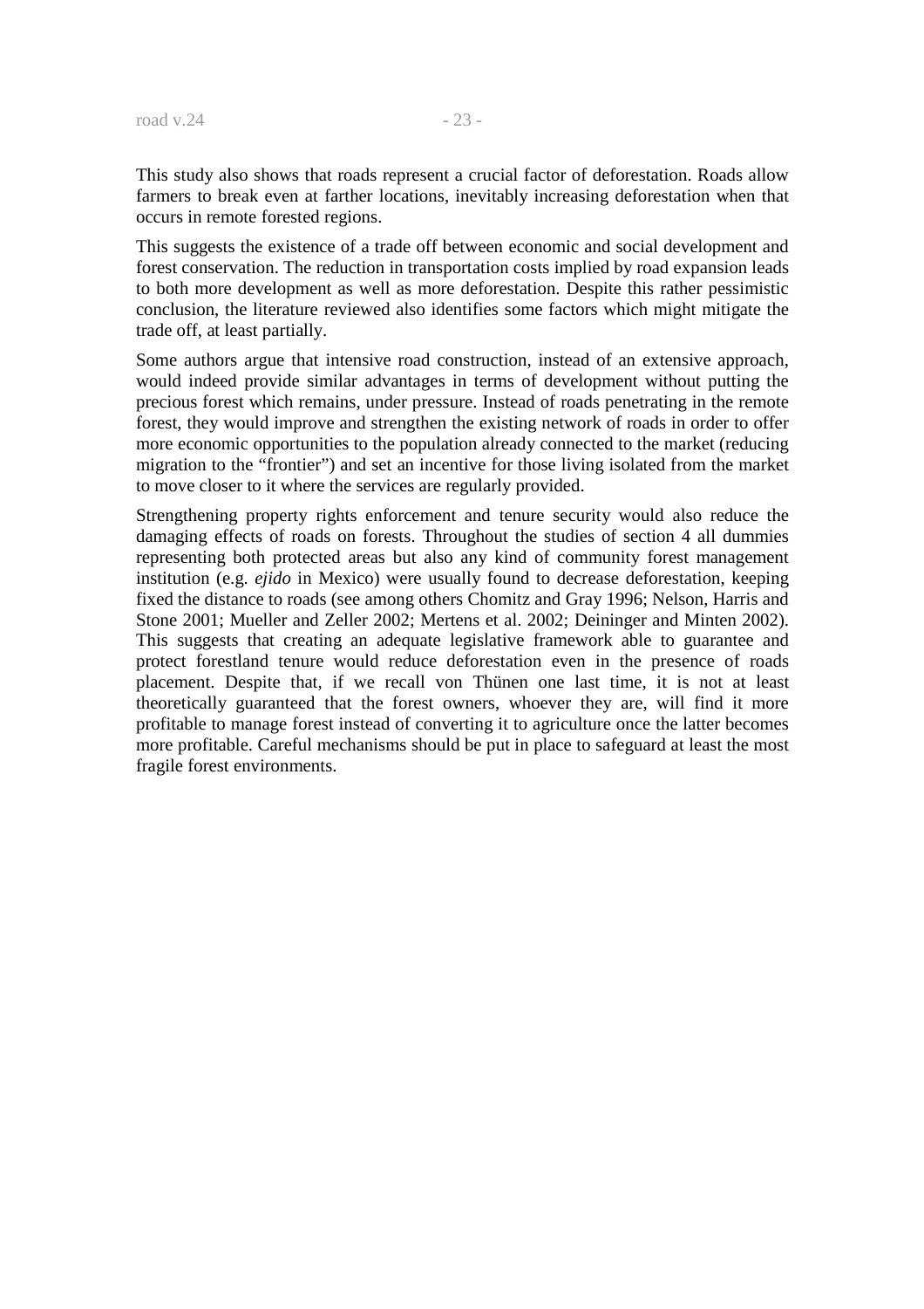This study also shows that roads represent a crucial factor of deforestation. Roads allow farmers to break even at farther locations, inevitably increasing deforestation when that occurs in remote forested regions.

This suggests the existence of a trade off between economic and social development and forest conservation. The reduction in transportation costs implied by road expansion leads to both more development as well as more deforestation. Despite this rather pessimistic conclusion, the literature reviewed also identifies some factors which might mitigate the trade off, at least partially.

Some authors argue that intensive road construction, instead of an extensive approach, would indeed provide similar advantages in terms of development without putting the precious forest which remains, under pressure. Instead of roads penetrating in the remote forest, they would improve and strengthen the existing network of roads in order to offer more economic opportunities to the population already connected to the market (reducing migration to the "frontier") and set an incentive for those living isolated from the market to move closer to it where the services are regularly provided.

Strengthening property rights enforcement and tenure security would also reduce the damaging effects of roads on forests. Throughout the studies of section 4 all dummies representing both protected areas but also any kind of community forest management institution (e.g. *ejido* in Mexico) were usually found to decrease deforestation, keeping fixed the distance to roads (see among others Chomitz and Gray 1996; Nelson, Harris and Stone 2001; Mueller and Zeller 2002; Mertens et al. 2002; Deininger and Minten 2002). This suggests that creating an adequate legislative framework able to guarantee and protect forestland tenure would reduce deforestation even in the presence of roads placement. Despite that, if we recall von Thünen one last time, it is not at least theoretically guaranteed that the forest owners, whoever they are, will find it more profitable to manage forest instead of converting it to agriculture once the latter becomes more profitable. Careful mechanisms should be put in place to safeguard at least the most fragile forest environments.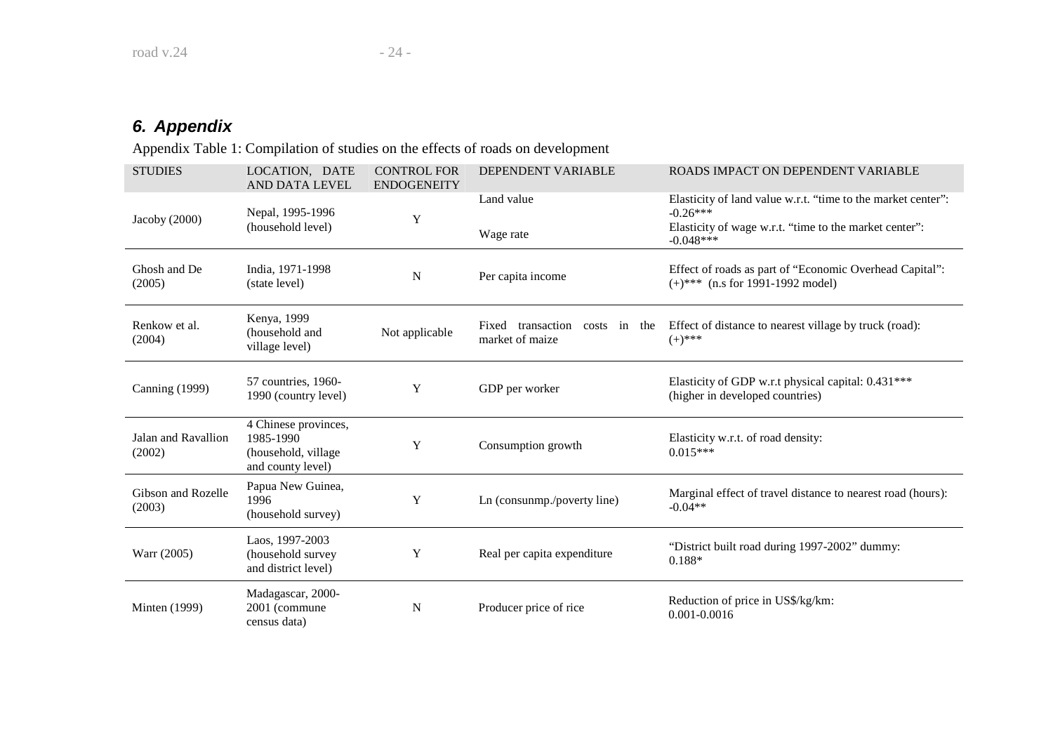## *6. Appendix*

Appendix Table 1: Compilation of studies on the effects of roads on development

| STUDIES | LOCATION, DATE AND DATA LEVEL | CONTROL FOR ENDOGENEITY | DEPENDENT VARIABLE | ROADS IMPACT ON DEPENDENT VARIABLE |
|---|---|---|---|---|
| Jacoby (2000) | Nepal, 1995-1996 (household level) | Y | Land value<br>Wage rate | Elasticity of land value w.r.t. "time to the market center": -0.26***<br>Elasticity of wage w.r.t. "time to the market center": -0.048*** |
| Ghosh and De (2005) | India, 1971-1998 (state level) | N | Per capita income | Effect of roads as part of "Economic Overhead Capital": (+)*** (n.s for 1991-1992 model) |
| Renkow et al. (2004) | Kenya, 1999 (household and village level) | Not applicable | Fixed transaction costs in the market of maize | Effect of distance to nearest village by truck (road): (+)*** |
| Canning (1999) | 57 countries, 1960-1990 (country level) | Y | GDP per worker | Elasticity of GDP w.r.t physical capital: 0.431*** (higher in developed countries) |
| Jalan and Ravallion (2002) | 4 Chinese provinces, 1985-1990 (household, village and county level) | Y | Consumption growth | Elasticity w.r.t. of road density: 0.015*** |
| Gibson and Rozelle (2003) | Papua New Guinea, 1996 (household survey) | Y | Ln (consunmp./poverty line) | Marginal effect of travel distance to nearest road (hours): -0.04** |
| Warr (2005) | Laos, 1997-2003 (household survey and district level) | Y | Real per capita expenditure | "District built road during 1997-2002" dummy: 0.188* |
| Minten (1999) | Madagascar, 2000-2001 (commune census data) | N | Producer price of rice | Reduction of price in US$/kg/km: 0.001-0.0016 |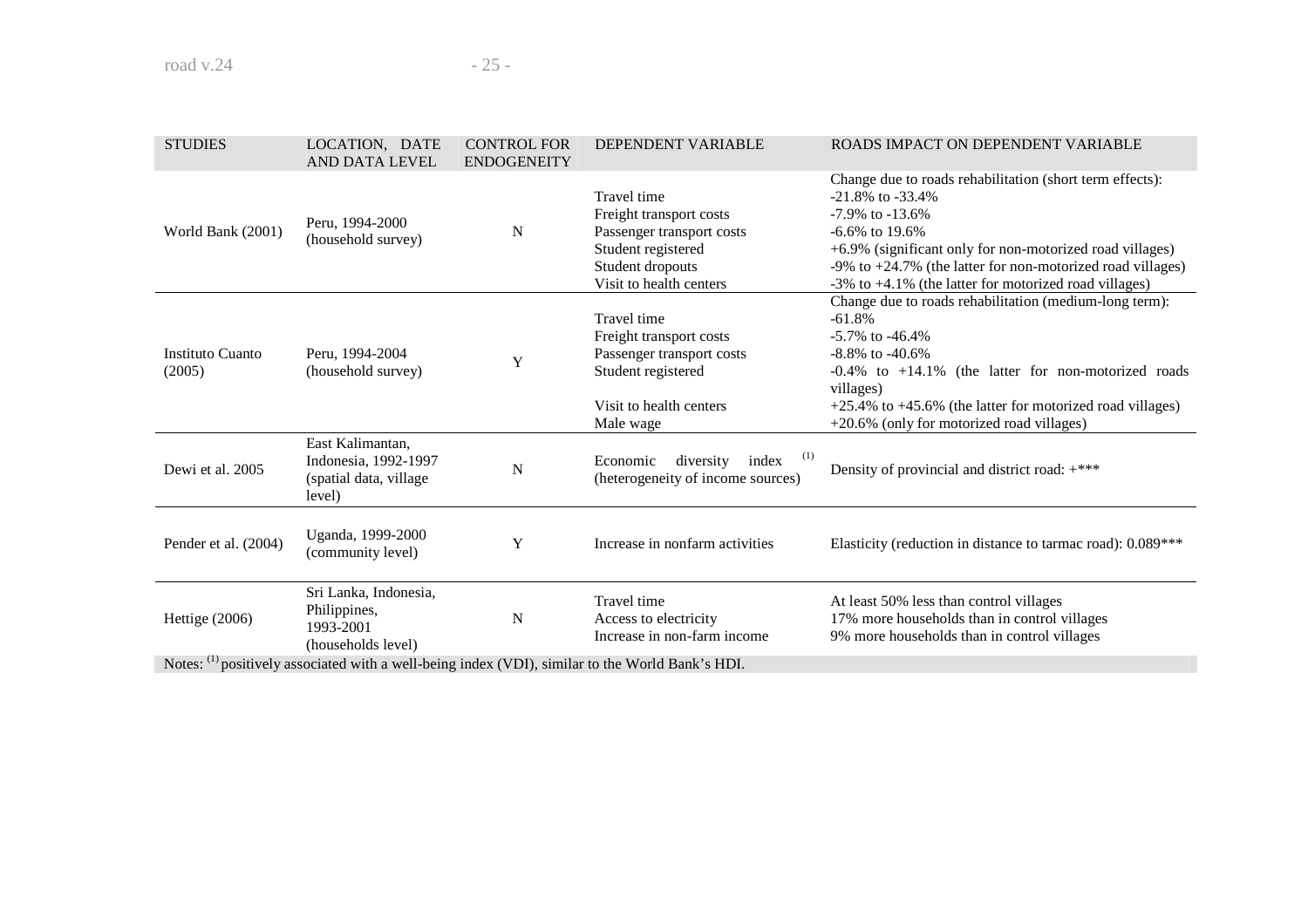| STUDIES | LOCATION, DATE AND DATA LEVEL | CONTROL FOR ENDOGENEITY | DEPENDENT VARIABLE | ROADS IMPACT ON DEPENDENT VARIABLE |
|---|---|---|---|---|
| World Bank (2001) | Peru, 1994-2000 (household survey) | N | Travel time<br>Freight transport costs<br>Passenger transport costs<br>Student registered<br>Student dropouts<br>Visit to health centers | Change due to roads rehabilitation (short term effects):<br>-21.8% to -33.4%<br>-7.9% to -13.6%<br>-6.6% to 19.6%<br>+6.9% (significant only for non-motorized road villages)<br>-9% to +24.7% (the latter for non-motorized road villages)<br>-3% to +4.1% (the latter for motorized road villages) |
| Instituto Cuanto (2005) | Peru, 1994-2004 (household survey) | Y | Travel time<br>Freight transport costs<br>Passenger transport costs<br>Student registered<br><br>Visit to health centers<br>Male wage | Change due to roads rehabilitation (medium-long term):<br>-61.8%<br>-5.7% to -46.4%<br>-8.8% to -40.6%<br>-0.4% to +14.1% (the latter for non-motorized roads villages)<br>+25.4% to +45.6% (the latter for motorized road villages)<br>+20.6% (only for motorized road villages) |
| Dewi et al. 2005 | East Kalimantan, Indonesia, 1992-1997 (spatial data, village level) | N | Economic diversity index [(1)] (heterogeneity of income sources) | Density of provincial and district road: +*** |
| Pender et al. (2004) | Uganda, 1999-2000 (community level) | Y | Increase in nonfarm activities | Elasticity (reduction in distance to tarmac road): 0.089*** |
| Hettige (2006) | Sri Lanka, Indonesia, Philippines, 1993-2001 (households level) | N | Travel time<br>Access to electricity<br>Increase in non-farm income | At least 50% less than control villages<br>17% more households than in control villages<br>9% more households than in control villages |

Notes: [(1)] positively associated with a well-being index (VDI), similar to the World Bank's HDI.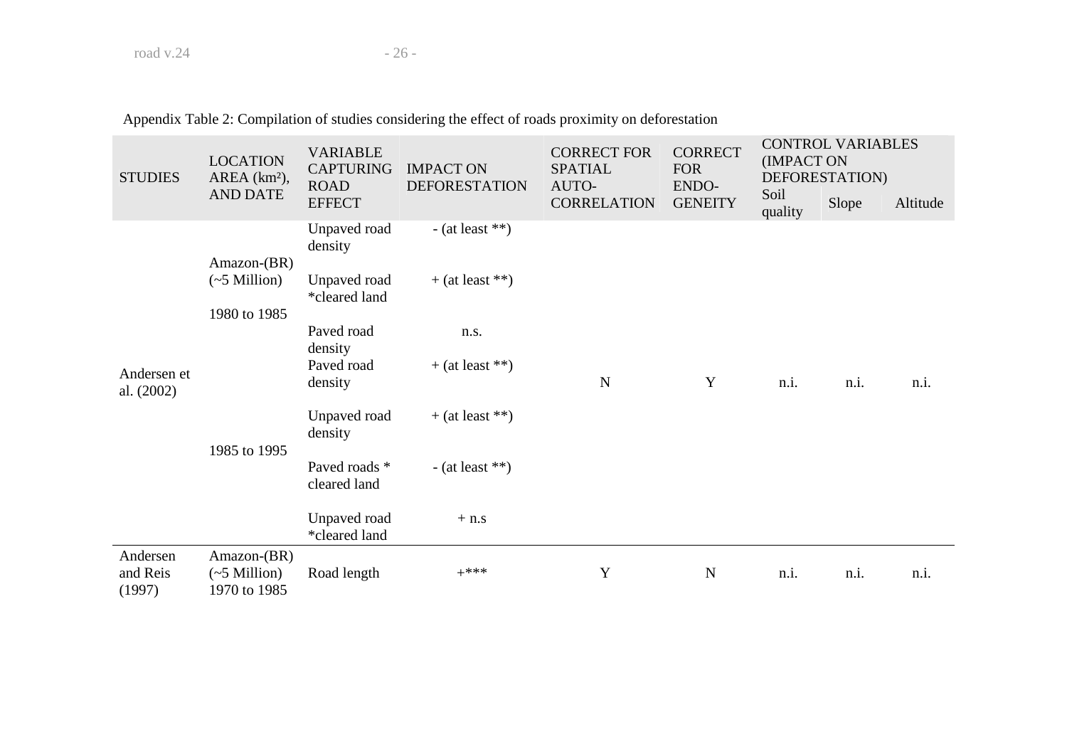Appendix Table 2: Compilation of studies considering the effect of roads proximity on deforestation

| STUDIES | LOCATION AREA (km²), AND DATE | VARIABLE CAPTURING ROAD EFFECT | IMPACT ON DEFORESTATION | CORRECT FOR SPATIAL AUTO-CORRELATION | CORRECT FOR ENDO-GENEITY | CONTROL VARIABLES (IMPACT ON DEFORESTATION) | | |
|---|---|---|---|---|---|---|---|---|
| | | | | | | Soil quality | Slope | Altitude |
| Andersen et al. (2002) | Amazon-(BR) (~5 Million) 1980 to 1985 | Unpaved road density | - (at least **) | N | Y | n.i. | n.i. | n.i. |
| | | Unpaved road *cleared land | + (at least **) | | | | | |
| | | Paved road density | n.s. | | | | | |
| | 1985 to 1995 | Paved road density | + (at least **) | | | | | |
| | | Unpaved road density | + (at least **) | | | | | |
| | | Paved roads * cleared land | - (at least **) | | | | | |
| | | Unpaved road *cleared land | + n.s | | | | | |
| Andersen and Reis (1997) | Amazon-(BR) (~5 Million) 1970 to 1985 | Road length | +*** | Y | N | n.i. | n.i. | n.i. |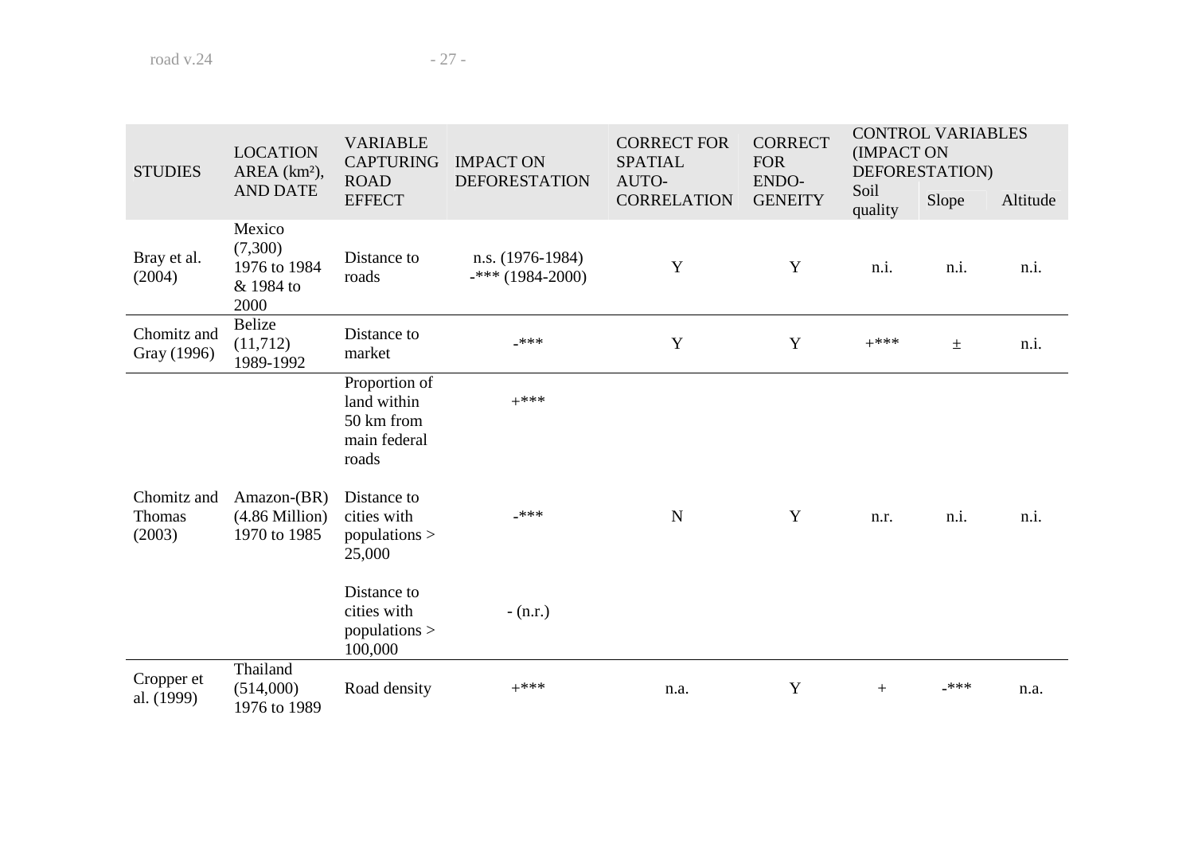| STUDIES | LOCATION AREA (km²), AND DATE | VARIABLE CAPTURING ROAD EFFECT | IMPACT ON DEFORESTATION | CORRECT FOR SPATIAL AUTO-CORRELATION | CORRECT FOR ENDO-GENEITY | CONTROL VARIABLES (IMPACT ON DEFORESTATION) | | |
|---|---|---|---|---|---|---|---|---|
| | | | | | | Soil quality | Slope | Altitude |
| Bray et al. (2004) | Mexico (7,300) 1976 to 1984 & 1984 to 2000 | Distance to roads | n.s. (1976-1984) -*** (1984-2000) | Y | Y | n.i. | n.i. | n.i. |
| Chomitz and Gray (1996) | Belize (11,712) 1989-1992 | Distance to market | -*** | Y | Y | +*** | ± | n.i. |
| Chomitz and Thomas (2003) | Amazon-(BR) (4.86 Million) 1970 to 1985 | Proportion of land within 50 km from main federal roads | +*** | N | Y | n.r. | n.i. | n.i. |
| | | Distance to cities with populations > 25,000 | -*** | | | | | |
| | | Distance to cities with populations > 100,000 | - (n.r.) | | | | | |
| Cropper et al. (1999) | Thailand (514,000) 1976 to 1989 | Road density | +*** | n.a. | Y | + | -*** | n.a. |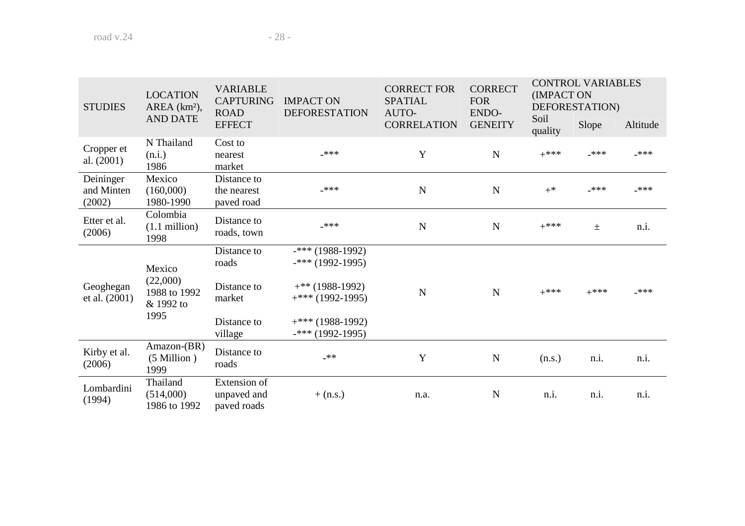| STUDIES | LOCATION AREA (km²), AND DATE | VARIABLE CAPTURING ROAD EFFECT | IMPACT ON DEFORESTATION | CORRECT FOR SPATIAL AUTO-CORRELATION | CORRECT FOR ENDO-GENEITY | CONTROL VARIABLES (IMPACT ON DEFORESTATION) | | |
|---|---|---|---|---|---|---|---|---|
| | | | | | | Soil quality | Slope | Altitude |
| Cropper et al. (2001) | N Thailand (n.i.) 1986 | Cost to nearest market | -*** | Y | N | +*** | -*** | -*** |
| Deininger and Minten (2002) | Mexico (160,000) 1980-1990 | Distance to the nearest paved road | -*** | N | N | +* | -*** | -*** |
| Etter et al. (2006) | Colombia (1.1 million) 1998 | Distance to roads, town | -*** | N | N | +*** | ± | n.i. |
| Geoghegan et al. (2001) | Mexico (22,000) 1988 to 1992 & 1992 to 1995 | Distance to roads | -*** (1988-1992) -*** (1992-1995) | N | N | +*** | +*** | -*** |
| | | Distance to market | +** (1988-1992) +*** (1992-1995) | | | | | |
| | | Distance to village | +*** (1988-1992) -*** (1992-1995) | | | | | |
| Kirby et al. (2006) | Amazon-(BR) (5 Million ) 1999 | Distance to roads | -** | Y | N | (n.s.) | n.i. | n.i. |
| Lombardini (1994) | Thailand (514,000) 1986 to 1992 | Extension of unpaved and paved roads | + (n.s.) | n.a. | N | n.i. | n.i. | n.i. |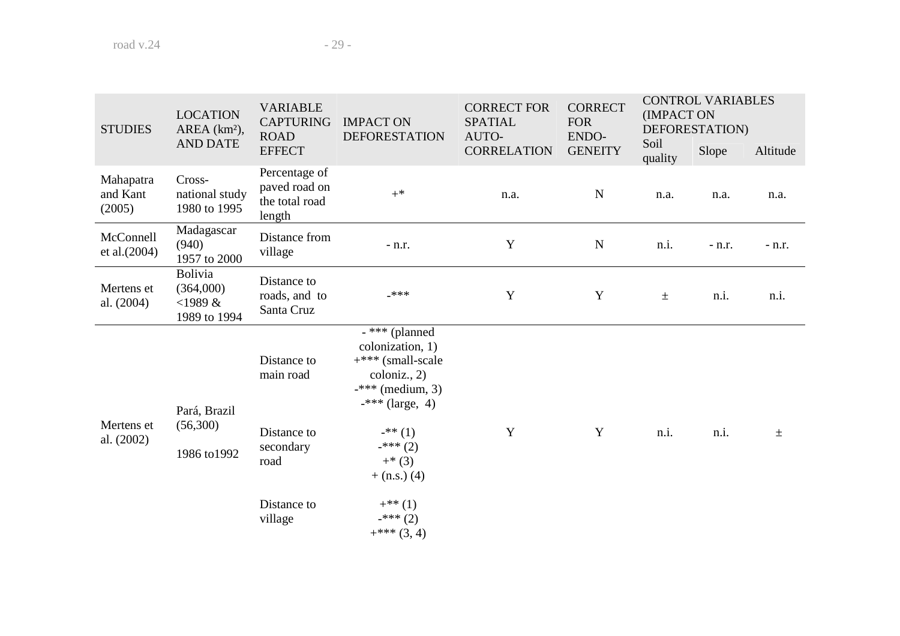| STUDIES | LOCATION AREA (km²), AND DATE | VARIABLE CAPTURING ROAD EFFECT | IMPACT ON DEFORESTATION | CORRECT FOR SPATIAL AUTO-CORRELATION | CORRECT FOR ENDO-GENEITY | CONTROL VARIABLES (IMPACT ON DEFORESTATION) | | |
|---|---|---|---|---|---|---|---|---|
| | | | | | | Soil quality | Slope | Altitude |
| Mahapatra and Kant (2005) | Cross-national study 1980 to 1995 | Percentage of paved road on the total road length | +* | n.a. | N | n.a. | n.a. | n.a. |
| McConnell et al.(2004) | Madagascar (940) 1957 to 2000 | Distance from village | - n.r. | Y | N | n.i. | - n.r. | - n.r. |
| Mertens et al. (2004) | Bolivia (364,000) <1989 & 1989 to 1994 | Distance to roads, and to Santa Cruz | -*** | Y | Y | ± | n.i. | n.i. |
| Mertens et al. (2002) | Pará, Brazil (56,300) 1986 to1992 | Distance to main road | - *** (planned colonization, 1) +*** (small-scale coloniz., 2) -*** (medium, 3) -*** (large, 4) | Y | Y | n.i. | n.i. | ± |
| | | Distance to secondary road | -** (1) -*** (2) +* (3) + (n.s.) (4) | | | | | |
| | | Distance to village | +** (1) -*** (2) +*** (3, 4) | | | | | |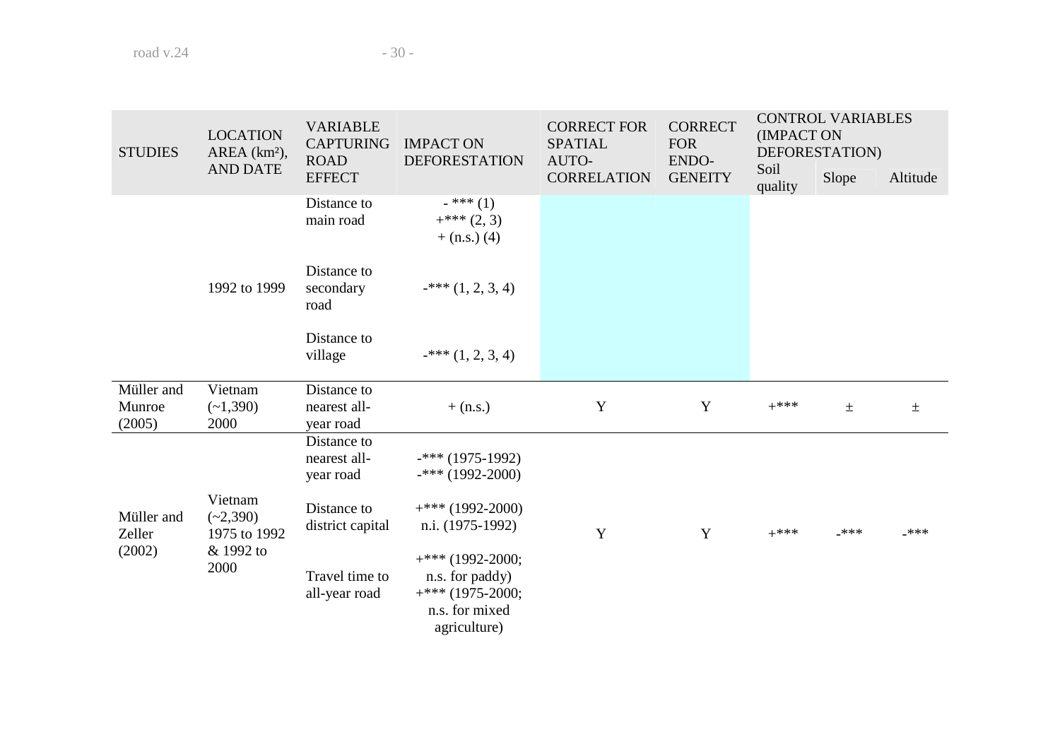| STUDIES | LOCATION AREA (km²), AND DATE | VARIABLE CAPTURING ROAD EFFECT | IMPACT ON DEFORESTATION | CORRECT FOR SPATIAL AUTO-CORRELATION | CORRECT FOR ENDO-GENEITY | CONTROL VARIABLES (IMPACT ON DEFORESTATION) | | |
|---|---|---|---|---|---|---|---|---|
| | | | | | | Soil quality | Slope | Altitude |
| | | Distance to main road | - *** (1) +*** (2, 3) + (n.s.) (4) | | | | | |
| | 1992 to 1999 | Distance to secondary road | -*** (1, 2, 3, 4) | | | | | |
| | | Distance to village | -*** (1, 2, 3, 4) | | | | | |
| Müller and Munroe (2005) | Vietnam (~1,390) 2000 | Distance to nearest all-year road | + (n.s.) | Y | Y | +*** | ± | ± |
| Müller and Zeller (2002) | Vietnam (~2,390) 1975 to 1992 & 1992 to 2000 | Distance to nearest all-year road | -*** (1975-1992) -*** (1992-2000) | Y | Y | +*** | -*** | -*** |
| | | Distance to district capital | +*** (1992-2000) n.i. (1975-1992) | | | | | |
| | | Travel time to all-year road | +*** (1992-2000; n.s. for paddy) +*** (1975-2000; n.s. for mixed agriculture) | | | | | |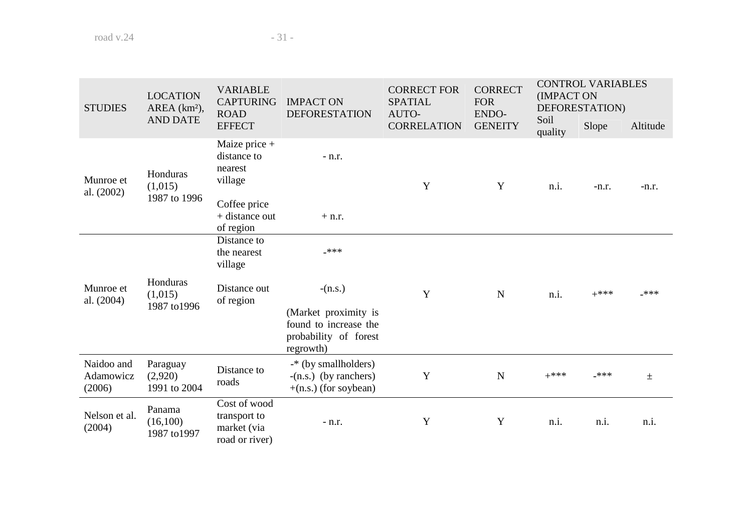| STUDIES | LOCATION AREA (km²), AND DATE | VARIABLE CAPTURING ROAD EFFECT | IMPACT ON DEFORESTATION | CORRECT FOR SPATIAL AUTO-CORRELATION | CORRECT FOR ENDO-GENEITY | CONTROL VARIABLES (IMPACT ON DEFORESTATION) | | |
|---|---|---|---|---|---|---|---|---|
| | | | | | | Soil quality | Slope | Altitude |
| Munroe et al. (2002) | Honduras (1,015) 1987 to 1996 | Maize price + distance to nearest village<br>Coffee price + distance out of region | - n.r.<br>+ n.r. | Y | Y | n.i. | -n.r. | -n.r. |
| Munroe et al. (2004) | Honduras (1,015) 1987 to1996 | Distance to the nearest village<br>Distance out of region | -***<br>-(n.s.)<br>(Market proximity is found to increase the probability of forest regrowth) | Y | N | n.i. | +*** | -*** |
| Naidoo and Adamowicz (2006) | Paraguay (2,920) 1991 to 2004 | Distance to roads | -* (by smallholders)<br>-(n.s.) (by ranchers)<br>+(n.s.) (for soybean) | Y | N | +*** | -*** | ± |
| Nelson et al. (2004) | Panama (16,100) 1987 to1997 | Cost of wood transport to market (via road or river) | - n.r. | Y | Y | n.i. | n.i. | n.i. |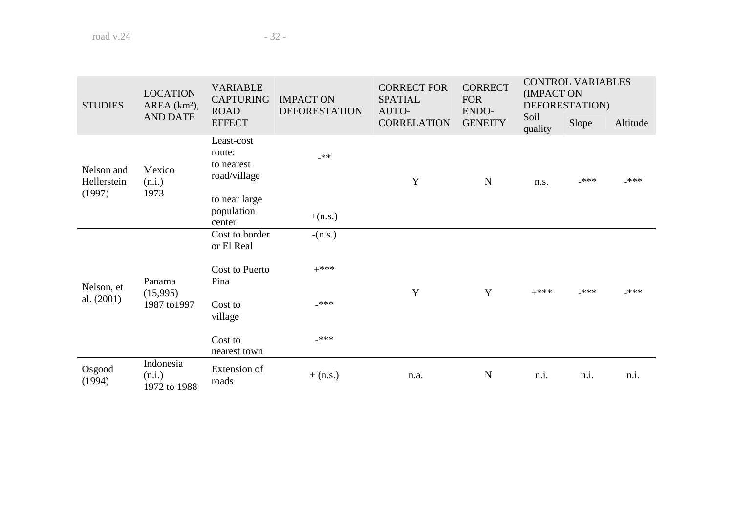| STUDIES | LOCATION AREA (km²), AND DATE | VARIABLE CAPTURING ROAD EFFECT | IMPACT ON DEFORESTATION | CORRECT FOR SPATIAL AUTO-CORRELATION | CORRECT FOR ENDO-GENEITY | CONTROL VARIABLES (IMPACT ON DEFORESTATION) | | |
|---|---|---|---|---|---|---|---|---|
| | | | | | | Soil quality | Slope | Altitude |
| Nelson and Hellerstein (1997) | Mexico (n.i.) 1973 | Least-cost route: to nearest road/village | -** | Y | N | n.s. | -*** | -*** |
| | | to near large population center | +(n.s.) | | | | | |
| Nelson, et al. (2001) | Panama (15,995) 1987 to1997 | Cost to border or El Real | -(n.s.) | Y | Y | +*** | -*** | -*** |
| | | Cost to Puerto Pina | +*** | | | | | |
| | | Cost to village | -*** | | | | | |
| | | Cost to nearest town | -*** | | | | | |
| Osgood (1994) | Indonesia (n.i.) 1972 to 1988 | Extension of roads | + (n.s.) | n.a. | N | n.i. | n.i. | n.i. |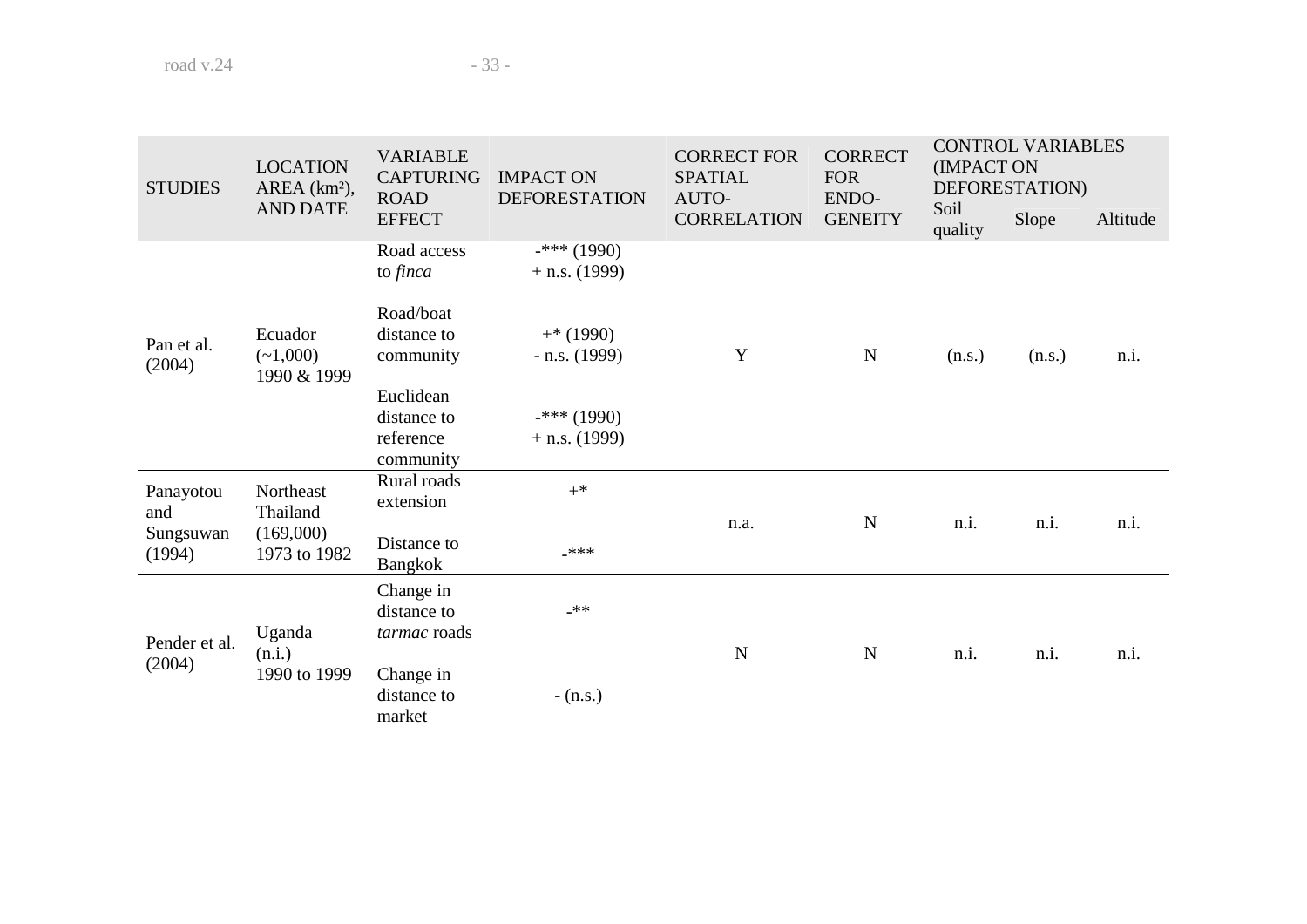| STUDIES | LOCATION AREA (km²), AND DATE | VARIABLE CAPTURING ROAD EFFECT | IMPACT ON DEFORESTATION | CORRECT FOR SPATIAL AUTO-CORRELATION | CORRECT FOR ENDO-GENEITY | CONTROL VARIABLES (IMPACT ON DEFORESTATION) | | |
|---|---|---|---|---|---|---|---|---|
| | | | | | | Soil quality | Slope | Altitude |
| Pan et al. (2004) | Ecuador (~1,000) 1990 & 1999 | Road access to *finca* | -*** (1990) + n.s. (1999) | Y | N | (n.s.) | (n.s.) | n.i. |
| | | Road/boat distance to community | +* (1990) - n.s. (1999) | | | | | |
| | | Euclidean distance to reference community | -*** (1990) + n.s. (1999) | | | | | |
| Panayotou and Sungsuwan (1994) | Northeast Thailand (169,000) 1973 to 1982 | Rural roads extension | +* | n.a. | N | n.i. | n.i. | n.i. |
| | | Distance to Bangkok | -*** | | | | | |
| Pender et al. (2004) | Uganda (n.i.) 1990 to 1999 | Change in distance to *tarmac* roads | -** | N | N | n.i. | n.i. | n.i. |
| | | Change in distance to market | - (n.s.) | | | | | |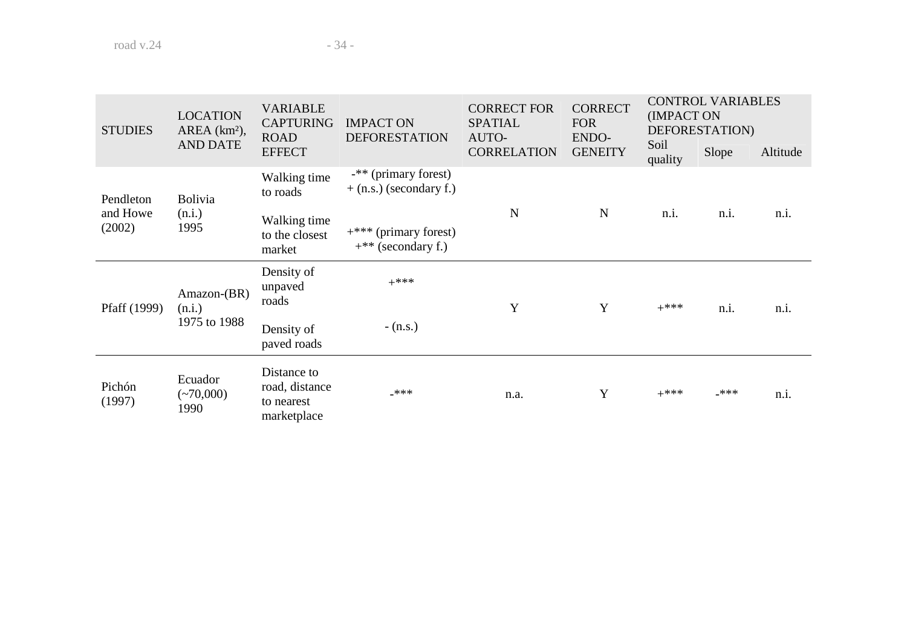| STUDIES | LOCATION AREA (km²), AND DATE | VARIABLE CAPTURING ROAD EFFECT | IMPACT ON DEFORESTATION | CORRECT FOR SPATIAL AUTO-CORRELATION | CORRECT FOR ENDO-GENEITY | CONTROL VARIABLES (IMPACT ON DEFORESTATION) | | |
|---|---|---|---|---|---|---|---|---|
| | | | | | | Soil quality | Slope | Altitude |
| Pendleton and Howe (2002) | Bolivia (n.i.) 1995 | Walking time to roads | -** (primary forest) + (n.s.) (secondary f.) | N | N | n.i. | n.i. | n.i. |
| | | Walking time to the closest market | +*** (primary forest) +** (secondary f.) | | | | | |
| Pfaff (1999) | Amazon-(BR) (n.i.) 1975 to 1988 | Density of unpaved roads | +*** | Y | Y | +*** | n.i. | n.i. |
| | | Density of paved roads | - (n.s.) | | | | | |
| Pichón (1997) | Ecuador (~70,000) 1990 | Distance to road, distance to nearest marketplace | -*** | n.a. | Y | +*** | -*** | n.i. |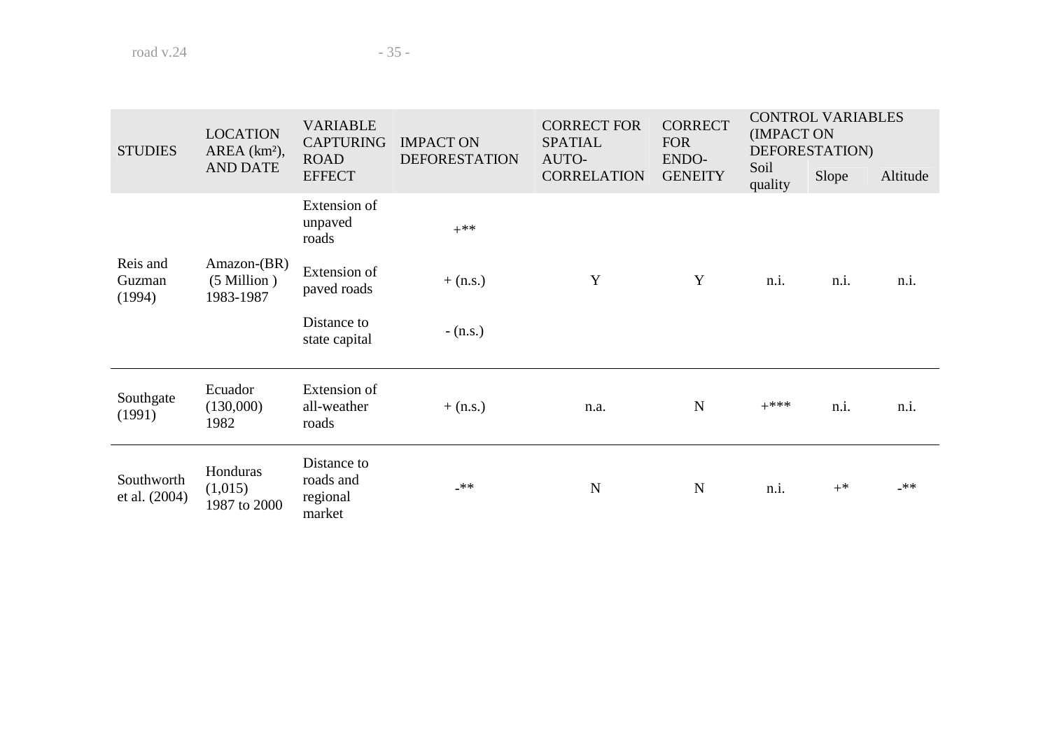| STUDIES | LOCATION AREA (km²), AND DATE | VARIABLE CAPTURING ROAD EFFECT | IMPACT ON DEFORESTATION | CORRECT FOR SPATIAL AUTO-CORRELATION | CORRECT FOR ENDO-GENEITY | CONTROL VARIABLES (IMPACT ON DEFORESTATION) | | |
|---|---|---|---|---|---|---|---|---|
| | | | | | | Soil quality | Slope | Altitude |
| Reis and Guzman (1994) | Amazon-(BR) (5 Million ) 1983-1987 | Extension of unpaved roads | +** | Y | Y | n.i. | n.i. | n.i. |
| | | Extension of paved roads | + (n.s.) | | | | | |
| | | Distance to state capital | - (n.s.) | | | | | |
| Southgate (1991) | Ecuador (130,000) 1982 | Extension of all-weather roads | + (n.s.) | n.a. | N | +*** | n.i. | n.i. |
| Southworth et al. (2004) | Honduras (1,015) 1987 to 2000 | Distance to roads and regional market | -** | N | N | n.i. | +* | -** |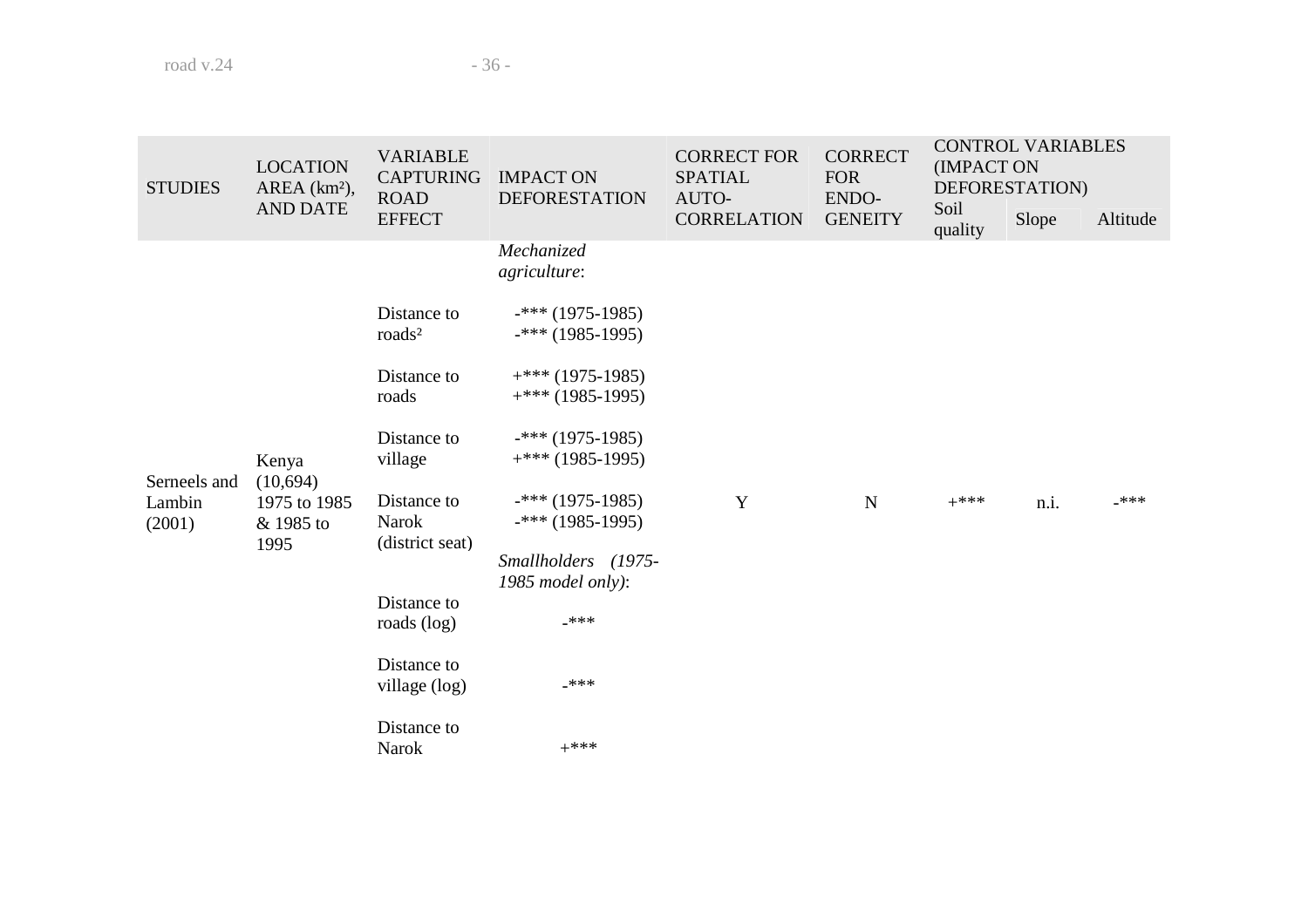| STUDIES | LOCATION AREA (km²), AND DATE | VARIABLE CAPTURING ROAD EFFECT | IMPACT ON DEFORESTATION | CORRECT FOR SPATIAL AUTO-CORRELATION | CORRECT FOR ENDO-GENEITY | CONTROL VARIABLES (IMPACT ON DEFORESTATION) | | |
|---|---|---|---|---|---|---|---|---|
| | | | | | | Soil quality | Slope | Altitude |
| Serneels and Lambin (2001) | Kenya (10,694) 1975 to 1985 & 1985 to 1995 | | *Mechanized agriculture*: | Y | N | +*** | n.i. | -*** |
| | | Distance to roads² | -*** (1975-1985) -*** (1985-1995) | | | | | |
| | | Distance to roads | +*** (1975-1985) +*** (1985-1995) | | | | | |
| | | Distance to village | -*** (1975-1985) +*** (1985-1995) | | | | | |
| | | Distance to Narok (district seat) | -*** (1975-1985) -*** (1985-1995) | | | | | |
| | | | *Smallholders (1975-1985 model only)*: | | | | | |
| | | Distance to roads (log) | -*** | | | | | |
| | | Distance to village (log) | -*** | | | | | |
| | | Distance to Narok | +*** | | | | | |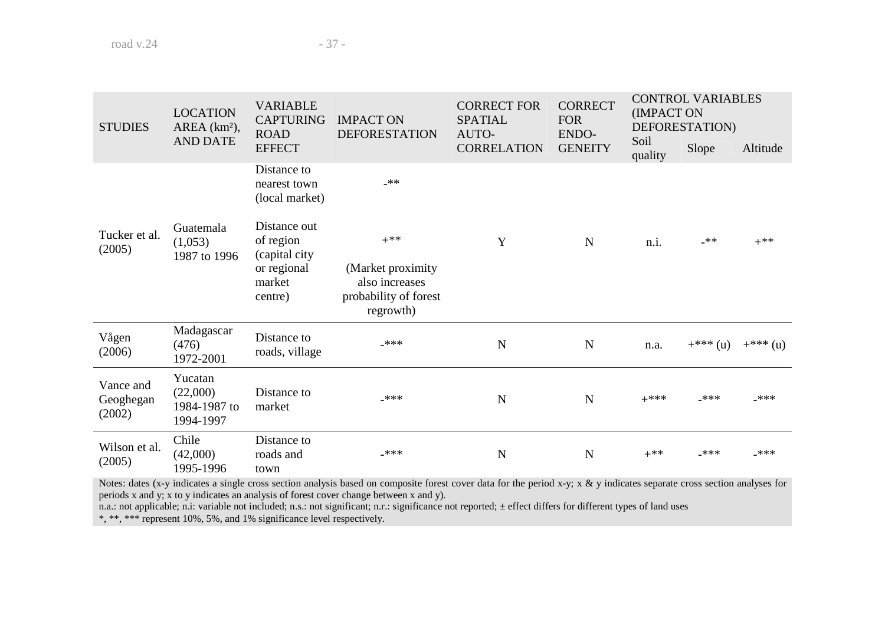| STUDIES | LOCATION AREA (km²), AND DATE | VARIABLE CAPTURING ROAD EFFECT | IMPACT ON DEFORESTATION | CORRECT FOR SPATIAL AUTO-CORRELATION | CORRECT FOR ENDO-GENEITY | CONTROL VARIABLES (IMPACT ON DEFORESTATION) | | |
|---|---|---|---|---|---|---|---|---|
| | | | | | | Soil quality | Slope | Altitude |
| Tucker et al. (2005) | Guatemala (1,053) 1987 to 1996 | Distance to nearest town (local market)<br><br>Distance out of region (capital city or regional market centre) | -**<br><br>+**<br><br>(Market proximity also increases probability of forest regrowth) | Y | N | n.i. | -** | +** |
| Vågen (2006) | Madagascar (476) 1972-2001 | Distance to roads, village | -*** | N | N | n.a. | +*** (u) | +*** (u) |
| Vance and Geoghegan (2002) | Yucatan (22,000) 1984-1987 to 1994-1997 | Distance to market | -*** | N | N | +*** | -*** | -*** |
| Wilson et al. (2005) | Chile (42,000) 1995-1996 | Distance to roads and town | -*** | N | N | +** | -*** | -*** |

Notes: dates (x-y indicates a single cross section analysis based on composite forest cover data for the period x-y; x & y indicates separate cross section analyses for periods x and y; x to y indicates an analysis of forest cover change between x and y).
n.a.: not applicable; n.i: variable not included; n.s.: not significant; n.r.: significance not reported; ± effect differs for different types of land uses
*, **, *** represent 10%, 5%, and 1% significance level respectively.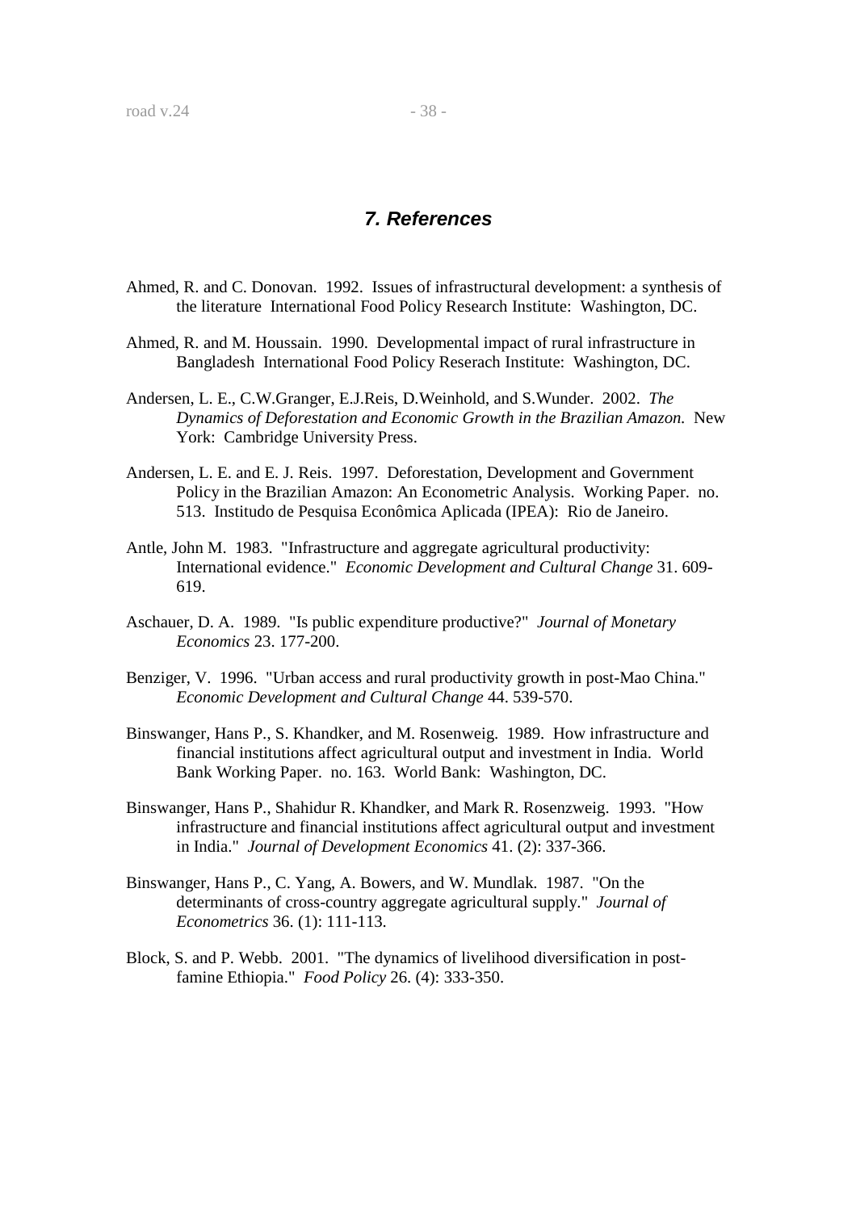## *7. References*

Ahmed, R. and C. Donovan. 1992. Issues of infrastructural development: a synthesis of the literature International Food Policy Research Institute: Washington, DC.

Ahmed, R. and M. Houssain. 1990. Developmental impact of rural infrastructure in Bangladesh International Food Policy Reserach Institute: Washington, DC.

Andersen, L. E., C.W.Granger, E.J.Reis, D.Weinhold, and S.Wunder. 2002. *The Dynamics of Deforestation and Economic Growth in the Brazilian Amazon.* New York: Cambridge University Press.

Andersen, L. E. and E. J. Reis. 1997. Deforestation, Development and Government Policy in the Brazilian Amazon: An Econometric Analysis. Working Paper. no. 513. Institudo de Pesquisa Econômica Aplicada (IPEA): Rio de Janeiro.

Antle, John M. 1983. "Infrastructure and aggregate agricultural productivity: International evidence." *Economic Development and Cultural Change* 31. 609-619.

Aschauer, D. A. 1989. "Is public expenditure productive?" *Journal of Monetary Economics* 23. 177-200.

Benziger, V. 1996. "Urban access and rural productivity growth in post-Mao China." *Economic Development and Cultural Change* 44. 539-570.

Binswanger, Hans P., S. Khandker, and M. Rosenweig. 1989. How infrastructure and financial institutions affect agricultural output and investment in India. World Bank Working Paper. no. 163. World Bank: Washington, DC.

Binswanger, Hans P., Shahidur R. Khandker, and Mark R. Rosenzweig. 1993. "How infrastructure and financial institutions affect agricultural output and investment in India." *Journal of Development Economics* 41. (2): 337-366.

Binswanger, Hans P., C. Yang, A. Bowers, and W. Mundlak. 1987. "On the determinants of cross-country aggregate agricultural supply." *Journal of Econometrics* 36. (1): 111-113.

Block, S. and P. Webb. 2001. "The dynamics of livelihood diversification in post-famine Ethiopia." *Food Policy* 26. (4): 333-350.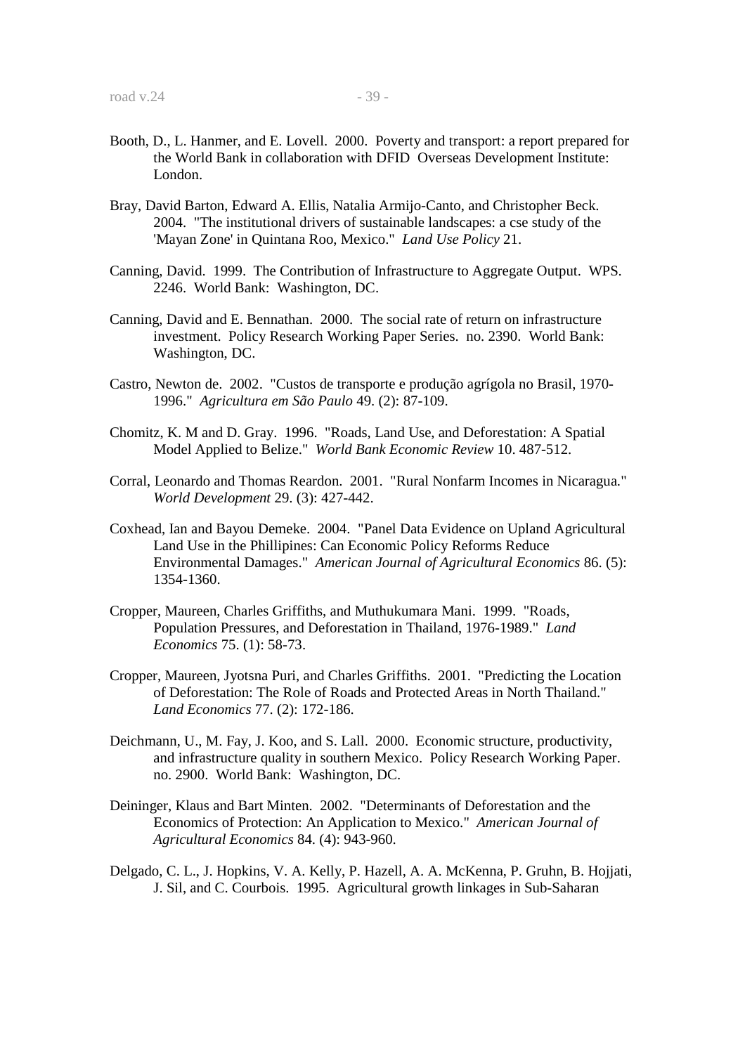Booth, D., L. Hanmer, and E. Lovell. 2000. Poverty and transport: a report prepared for the World Bank in collaboration with DFID Overseas Development Institute: London.

Bray, David Barton, Edward A. Ellis, Natalia Armijo-Canto, and Christopher Beck. 2004. "The institutional drivers of sustainable landscapes: a cse study of the 'Mayan Zone' in Quintana Roo, Mexico." *Land Use Policy* 21.

Canning, David. 1999. The Contribution of Infrastructure to Aggregate Output. WPS. 2246. World Bank: Washington, DC.

Canning, David and E. Bennathan. 2000. The social rate of return on infrastructure investment. Policy Research Working Paper Series. no. 2390. World Bank: Washington, DC.

Castro, Newton de. 2002. "Custos de transporte e produção agrígola no Brasil, 1970-1996." *Agricultura em São Paulo* 49. (2): 87-109.

Chomitz, K. M and D. Gray. 1996. "Roads, Land Use, and Deforestation: A Spatial Model Applied to Belize." *World Bank Economic Review* 10. 487-512.

Corral, Leonardo and Thomas Reardon. 2001. "Rural Nonfarm Incomes in Nicaragua." *World Development* 29. (3): 427-442.

Coxhead, Ian and Bayou Demeke. 2004. "Panel Data Evidence on Upland Agricultural Land Use in the Phillipines: Can Economic Policy Reforms Reduce Environmental Damages." *American Journal of Agricultural Economics* 86. (5): 1354-1360.

Cropper, Maureen, Charles Griffiths, and Muthukumara Mani. 1999. "Roads, Population Pressures, and Deforestation in Thailand, 1976-1989." *Land Economics* 75. (1): 58-73.

Cropper, Maureen, Jyotsna Puri, and Charles Griffiths. 2001. "Predicting the Location of Deforestation: The Role of Roads and Protected Areas in North Thailand." *Land Economics* 77. (2): 172-186.

Deichmann, U., M. Fay, J. Koo, and S. Lall. 2000. Economic structure, productivity, and infrastructure quality in southern Mexico. Policy Research Working Paper. no. 2900. World Bank: Washington, DC.

Deininger, Klaus and Bart Minten. 2002. "Determinants of Deforestation and the Economics of Protection: An Application to Mexico." *American Journal of Agricultural Economics* 84. (4): 943-960.

Delgado, C. L., J. Hopkins, V. A. Kelly, P. Hazell, A. A. McKenna, P. Gruhn, B. Hojjati, J. Sil, and C. Courbois. 1995. Agricultural growth linkages in Sub-Saharan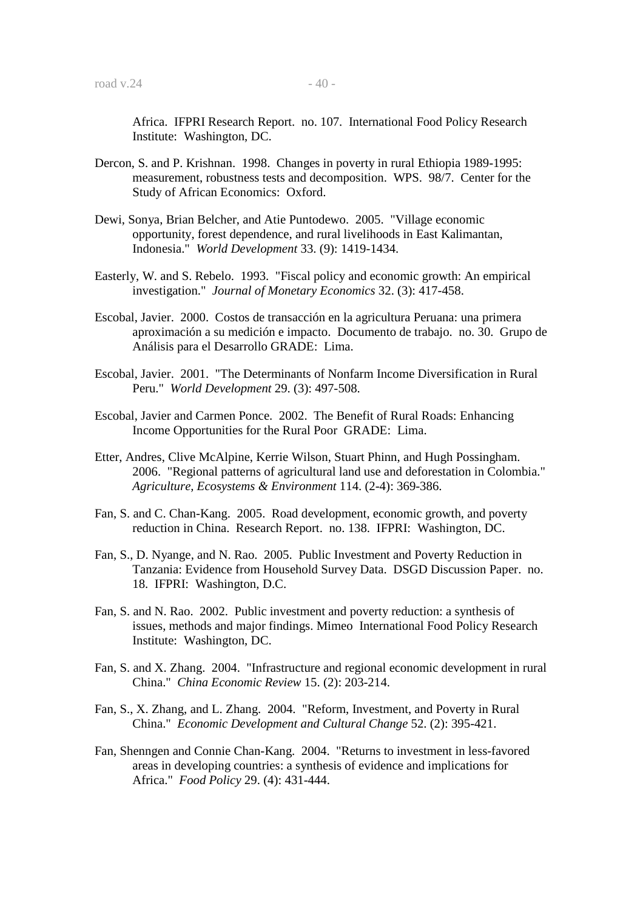Africa. IFPRI Research Report. no. 107. International Food Policy Research Institute: Washington, DC.

Dercon, S. and P. Krishnan. 1998. Changes in poverty in rural Ethiopia 1989-1995: measurement, robustness tests and decomposition. WPS. 98/7. Center for the Study of African Economics: Oxford.

Dewi, Sonya, Brian Belcher, and Atie Puntodewo. 2005. "Village economic opportunity, forest dependence, and rural livelihoods in East Kalimantan, Indonesia." *World Development* 33. (9): 1419-1434.

Easterly, W. and S. Rebelo. 1993. "Fiscal policy and economic growth: An empirical investigation." *Journal of Monetary Economics* 32. (3): 417-458.

Escobal, Javier. 2000. Costos de transacción en la agricultura Peruana: una primera aproximación a su medición e impacto. Documento de trabajo. no. 30. Grupo de Análisis para el Desarrollo GRADE: Lima.

Escobal, Javier. 2001. "The Determinants of Nonfarm Income Diversification in Rural Peru." *World Development* 29. (3): 497-508.

Escobal, Javier and Carmen Ponce. 2002. The Benefit of Rural Roads: Enhancing Income Opportunities for the Rural Poor GRADE: Lima.

Etter, Andres, Clive McAlpine, Kerrie Wilson, Stuart Phinn, and Hugh Possingham. 2006. "Regional patterns of agricultural land use and deforestation in Colombia." *Agriculture, Ecosystems & Environment* 114. (2-4): 369-386.

Fan, S. and C. Chan-Kang. 2005. Road development, economic growth, and poverty reduction in China. Research Report. no. 138. IFPRI: Washington, DC.

Fan, S., D. Nyange, and N. Rao. 2005. Public Investment and Poverty Reduction in Tanzania: Evidence from Household Survey Data. DSGD Discussion Paper. no. 18. IFPRI: Washington, D.C.

Fan, S. and N. Rao. 2002. Public investment and poverty reduction: a synthesis of issues, methods and major findings. Mimeo International Food Policy Research Institute: Washington, DC.

Fan, S. and X. Zhang. 2004. "Infrastructure and regional economic development in rural China." *China Economic Review* 15. (2): 203-214.

Fan, S., X. Zhang, and L. Zhang. 2004. "Reform, Investment, and Poverty in Rural China." *Economic Development and Cultural Change* 52. (2): 395-421.

Fan, Shenngen and Connie Chan-Kang. 2004. "Returns to investment in less-favored areas in developing countries: a synthesis of evidence and implications for Africa." *Food Policy* 29. (4): 431-444.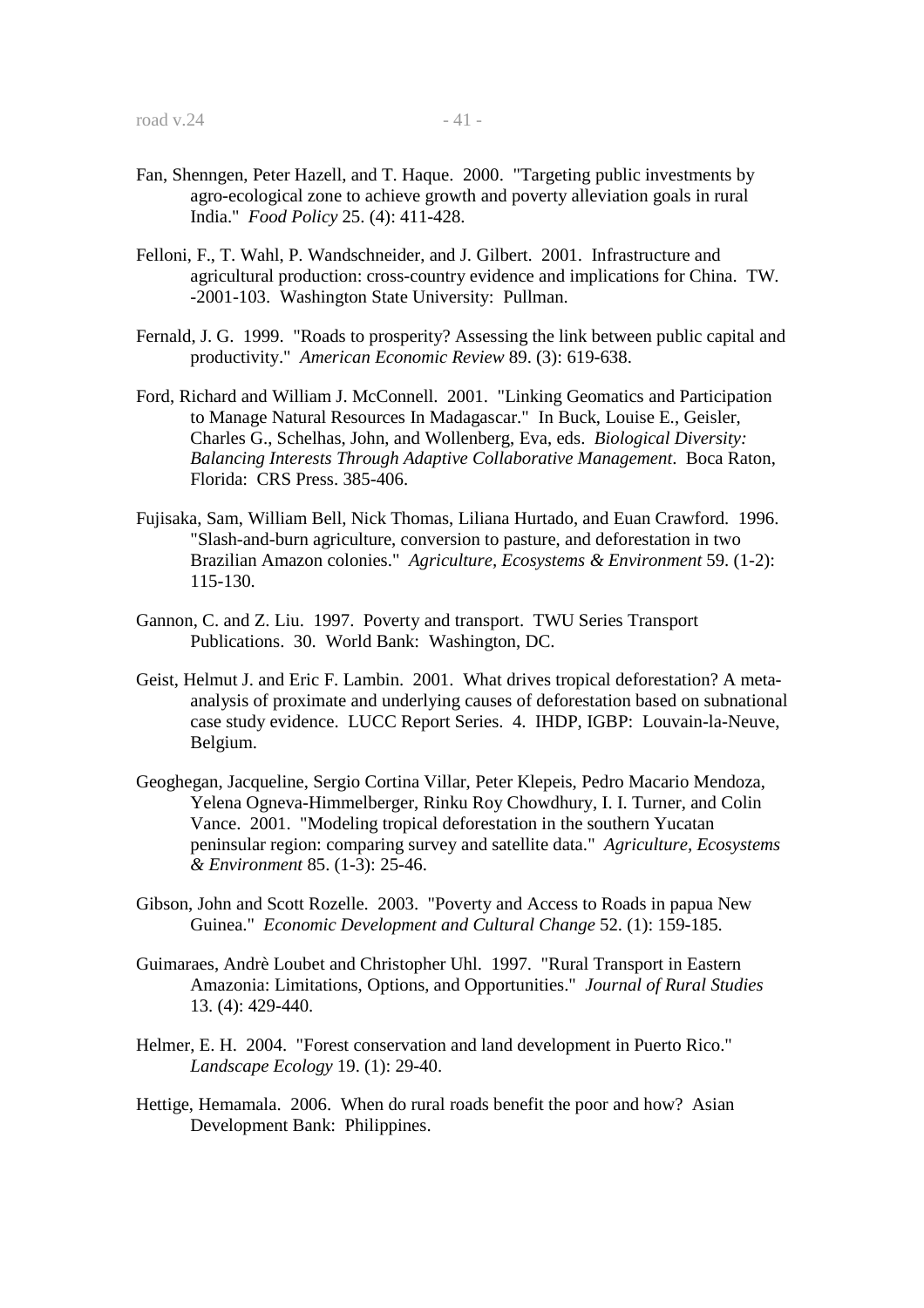Fan, Shenngen, Peter Hazell, and T. Haque. 2000. "Targeting public investments by agro-ecological zone to achieve growth and poverty alleviation goals in rural India." *Food Policy* 25. (4): 411-428.

Felloni, F., T. Wahl, P. Wandschneider, and J. Gilbert. 2001. Infrastructure and agricultural production: cross-country evidence and implications for China. TW. -2001-103. Washington State University: Pullman.

Fernald, J. G. 1999. "Roads to prosperity? Assessing the link between public capital and productivity." *American Economic Review* 89. (3): 619-638.

Ford, Richard and William J. McConnell. 2001. "Linking Geomatics and Participation to Manage Natural Resources In Madagascar." In Buck, Louise E., Geisler, Charles G., Schelhas, John, and Wollenberg, Eva, eds. *Biological Diversity: Balancing Interests Through Adaptive Collaborative Management*. Boca Raton, Florida: CRS Press. 385-406.

Fujisaka, Sam, William Bell, Nick Thomas, Liliana Hurtado, and Euan Crawford. 1996. "Slash-and-burn agriculture, conversion to pasture, and deforestation in two Brazilian Amazon colonies." *Agriculture, Ecosystems & Environment* 59. (1-2): 115-130.

Gannon, C. and Z. Liu. 1997. Poverty and transport. TWU Series Transport Publications. 30. World Bank: Washington, DC.

Geist, Helmut J. and Eric F. Lambin. 2001. What drives tropical deforestation? A meta-analysis of proximate and underlying causes of deforestation based on subnational case study evidence. LUCC Report Series. 4. IHDP, IGBP: Louvain-la-Neuve, Belgium.

Geoghegan, Jacqueline, Sergio Cortina Villar, Peter Klepeis, Pedro Macario Mendoza, Yelena Ogneva-Himmelberger, Rinku Roy Chowdhury, I. I. Turner, and Colin Vance. 2001. "Modeling tropical deforestation in the southern Yucatan peninsular region: comparing survey and satellite data." *Agriculture, Ecosystems & Environment* 85. (1-3): 25-46.

Gibson, John and Scott Rozelle. 2003. "Poverty and Access to Roads in papua New Guinea." *Economic Development and Cultural Change* 52. (1): 159-185.

Guimaraes, Andrè Loubet and Christopher Uhl. 1997. "Rural Transport in Eastern Amazonia: Limitations, Options, and Opportunities." *Journal of Rural Studies* 13. (4): 429-440.

Helmer, E. H. 2004. "Forest conservation and land development in Puerto Rico." *Landscape Ecology* 19. (1): 29-40.

Hettige, Hemamala. 2006. When do rural roads benefit the poor and how? Asian Development Bank: Philippines.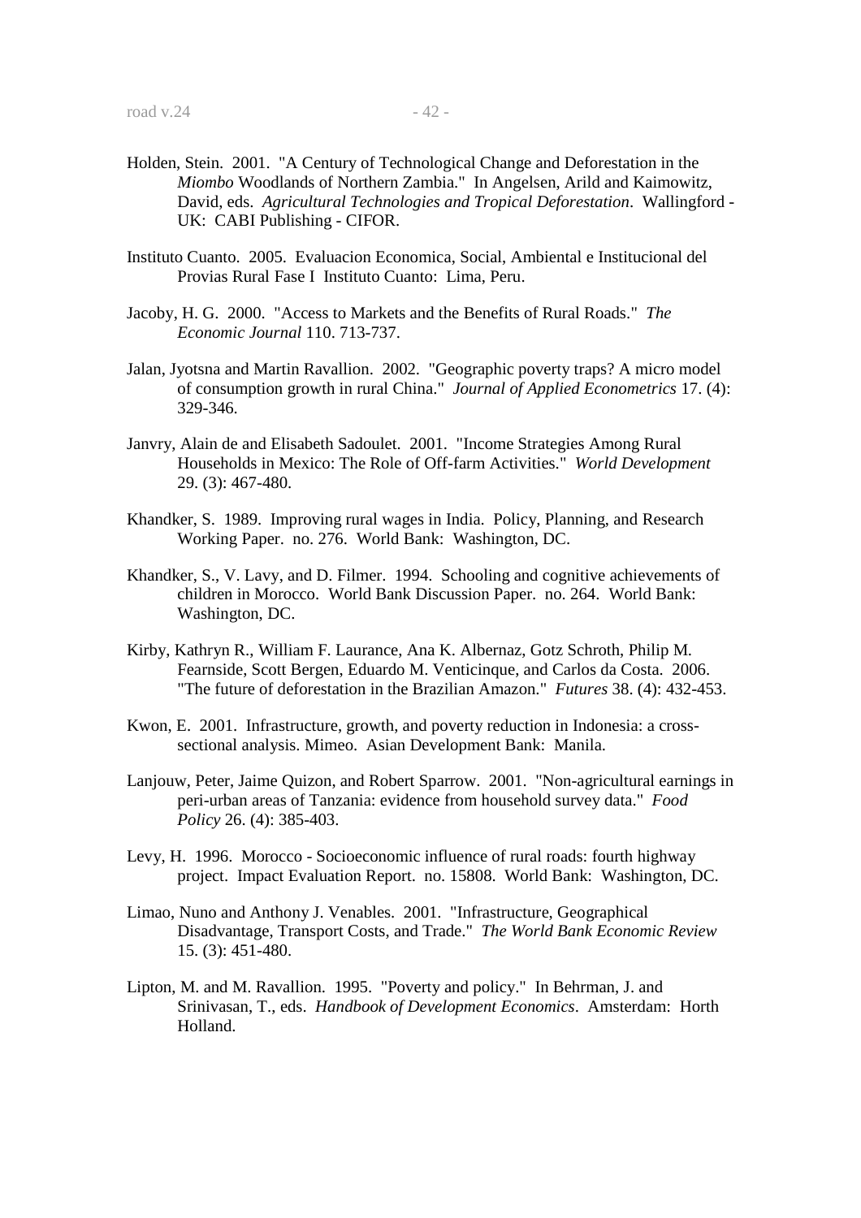Holden, Stein. 2001. "A Century of Technological Change and Deforestation in the *Miombo* Woodlands of Northern Zambia." In Angelsen, Arild and Kaimowitz, David, eds. *Agricultural Technologies and Tropical Deforestation*. Wallingford - UK: CABI Publishing - CIFOR.

Instituto Cuanto. 2005. Evaluacion Economica, Social, Ambiental e Institucional del Provias Rural Fase I Instituto Cuanto: Lima, Peru.

Jacoby, H. G. 2000. "Access to Markets and the Benefits of Rural Roads." *The Economic Journal* 110. 713-737.

Jalan, Jyotsna and Martin Ravallion. 2002. "Geographic poverty traps? A micro model of consumption growth in rural China." *Journal of Applied Econometrics* 17. (4): 329-346.

Janvry, Alain de and Elisabeth Sadoulet. 2001. "Income Strategies Among Rural Households in Mexico: The Role of Off-farm Activities." *World Development* 29. (3): 467-480.

Khandker, S. 1989. Improving rural wages in India. Policy, Planning, and Research Working Paper. no. 276. World Bank: Washington, DC.

Khandker, S., V. Lavy, and D. Filmer. 1994. Schooling and cognitive achievements of children in Morocco. World Bank Discussion Paper. no. 264. World Bank: Washington, DC.

Kirby, Kathryn R., William F. Laurance, Ana K. Albernaz, Gotz Schroth, Philip M. Fearnside, Scott Bergen, Eduardo M. Venticinque, and Carlos da Costa. 2006. "The future of deforestation in the Brazilian Amazon." *Futures* 38. (4): 432-453.

Kwon, E. 2001. Infrastructure, growth, and poverty reduction in Indonesia: a cross-sectional analysis. Mimeo. Asian Development Bank: Manila.

Lanjouw, Peter, Jaime Quizon, and Robert Sparrow. 2001. "Non-agricultural earnings in peri-urban areas of Tanzania: evidence from household survey data." *Food Policy* 26. (4): 385-403.

Levy, H. 1996. Morocco - Socioeconomic influence of rural roads: fourth highway project. Impact Evaluation Report. no. 15808. World Bank: Washington, DC.

Limao, Nuno and Anthony J. Venables. 2001. "Infrastructure, Geographical Disadvantage, Transport Costs, and Trade." *The World Bank Economic Review* 15. (3): 451-480.

Lipton, M. and M. Ravallion. 1995. "Poverty and policy." In Behrman, J. and Srinivasan, T., eds. *Handbook of Development Economics*. Amsterdam: Horth Holland.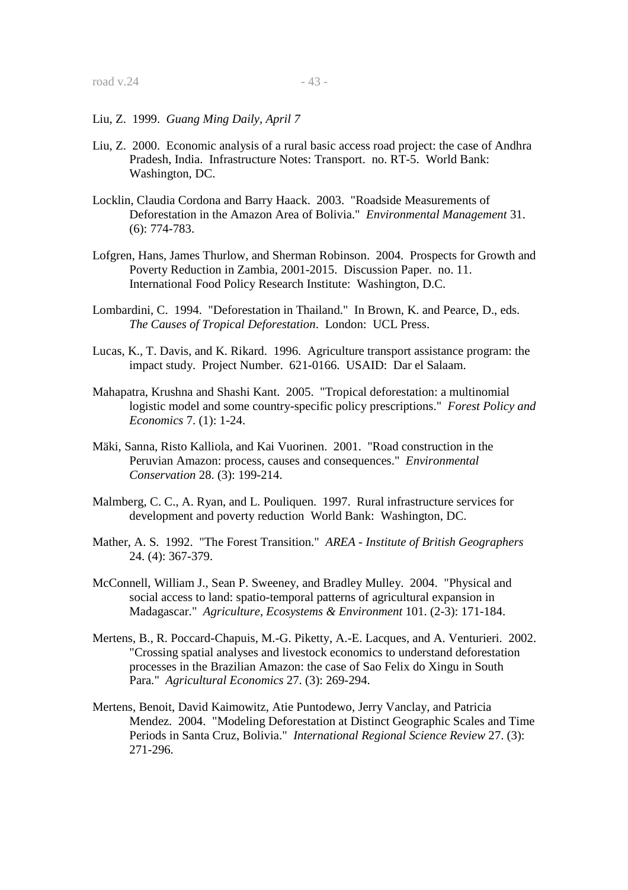Liu, Z. 1999. *Guang Ming Daily, April 7*

Liu, Z. 2000. Economic analysis of a rural basic access road project: the case of Andhra Pradesh, India. Infrastructure Notes: Transport. no. RT-5. World Bank: Washington, DC.

Locklin, Claudia Cordona and Barry Haack. 2003. "Roadside Measurements of Deforestation in the Amazon Area of Bolivia." *Environmental Management* 31. (6): 774-783.

Lofgren, Hans, James Thurlow, and Sherman Robinson. 2004. Prospects for Growth and Poverty Reduction in Zambia, 2001-2015. Discussion Paper. no. 11. International Food Policy Research Institute: Washington, D.C.

Lombardini, C. 1994. "Deforestation in Thailand." In Brown, K. and Pearce, D., eds. *The Causes of Tropical Deforestation*. London: UCL Press.

Lucas, K., T. Davis, and K. Rikard. 1996. Agriculture transport assistance program: the impact study. Project Number. 621-0166. USAID: Dar el Salaam.

Mahapatra, Krushna and Shashi Kant. 2005. "Tropical deforestation: a multinomial logistic model and some country-specific policy prescriptions." *Forest Policy and Economics* 7. (1): 1-24.

Mäki, Sanna, Risto Kalliola, and Kai Vuorinen. 2001. "Road construction in the Peruvian Amazon: process, causes and consequences." *Environmental Conservation* 28. (3): 199-214.

Malmberg, C. C., A. Ryan, and L. Pouliquen. 1997. Rural infrastructure services for development and poverty reduction World Bank: Washington, DC.

Mather, A. S. 1992. "The Forest Transition." *AREA - Institute of British Geographers* 24. (4): 367-379.

McConnell, William J., Sean P. Sweeney, and Bradley Mulley. 2004. "Physical and social access to land: spatio-temporal patterns of agricultural expansion in Madagascar." *Agriculture, Ecosystems & Environment* 101. (2-3): 171-184.

Mertens, B., R. Poccard-Chapuis, M.-G. Piketty, A.-E. Lacques, and A. Venturieri. 2002. "Crossing spatial analyses and livestock economics to understand deforestation processes in the Brazilian Amazon: the case of Sao Felix do Xingu in South Para." *Agricultural Economics* 27. (3): 269-294.

Mertens, Benoit, David Kaimowitz, Atie Puntodewo, Jerry Vanclay, and Patricia Mendez. 2004. "Modeling Deforestation at Distinct Geographic Scales and Time Periods in Santa Cruz, Bolivia." *International Regional Science Review* 27. (3): 271-296.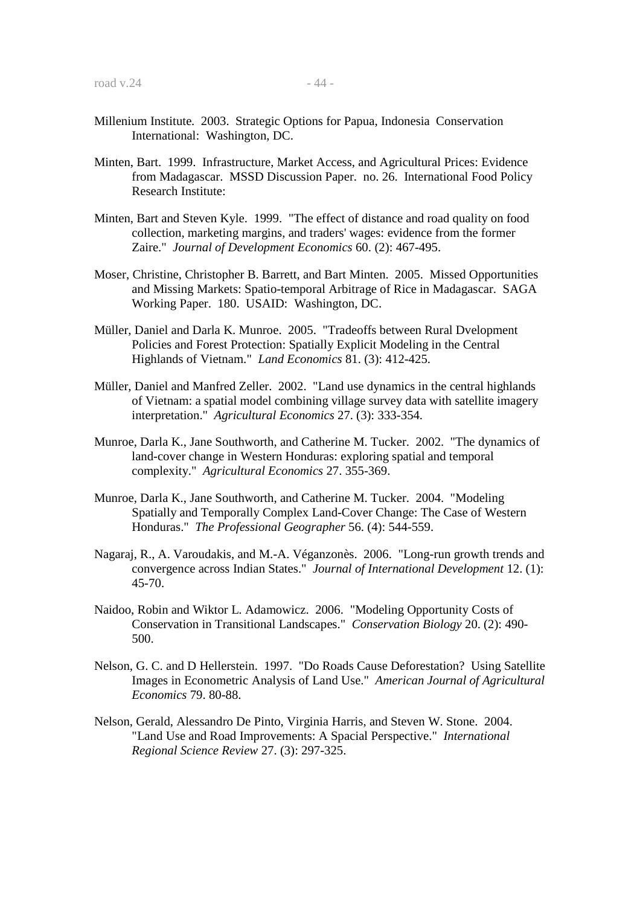Millenium Institute. 2003. Strategic Options for Papua, Indonesia Conservation International: Washington, DC.

Minten, Bart. 1999. Infrastructure, Market Access, and Agricultural Prices: Evidence from Madagascar. MSSD Discussion Paper. no. 26. International Food Policy Research Institute:

Minten, Bart and Steven Kyle. 1999. "The effect of distance and road quality on food collection, marketing margins, and traders' wages: evidence from the former Zaire." *Journal of Development Economics* 60. (2): 467-495.

Moser, Christine, Christopher B. Barrett, and Bart Minten. 2005. Missed Opportunities and Missing Markets: Spatio-temporal Arbitrage of Rice in Madagascar. SAGA Working Paper. 180. USAID: Washington, DC.

Müller, Daniel and Darla K. Munroe. 2005. "Tradeoffs between Rural Dvelopment Policies and Forest Protection: Spatially Explicit Modeling in the Central Highlands of Vietnam." *Land Economics* 81. (3): 412-425.

Müller, Daniel and Manfred Zeller. 2002. "Land use dynamics in the central highlands of Vietnam: a spatial model combining village survey data with satellite imagery interpretation." *Agricultural Economics* 27. (3): 333-354.

Munroe, Darla K., Jane Southworth, and Catherine M. Tucker. 2002. "The dynamics of land-cover change in Western Honduras: exploring spatial and temporal complexity." *Agricultural Economics* 27. 355-369.

Munroe, Darla K., Jane Southworth, and Catherine M. Tucker. 2004. "Modeling Spatially and Temporally Complex Land-Cover Change: The Case of Western Honduras." *The Professional Geographer* 56. (4): 544-559.

Nagaraj, R., A. Varoudakis, and M.-A. Véganzonès. 2006. "Long-run growth trends and convergence across Indian States." *Journal of International Development* 12. (1): 45-70.

Naidoo, Robin and Wiktor L. Adamowicz. 2006. "Modeling Opportunity Costs of Conservation in Transitional Landscapes." *Conservation Biology* 20. (2): 490-500.

Nelson, G. C. and D Hellerstein. 1997. "Do Roads Cause Deforestation? Using Satellite Images in Econometric Analysis of Land Use." *American Journal of Agricultural Economics* 79. 80-88.

Nelson, Gerald, Alessandro De Pinto, Virginia Harris, and Steven W. Stone. 2004. "Land Use and Road Improvements: A Spacial Perspective." *International Regional Science Review* 27. (3): 297-325.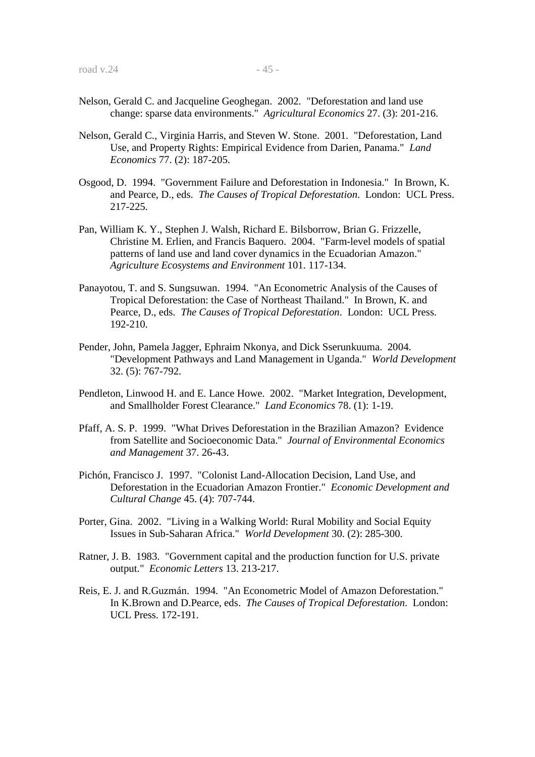Nelson, Gerald C. and Jacqueline Geoghegan. 2002. "Deforestation and land use change: sparse data environments." *Agricultural Economics* 27. (3): 201-216.

Nelson, Gerald C., Virginia Harris, and Steven W. Stone. 2001. "Deforestation, Land Use, and Property Rights: Empirical Evidence from Darien, Panama." *Land Economics* 77. (2): 187-205.

Osgood, D. 1994. "Government Failure and Deforestation in Indonesia." In Brown, K. and Pearce, D., eds. *The Causes of Tropical Deforestation*. London: UCL Press. 217-225.

Pan, William K. Y., Stephen J. Walsh, Richard E. Bilsborrow, Brian G. Frizzelle, Christine M. Erlien, and Francis Baquero. 2004. "Farm-level models of spatial patterns of land use and land cover dynamics in the Ecuadorian Amazon." *Agriculture Ecosystems and Environment* 101. 117-134.

Panayotou, T. and S. Sungsuwan. 1994. "An Econometric Analysis of the Causes of Tropical Deforestation: the Case of Northeast Thailand." In Brown, K. and Pearce, D., eds. *The Causes of Tropical Deforestation*. London: UCL Press. 192-210.

Pender, John, Pamela Jagger, Ephraim Nkonya, and Dick Sserunkuuma. 2004. "Development Pathways and Land Management in Uganda." *World Development* 32. (5): 767-792.

Pendleton, Linwood H. and E. Lance Howe. 2002. "Market Integration, Development, and Smallholder Forest Clearance." *Land Economics* 78. (1): 1-19.

Pfaff, A. S. P. 1999. "What Drives Deforestation in the Brazilian Amazon? Evidence from Satellite and Socioeconomic Data." *Journal of Environmental Economics and Management* 37. 26-43.

Pichón, Francisco J. 1997. "Colonist Land-Allocation Decision, Land Use, and Deforestation in the Ecuadorian Amazon Frontier." *Economic Development and Cultural Change* 45. (4): 707-744.

Porter, Gina. 2002. "Living in a Walking World: Rural Mobility and Social Equity Issues in Sub-Saharan Africa." *World Development* 30. (2): 285-300.

Ratner, J. B. 1983. "Government capital and the production function for U.S. private output." *Economic Letters* 13. 213-217.

Reis, E. J. and R.Guzmán. 1994. "An Econometric Model of Amazon Deforestation." In K.Brown and D.Pearce, eds. *The Causes of Tropical Deforestation*. London: UCL Press. 172-191.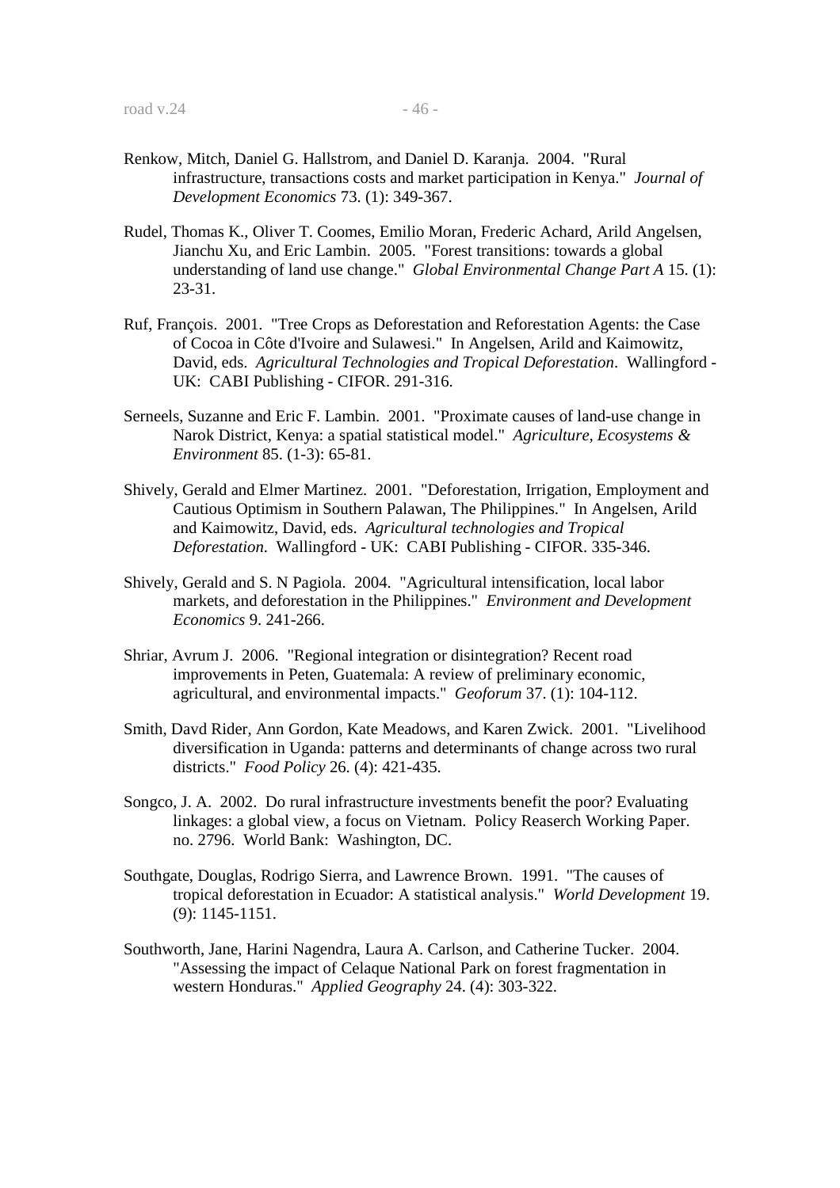Renkow, Mitch, Daniel G. Hallstrom, and Daniel D. Karanja. 2004. "Rural infrastructure, transactions costs and market participation in Kenya." *Journal of Development Economics* 73. (1): 349-367.

Rudel, Thomas K., Oliver T. Coomes, Emilio Moran, Frederic Achard, Arild Angelsen, Jianchu Xu, and Eric Lambin. 2005. "Forest transitions: towards a global understanding of land use change." *Global Environmental Change Part A* 15. (1): 23-31.

Ruf, François. 2001. "Tree Crops as Deforestation and Reforestation Agents: the Case of Cocoa in Côte d'Ivoire and Sulawesi." In Angelsen, Arild and Kaimowitz, David, eds. *Agricultural Technologies and Tropical Deforestation*. Wallingford - UK: CABI Publishing - CIFOR. 291-316.

Serneels, Suzanne and Eric F. Lambin. 2001. "Proximate causes of land-use change in Narok District, Kenya: a spatial statistical model." *Agriculture, Ecosystems & Environment* 85. (1-3): 65-81.

Shively, Gerald and Elmer Martinez. 2001. "Deforestation, Irrigation, Employment and Cautious Optimism in Southern Palawan, The Philippines." In Angelsen, Arild and Kaimowitz, David, eds. *Agricultural technologies and Tropical Deforestation*. Wallingford - UK: CABI Publishing - CIFOR. 335-346.

Shively, Gerald and S. N Pagiola. 2004. "Agricultural intensification, local labor markets, and deforestation in the Philippines." *Environment and Development Economics* 9. 241-266.

Shriar, Avrum J. 2006. "Regional integration or disintegration? Recent road improvements in Peten, Guatemala: A review of preliminary economic, agricultural, and environmental impacts." *Geoforum* 37. (1): 104-112.

Smith, Davd Rider, Ann Gordon, Kate Meadows, and Karen Zwick. 2001. "Livelihood diversification in Uganda: patterns and determinants of change across two rural districts." *Food Policy* 26. (4): 421-435.

Songco, J. A. 2002. Do rural infrastructure investments benefit the poor? Evaluating linkages: a global view, a focus on Vietnam. Policy Reaserch Working Paper. no. 2796. World Bank: Washington, DC.

Southgate, Douglas, Rodrigo Sierra, and Lawrence Brown. 1991. "The causes of tropical deforestation in Ecuador: A statistical analysis." *World Development* 19. (9): 1145-1151.

Southworth, Jane, Harini Nagendra, Laura A. Carlson, and Catherine Tucker. 2004. "Assessing the impact of Celaque National Park on forest fragmentation in western Honduras." *Applied Geography* 24. (4): 303-322.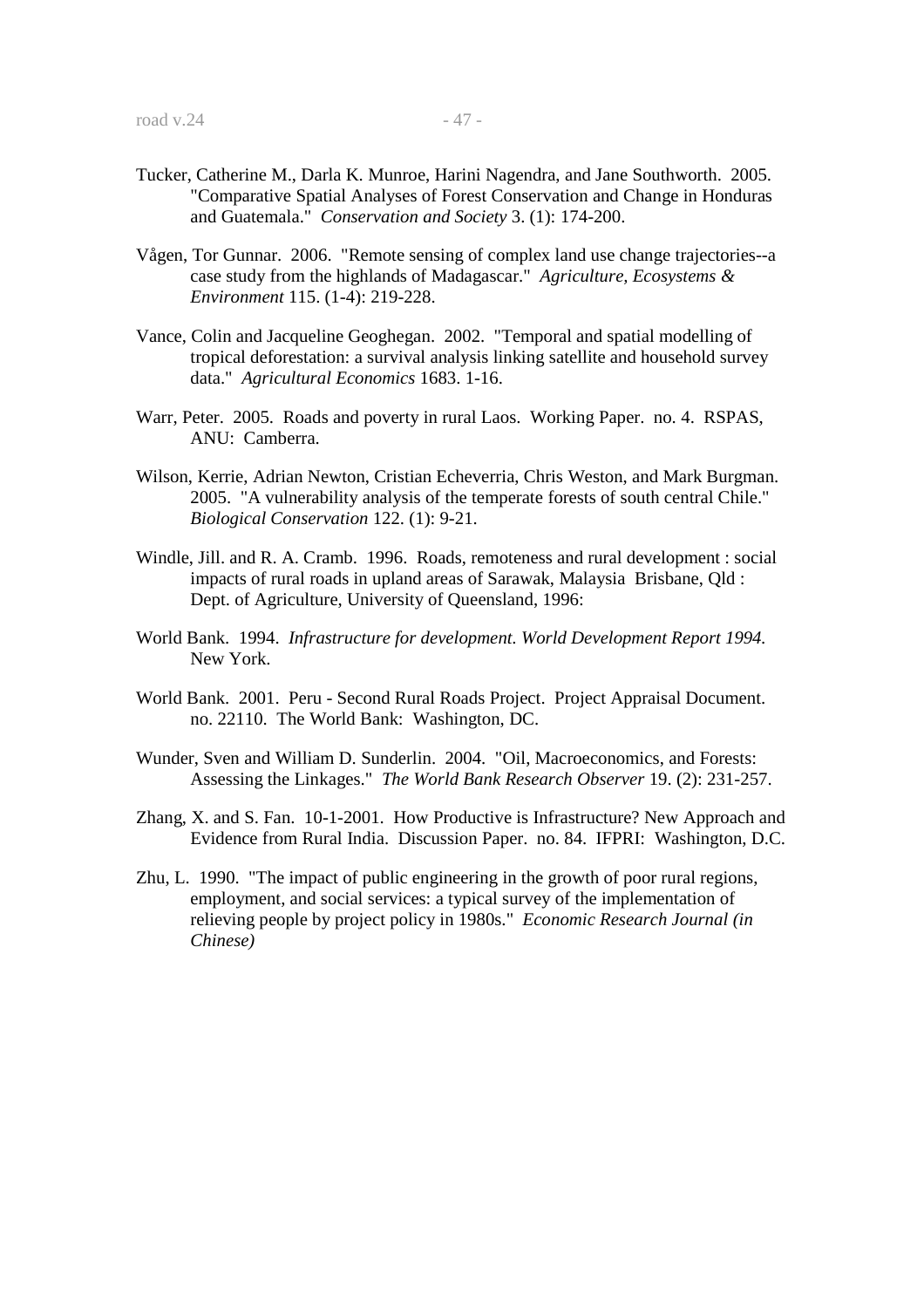Tucker, Catherine M., Darla K. Munroe, Harini Nagendra, and Jane Southworth. 2005. "Comparative Spatial Analyses of Forest Conservation and Change in Honduras and Guatemala." *Conservation and Society* 3. (1): 174-200.

Vågen, Tor Gunnar. 2006. "Remote sensing of complex land use change trajectories--a case study from the highlands of Madagascar." *Agriculture, Ecosystems & Environment* 115. (1-4): 219-228.

Vance, Colin and Jacqueline Geoghegan. 2002. "Temporal and spatial modelling of tropical deforestation: a survival analysis linking satellite and household survey data." *Agricultural Economics* 1683. 1-16.

Warr, Peter. 2005. Roads and poverty in rural Laos. Working Paper. no. 4. RSPAS, ANU: Camberra.

Wilson, Kerrie, Adrian Newton, Cristian Echeverria, Chris Weston, and Mark Burgman. 2005. "A vulnerability analysis of the temperate forests of south central Chile." *Biological Conservation* 122. (1): 9-21.

Windle, Jill. and R. A. Cramb. 1996. Roads, remoteness and rural development : social impacts of rural roads in upland areas of Sarawak, Malaysia Brisbane, Qld : Dept. of Agriculture, University of Queensland, 1996:

World Bank. 1994. *Infrastructure for development. World Development Report 1994.* New York.

World Bank. 2001. Peru - Second Rural Roads Project. Project Appraisal Document. no. 22110. The World Bank: Washington, DC.

Wunder, Sven and William D. Sunderlin. 2004. "Oil, Macroeconomics, and Forests: Assessing the Linkages." *The World Bank Research Observer* 19. (2): 231-257.

Zhang, X. and S. Fan. 10-1-2001. How Productive is Infrastructure? New Approach and Evidence from Rural India. Discussion Paper. no. 84. IFPRI: Washington, D.C.

Zhu, L. 1990. "The impact of public engineering in the growth of poor rural regions, employment, and social services: a typical survey of the implementation of relieving people by project policy in 1980s." *Economic Research Journal (in Chinese)*